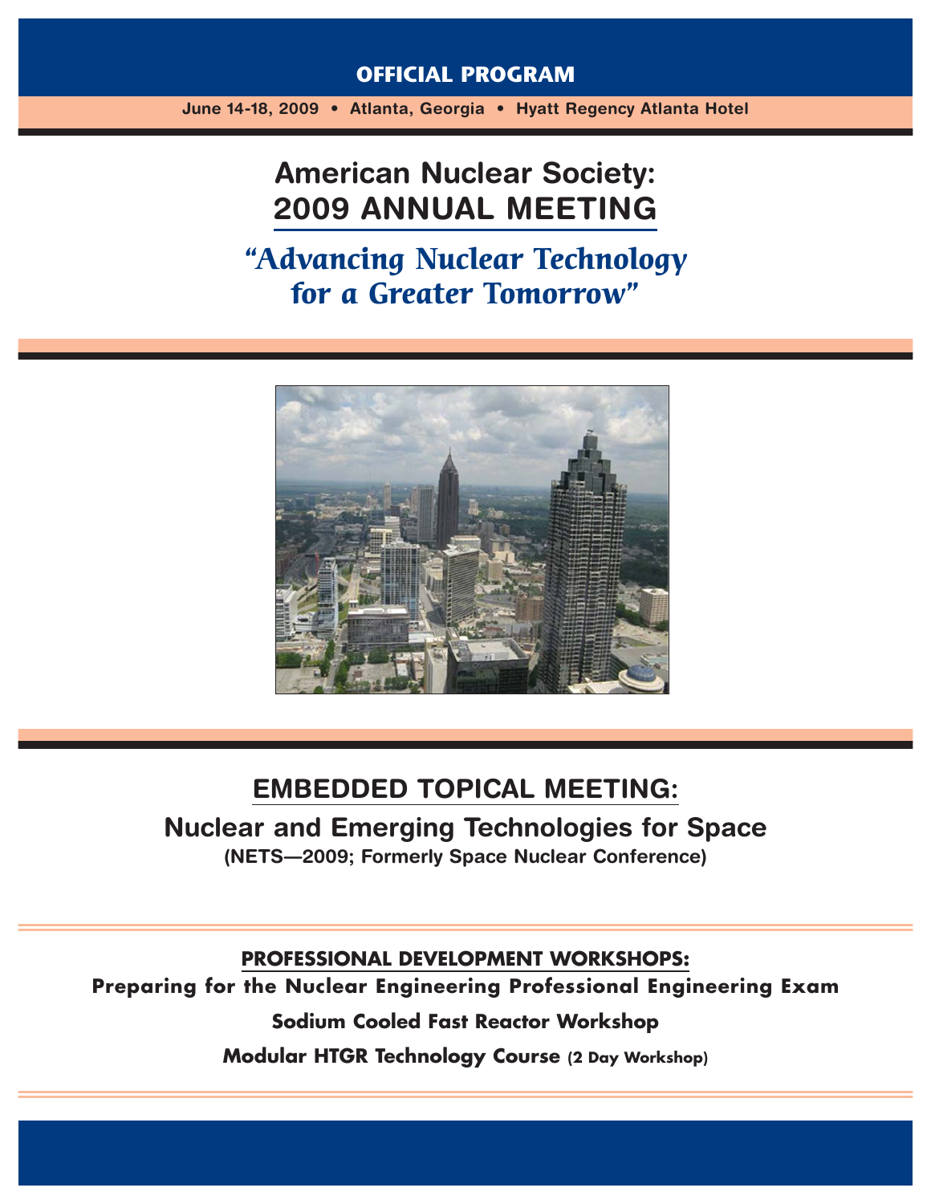**OFFICIAL PROGRAM**

**June 14-18, 2009 • Atlanta, Georgia • Hyatt Regency Atlanta Hotel**

# American Nuclear Society: 2009 ANNUAL MEETING

## *"Advancing Nuclear Technology for a Greater Tomorrow"*

## EMBEDDED TOPICAL MEETING:

### Nuclear and Emerging Technologies for Space

**(NETS—2009; Formerly Space Nuclear Conference)**

## PROFESSIONAL DEVELOPMENT WORKSHOPS:

**Preparing for the Nuclear Engineering Professional Engineering Exam**

**Sodium Cooled Fast Reactor Workshop**

**Modular HTGR Technology Course** (2 Day Workshop)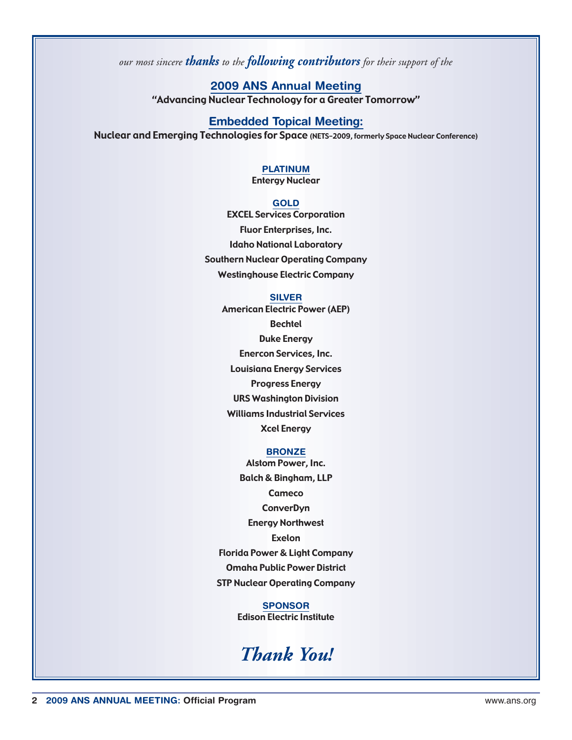*our most sincere **thanks** to the **following contributors** for their support of the*

## 2009 ANS Annual Meeting

**"Advancing Nuclear Technology for a Greater Tomorrow"**

## Embedded Topical Meeting:

**Nuclear and Emerging Technologies for Space** (NETS-2009, formerly Space Nuclear Conference)

### PLATINUM

Entergy Nuclear

### GOLD

EXCEL Services Corporation

Fluor Enterprises, Inc.

Idaho National Laboratory

Southern Nuclear Operating Company

Westinghouse Electric Company

### SILVER

American Electric Power (AEP)

Bechtel

Duke Energy

Enercon Services, Inc.

Louisiana Energy Services

Progress Energy

URS Washington Division

Williams Industrial Services

Xcel Energy

### BRONZE

Alstom Power, Inc.

Balch & Bingham, LLP

Cameco

ConverDyn

Energy Northwest

Exelon

Florida Power & Light Company

Omaha Public Power District

STP Nuclear Operating Company

### SPONSOR

Edison Electric Institute

***Thank You!***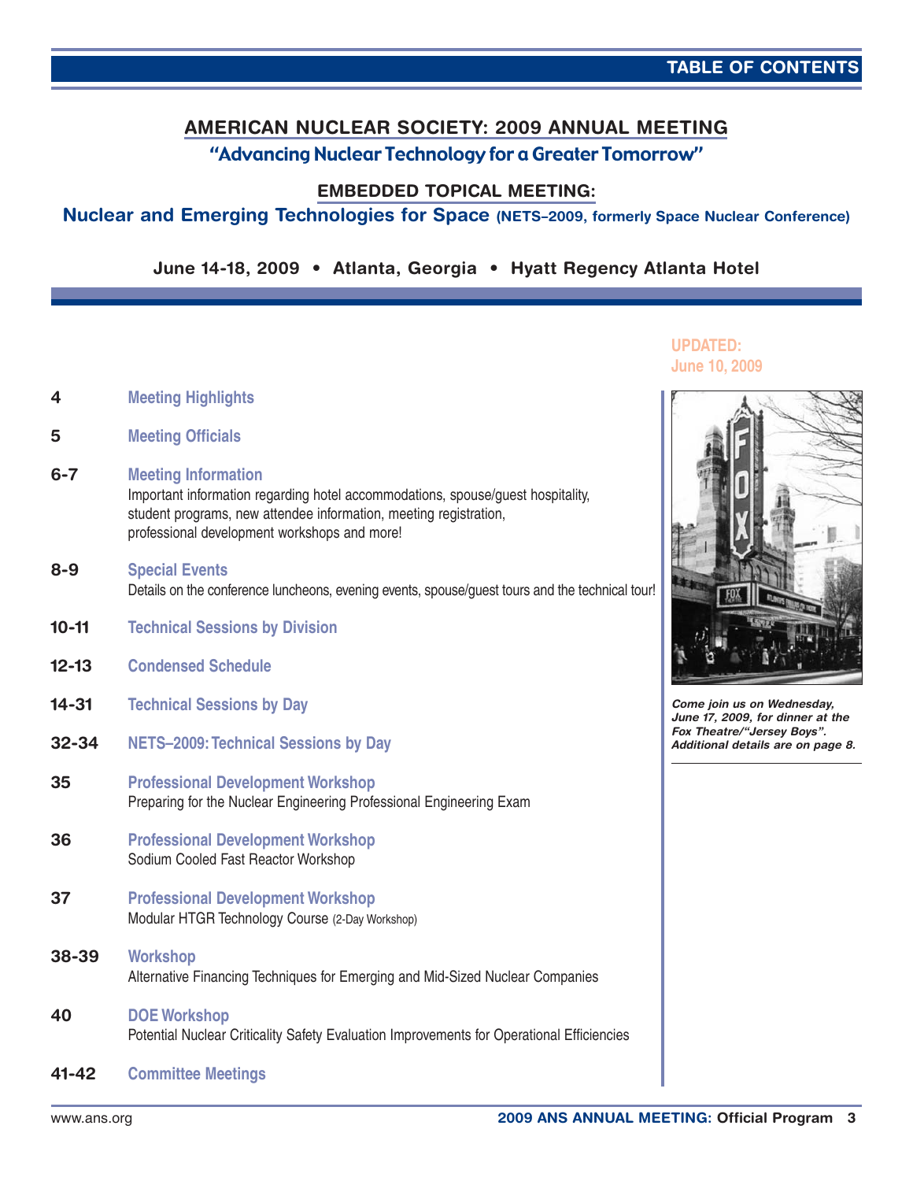# TABLE OF CONTENTS

## AMERICAN NUCLEAR SOCIETY: 2009 ANNUAL MEETING

### "Advancing Nuclear Technology for a Greater Tomorrow"

### EMBEDDED TOPICAL MEETING:

### Nuclear and Emerging Technologies for Space (NETS–2009, formerly Space Nuclear Conference)

**June 14-18, 2009 • Atlanta, Georgia • Hyatt Regency Atlanta Hotel**

**UPDATED: June 10, 2009**

**4** **Meeting Highlights**

**5** **Meeting Officials**

**6-7** **Meeting Information**
Important information regarding hotel accommodations, spouse/guest hospitality, student programs, new attendee information, meeting registration, professional development workshops and more!

**8-9** **Special Events**
Details on the conference luncheons, evening events, spouse/guest tours and the technical tour!

**10-11** **Technical Sessions by Division**

**12-13** **Condensed Schedule**

**14-31** **Technical Sessions by Day**

**32-34** **NETS–2009: Technical Sessions by Day**

**35** **Professional Development Workshop**
Preparing for the Nuclear Engineering Professional Engineering Exam

**36** **Professional Development Workshop**
Sodium Cooled Fast Reactor Workshop

**37** **Professional Development Workshop**
Modular HTGR Technology Course (2-Day Workshop)

**38-39** **Workshop**
Alternative Financing Techniques for Emerging and Mid-Sized Nuclear Companies

**40** **DOE Workshop**
Potential Nuclear Criticality Safety Evaluation Improvements for Operational Efficiencies

**41-42** **Committee Meetings**

***Come join us on Wednesday, June 17, 2009, for dinner at the Fox Theatre/"Jersey Boys". Additional details are on page 8.***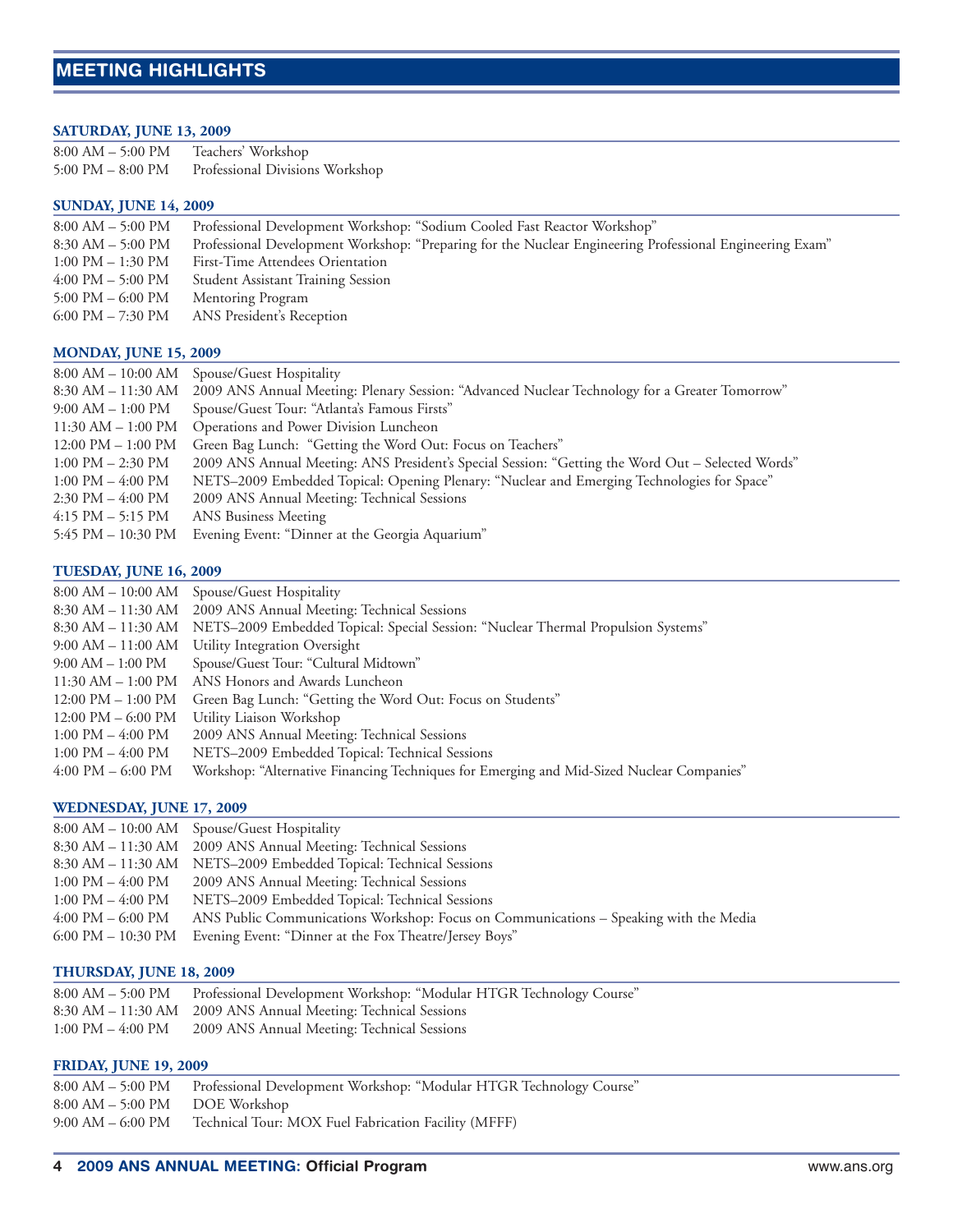# MEETING HIGHLIGHTS

### SATURDAY, JUNE 13, 2009

| | |
|---|---|
| 8:00 AM – 5:00 PM | Teachers' Workshop |
| 5:00 PM – 8:00 PM | Professional Divisions Workshop |

### SUNDAY, JUNE 14, 2009

| | |
|---|---|
| 8:00 AM – 5:00 PM | Professional Development Workshop: "Sodium Cooled Fast Reactor Workshop" |
| 8:30 AM – 5:00 PM | Professional Development Workshop: "Preparing for the Nuclear Engineering Professional Engineering Exam" |
| 1:00 PM – 1:30 PM | First-Time Attendees Orientation |
| 4:00 PM – 5:00 PM | Student Assistant Training Session |
| 5:00 PM – 6:00 PM | Mentoring Program |
| 6:00 PM – 7:30 PM | ANS President's Reception |

### MONDAY, JUNE 15, 2009

| | |
|---|---|
| 8:00 AM – 10:00 AM | Spouse/Guest Hospitality |
| 8:30 AM – 11:30 AM | 2009 ANS Annual Meeting: Plenary Session: "Advanced Nuclear Technology for a Greater Tomorrow" |
| 9:00 AM – 1:00 PM | Spouse/Guest Tour: "Atlanta's Famous Firsts" |
| 11:30 AM – 1:00 PM | Operations and Power Division Luncheon |
| 12:00 PM – 1:00 PM | Green Bag Lunch: "Getting the Word Out: Focus on Teachers" |
| 1:00 PM – 2:30 PM | 2009 ANS Annual Meeting: ANS President's Special Session: "Getting the Word Out – Selected Words" |
| 1:00 PM – 4:00 PM | NETS–2009 Embedded Topical: Opening Plenary: "Nuclear and Emerging Technologies for Space" |
| 2:30 PM – 4:00 PM | 2009 ANS Annual Meeting: Technical Sessions |
| 4:15 PM – 5:15 PM | ANS Business Meeting |
| 5:45 PM – 10:30 PM | Evening Event: "Dinner at the Georgia Aquarium" |

### TUESDAY, JUNE 16, 2009

| | |
|---|---|
| 8:00 AM – 10:00 AM | Spouse/Guest Hospitality |
| 8:30 AM – 11:30 AM | 2009 ANS Annual Meeting: Technical Sessions |
| 8:30 AM – 11:30 AM | NETS–2009 Embedded Topical: Special Session: "Nuclear Thermal Propulsion Systems" |
| 9:00 AM – 11:00 AM | Utility Integration Oversight |
| 9:00 AM – 1:00 PM | Spouse/Guest Tour: "Cultural Midtown" |
| 11:30 AM – 1:00 PM | ANS Honors and Awards Luncheon |
| 12:00 PM – 1:00 PM | Green Bag Lunch: "Getting the Word Out: Focus on Students" |
| 12:00 PM – 6:00 PM | Utility Liaison Workshop |
| 1:00 PM – 4:00 PM | 2009 ANS Annual Meeting: Technical Sessions |
| 1:00 PM – 4:00 PM | NETS–2009 Embedded Topical: Technical Sessions |
| 4:00 PM – 6:00 PM | Workshop: "Alternative Financing Techniques for Emerging and Mid-Sized Nuclear Companies" |

### WEDNESDAY, JUNE 17, 2009

| | |
|---|---|
| 8:00 AM – 10:00 AM | Spouse/Guest Hospitality |
| 8:30 AM – 11:30 AM | 2009 ANS Annual Meeting: Technical Sessions |
| 8:30 AM – 11:30 AM | NETS–2009 Embedded Topical: Technical Sessions |
| 1:00 PM – 4:00 PM | 2009 ANS Annual Meeting: Technical Sessions |
| 1:00 PM – 4:00 PM | NETS–2009 Embedded Topical: Technical Sessions |
| 4:00 PM – 6:00 PM | ANS Public Communications Workshop: Focus on Communications – Speaking with the Media |
| 6:00 PM – 10:30 PM | Evening Event: "Dinner at the Fox Theatre/Jersey Boys" |

### THURSDAY, JUNE 18, 2009

| | |
|---|---|
| 8:00 AM – 5:00 PM | Professional Development Workshop: "Modular HTGR Technology Course" |
| 8:30 AM – 11:30 AM | 2009 ANS Annual Meeting: Technical Sessions |
| 1:00 PM – 4:00 PM | 2009 ANS Annual Meeting: Technical Sessions |

### FRIDAY, JUNE 19, 2009

| | |
|---|---|
| 8:00 AM – 5:00 PM | Professional Development Workshop: "Modular HTGR Technology Course" |
| 8:00 AM – 5:00 PM | DOE Workshop |
| 9:00 AM – 6:00 PM | Technical Tour: MOX Fuel Fabrication Facility (MFFF) |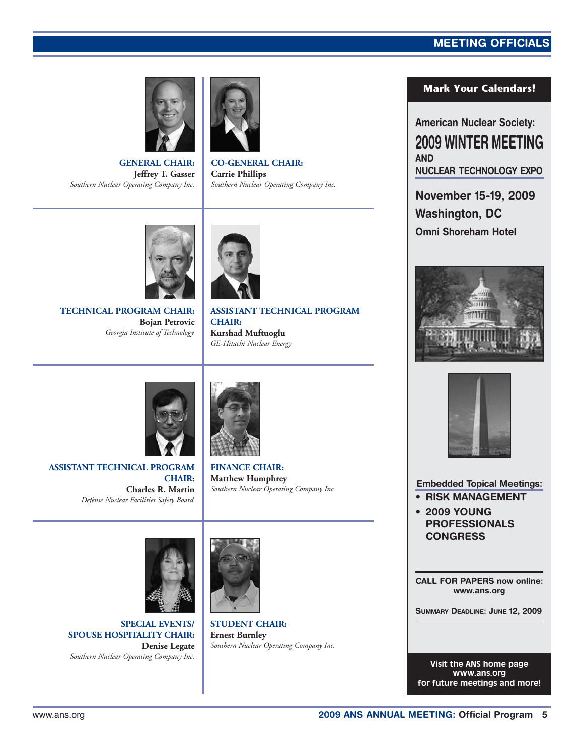# MEETING OFFICIALS

**GENERAL CHAIR:**
**Jeffrey T. Gasser**
*Southern Nuclear Operating Company Inc.*

**CO-GENERAL CHAIR:**
**Carrie Phillips**
*Southern Nuclear Operating Company Inc.*

**TECHNICAL PROGRAM CHAIR:**
**Bojan Petrovic**
*Georgia Institute of Technology*

**ASSISTANT TECHNICAL PROGRAM CHAIR:**
**Kurshad Muftuoglu**
*GE-Hitachi Nuclear Energy*

**ASSISTANT TECHNICAL PROGRAM CHAIR:**
**Charles R. Martin**
*Defense Nuclear Facilities Safety Board*

**FINANCE CHAIR:**
**Matthew Humphrey**
*Southern Nuclear Operating Company Inc.*

**SPECIAL EVENTS/ SPOUSE HOSPITALITY CHAIR:**
**Denise Legate**
*Southern Nuclear Operating Company Inc.*

**STUDENT CHAIR:**
**Ernest Burnley**
*Southern Nuclear Operating Company Inc.*

---

**Mark Your Calendars!**

**American Nuclear Society:**
## 2009 WINTER MEETING
**AND**
**NUCLEAR TECHNOLOGY EXPO**

**November 15-19, 2009**
**Washington, DC**
**Omni Shoreham Hotel**

**Embedded Topical Meetings:**
- **RISK MANAGEMENT**
- **2009 YOUNG PROFESSIONALS CONGRESS**

**CALL FOR PAPERS now online:**
**www.ans.org**

**SUMMARY DEADLINE: JUNE 12, 2009**

**Visit the ANS home page**
**www.ans.org**
**for future meetings and more!**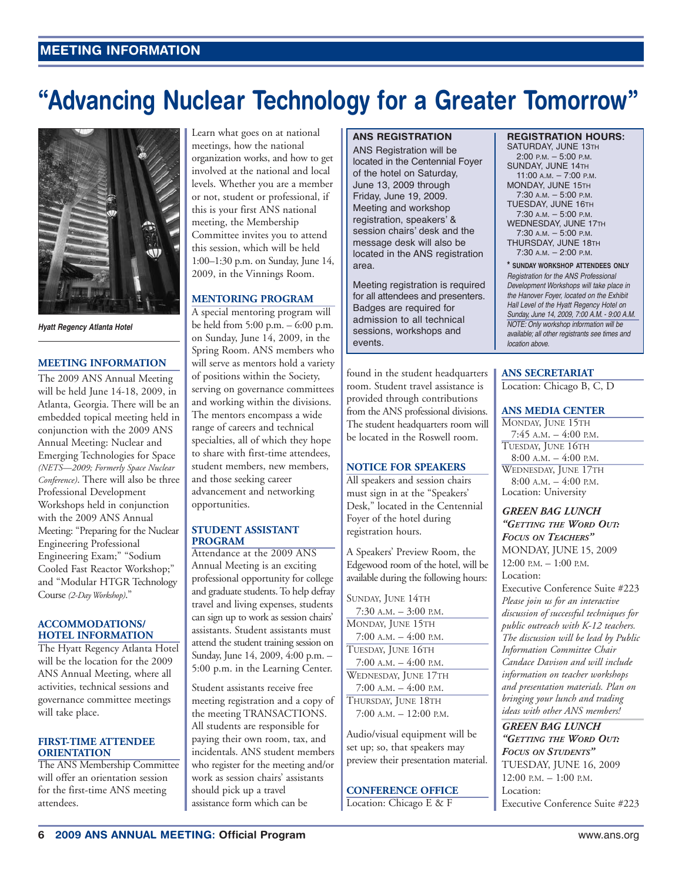# "Advancing Nuclear Technology for a Greater Tomorrow"

*Hyatt Regency Atlanta Hotel*

## MEETING INFORMATION

The 2009 ANS Annual Meeting will be held June 14-18, 2009, in Atlanta, Georgia. There will be an embedded topical meeting held in conjunction with the 2009 ANS Annual Meeting: Nuclear and Emerging Technologies for Space *(NETS—2009; Formerly Space Nuclear Conference)*. There will also be three Professional Development Workshops held in conjunction with the 2009 ANS Annual Meeting: "Preparing for the Nuclear Engineering Professional Engineering Exam;" "Sodium Cooled Fast Reactor Workshop;" and "Modular HTGR Technology Course *(2-Day Workshop)*."

## ACCOMMODATIONS/ HOTEL INFORMATION

The Hyatt Regency Atlanta Hotel will be the location for the 2009 ANS Annual Meeting, where all activities, technical sessions and governance committee meetings will take place.

## FIRST-TIME ATTENDEE ORIENTATION

The ANS Membership Committee will offer an orientation session for the first-time ANS meeting attendees. Learn what goes on at national meetings, how the national organization works, and how to get involved at the national and local levels. Whether you are a member or not, student or professional, if this is your first ANS national meeting, the Membership Committee invites you to attend this session, which will be held 1:00–1:30 p.m. on Sunday, June 14, 2009, in the Vinnings Room.

## MENTORING PROGRAM

A special mentoring program will be held from 5:00 p.m. – 6:00 p.m. on Sunday, June 14, 2009, in the Spring Room. ANS members who will serve as mentors hold a variety of positions within the Society, serving on governance committees and working within the divisions. The mentors encompass a wide range of careers and technical specialties, all of which they hope to share with first-time attendees, student members, new members, and those seeking career advancement and networking opportunities.

## STUDENT ASSISTANT PROGRAM

Attendance at the 2009 ANS Annual Meeting is an exciting professional opportunity for college and graduate students. To help defray travel and living expenses, students can sign up to work as session chairs' assistants. Student assistants must attend the student training session on Sunday, June 14, 2009, 4:00 p.m. – 5:00 p.m. in the Learning Center.

Student assistants receive free meeting registration and a copy of the meeting TRANSACTIONS. All students are responsible for paying their own room, tax, and incidentals. ANS student members who register for the meeting and/or work as session chairs' assistants should pick up a travel assistance form which can be found in the student headquarters room. Student travel assistance is provided through contributions from the ANS professional divisions. The student headquarters room will be located in the Roswell room.

## ANS REGISTRATION

ANS Registration will be located in the Centennial Foyer of the hotel on Saturday, June 13, 2009 through Friday, June 19, 2009. Meeting and workshop registration, speakers' & session chairs' desk and the message desk will also be located in the ANS registration area.

Meeting registration is required for all attendees and presenters. Badges are required for admission to all technical sessions, workshops and events.

**REGISTRATION HOURS:**

SATURDAY, JUNE 13TH
2:00 P.M. – 5:00 P.M.
SUNDAY, JUNE 14TH
11:00 A.M. – 7:00 P.M.
MONDAY, JUNE 15TH
7:30 A.M. – 5:00 P.M.
TUESDAY, JUNE 16TH
7:30 A.M. – 5:00 P.M.
WEDNESDAY, JUNE 17TH
7:30 A.M. – 5:00 P.M.
THURSDAY, JUNE 18TH
7:30 A.M. – 2:00 P.M.

**\* SUNDAY WORKSHOP ATTENDEES ONLY**
*Registration for the ANS Professional Development Workshops will take place in the Hanover Foyer, located on the Exhibit Hall Level of the Hyatt Regency Hotel on Sunday, June 14, 2009, 7:00 A.M. - 9:00 A.M. NOTE: Only workshop information will be available; all other registrants see times and location above.*

## NOTICE FOR SPEAKERS

All speakers and session chairs must sign in at the "Speakers' Desk," located in the Centennial Foyer of the hotel during registration hours.

A Speakers' Preview Room, the Edgewood room of the hotel, will be available during the following hours:

SUNDAY, JUNE 14TH
7:30 A.M. – 3:00 P.M.
MONDAY, JUNE 15TH
7:00 A.M. – 4:00 P.M.
TUESDAY, JUNE 16TH
7:00 A.M. – 4:00 P.M.
WEDNESDAY, JUNE 17TH
7:00 A.M. – 4:00 P.M.
THURSDAY, JUNE 18TH
7:00 A.M. – 12:00 P.M.

Audio/visual equipment will be set up; so, that speakers may preview their presentation material.

## CONFERENCE OFFICE

Location: Chicago E & F

## ANS SECRETARIAT

Location: Chicago B, C, D

## ANS MEDIA CENTER

MONDAY, JUNE 15TH
7:45 A.M. – 4:00 P.M.
TUESDAY, JUNE 16TH
8:00 A.M. – 4:00 P.M.
WEDNESDAY, JUNE 17TH
8:00 A.M. – 4:00 P.M.
Location: University

### *GREEN BAG LUNCH "GETTING THE WORD OUT: FOCUS ON TEACHERS"*

MONDAY, JUNE 15, 2009
12:00 P.M. – 1:00 P.M.
Location:
Executive Conference Suite #223

*Please join us for an interactive discussion of successful techniques for public outreach with K-12 teachers. The discussion will be lead by Public Information Committee Chair Candace Davison and will include information on teacher workshops and presentation materials. Plan on bringing your lunch and trading ideas with other ANS members!*

### *GREEN BAG LUNCH "GETTING THE WORD OUT: FOCUS ON STUDENTS"*

TUESDAY, JUNE 16, 2009
12:00 P.M. – 1:00 P.M.
Location:
Executive Conference Suite #223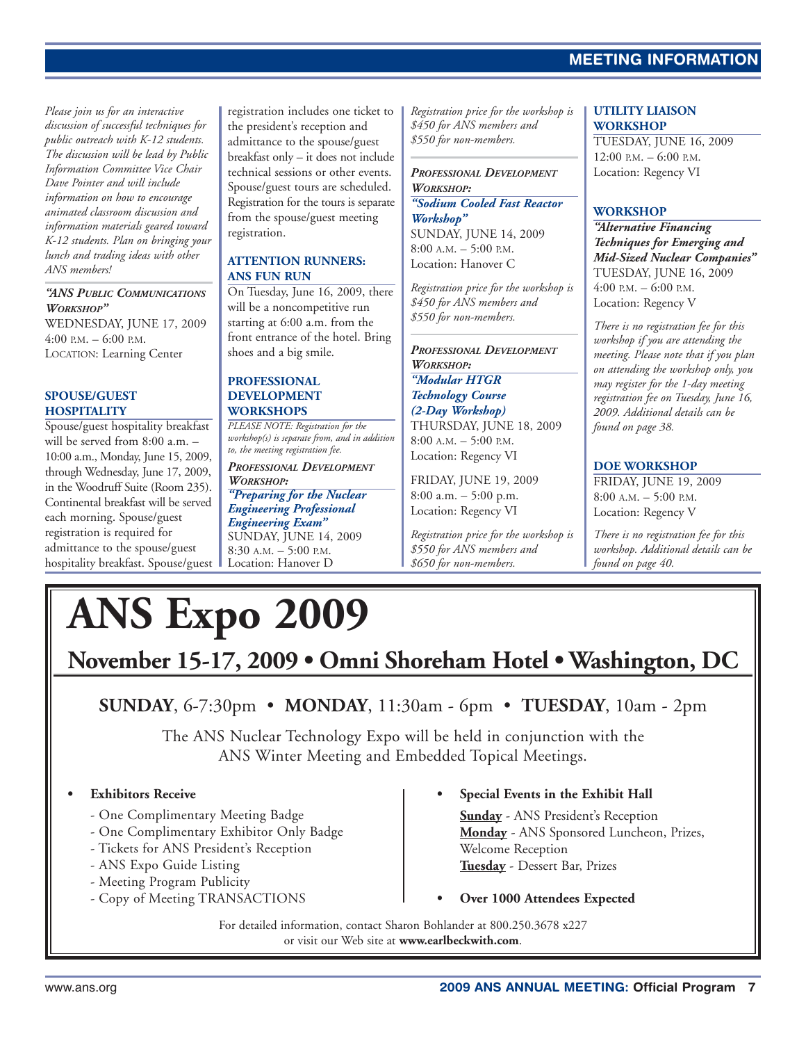*Please join us for an interactive discussion of successful techniques for public outreach with K-12 students. The discussion will be lead by Public Information Committee Vice Chair Dave Pointer and will include information on how to encourage animated classroom discussion and information materials geared toward K-12 students. Plan on bringing your lunch and trading ideas with other ANS members!*

***"ANS Public Communications Workshop"***
WEDNESDAY, JUNE 17, 2009
4:00 P.M. – 6:00 P.M.
LOCATION: Learning Center

### SPOUSE/GUEST HOSPITALITY

Spouse/guest hospitality breakfast will be served from 8:00 a.m. – 10:00 a.m., Monday, June 15, 2009, through Wednesday, June 17, 2009, in the Woodruff Suite (Room 235). Continental breakfast will be served each morning. Spouse/guest registration is required for admittance to the spouse/guest hospitality breakfast. Spouse/guest registration includes one ticket to the president's reception and admittance to the spouse/guest breakfast only – it does not include technical sessions or other events. Spouse/guest tours are scheduled. Registration for the tours is separate from the spouse/guest meeting registration.

### ATTENTION RUNNERS: ANS FUN RUN

On Tuesday, June 16, 2009, there will be a noncompetitive run starting at 6:00 a.m. from the front entrance of the hotel. Bring shoes and a big smile.

### PROFESSIONAL DEVELOPMENT WORKSHOPS

*PLEASE NOTE: Registration for the workshop(s) is separate from, and in addition to, the meeting registration fee.*

***Professional Development Workshop:***
***"Preparing for the Nuclear Engineering Professional Engineering Exam"***
SUNDAY, JUNE 14, 2009
8:30 A.M. – 5:00 P.M.
Location: Hanover D

*Registration price for the workshop is $450 for ANS members and $550 for non-members.*

***Professional Development Workshop:***
***"Sodium Cooled Fast Reactor Workshop"***
SUNDAY, JUNE 14, 2009
8:00 A.M. – 5:00 P.M.
Location: Hanover C

*Registration price for the workshop is $450 for ANS members and $550 for non-members.*

***Professional Development Workshop:***
***"Modular HTGR Technology Course (2-Day Workshop)***
THURSDAY, JUNE 18, 2009
8:00 A.M. – 5:00 P.M.
Location: Regency VI

FRIDAY, JUNE 19, 2009
8:00 a.m. – 5:00 p.m.
Location: Regency VI

*Registration price for the workshop is $550 for ANS members and $650 for non-members.*

### UTILITY LIAISON WORKSHOP

TUESDAY, JUNE 16, 2009
12:00 P.M. – 6:00 P.M.
Location: Regency VI

### WORKSHOP

***"Alternative Financing Techniques for Emerging and Mid-Sized Nuclear Companies"***
TUESDAY, JUNE 16, 2009
4:00 P.M. – 6:00 P.M.
Location: Regency V

*There is no registration fee for this workshop if you are attending the meeting. Please note that if you plan on attending the workshop only, you may register for the 1-day meeting registration fee on Tuesday, June 16, 2009. Additional details can be found on page 38.*

### DOE WORKSHOP

FRIDAY, JUNE 19, 2009
8:00 A.M. – 5:00 P.M.
Location: Regency V

*There is no registration fee for this workshop. Additional details can be found on page 40.*

# ANS Expo 2009

## November 15-17, 2009 • Omni Shoreham Hotel • Washington, DC

**SUNDAY**, 6-7:30pm • **MONDAY**, 11:30am - 6pm • **TUESDAY**, 10am - 2pm

The ANS Nuclear Technology Expo will be held in conjunction with the ANS Winter Meeting and Embedded Topical Meetings.

- **Exhibitors Receive**
  - One Complimentary Meeting Badge
  - One Complimentary Exhibitor Only Badge
  - Tickets for ANS President's Reception
  - ANS Expo Guide Listing
  - Meeting Program Publicity
  - Copy of Meeting TRANSACTIONS

- **Special Events in the Exhibit Hall**
  - **Sunday** - ANS President's Reception
  - **Monday** - ANS Sponsored Luncheon, Prizes, Welcome Reception
  - **Tuesday** - Dessert Bar, Prizes

- **Over 1000 Attendees Expected**

For detailed information, contact Sharon Bohlander at 800.250.3678 x227 or visit our Web site at **www.earlbeckwith.com**.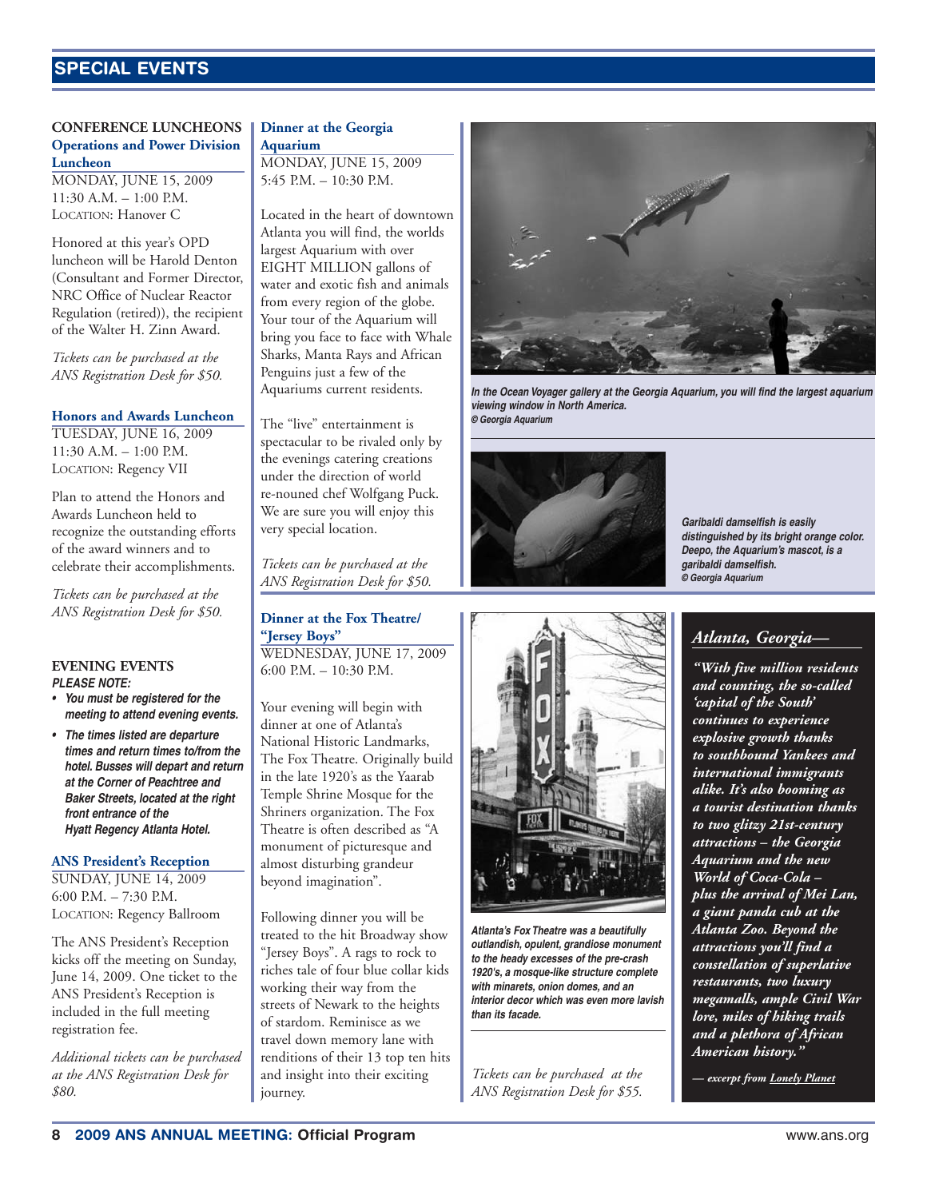# SPECIAL EVENTS

## CONFERENCE LUNCHEONS

### Operations and Power Division Luncheon

MONDAY, JUNE 15, 2009
11:30 A.M. – 1:00 P.M.
LOCATION: Hanover C

Honored at this year's OPD luncheon will be Harold Denton (Consultant and Former Director, NRC Office of Nuclear Reactor Regulation (retired)), the recipient of the Walter H. Zinn Award.

*Tickets can be purchased at the ANS Registration Desk for $50.*

### Honors and Awards Luncheon

TUESDAY, JUNE 16, 2009
11:30 A.M. – 1:00 P.M.
LOCATION: Regency VII

Plan to attend the Honors and Awards Luncheon held to recognize the outstanding efforts of the award winners and to celebrate their accomplishments.

*Tickets can be purchased at the ANS Registration Desk for $50.*

## EVENING EVENTS

***PLEASE NOTE:***

- ***You must be registered for the meeting to attend evening events.***
- ***The times listed are departure times and return times to/from the hotel. Busses will depart and return at the Corner of Peachtree and Baker Streets, located at the right front entrance of the Hyatt Regency Atlanta Hotel.***

### ANS President's Reception

SUNDAY, JUNE 14, 2009
6:00 P.M. – 7:30 P.M.
LOCATION: Regency Ballroom

The ANS President's Reception kicks off the meeting on Sunday, June 14, 2009. One ticket to the ANS President's Reception is included in the full meeting registration fee.

*Additional tickets can be purchased at the ANS Registration Desk for $80.*

### Dinner at the Georgia Aquarium

MONDAY, JUNE 15, 2009
5:45 P.M. – 10:30 P.M.

Located in the heart of downtown Atlanta you will find, the worlds largest Aquarium with over EIGHT MILLION gallons of water and exotic fish and animals from every region of the globe. Your tour of the Aquarium will bring you face to face with Whale Sharks, Manta Rays and African Penguins just a few of the Aquariums current residents.

The "live" entertainment is spectacular to be rivaled only by the evenings catering creations under the direction of world re-nouned chef Wolfgang Puck. We are sure you will enjoy this very special location.

*Tickets can be purchased at the ANS Registration Desk for $50.*

*In the Ocean Voyager gallery at the Georgia Aquarium, you will find the largest aquarium viewing window in North America. © Georgia Aquarium*

*Garibaldi damselfish is easily distinguished by its bright orange color. Deepo, the Aquarium's mascot, is a garibaldi damselfish. © Georgia Aquarium*

### Dinner at the Fox Theatre/ "Jersey Boys"

WEDNESDAY, JUNE 17, 2009
6:00 P.M. – 10:30 P.M.

Your evening will begin with dinner at one of Atlanta's National Historic Landmarks, The Fox Theatre. Originally build in the late 1920's as the Yaarab Temple Shrine Mosque for the Shriners organization. The Fox Theatre is often described as "A monument of picturesque and almost disturbing grandeur beyond imagination".

Following dinner you will be treated to the hit Broadway show "Jersey Boys". A rags to rock to riches tale of four blue collar kids working their way from the streets of Newark to the heights of stardom. Reminisce as we travel down memory lane with renditions of their 13 top ten hits and insight into their exciting journey.

*Atlanta's Fox Theatre was a beautifully outlandish, opulent, grandiose monument to the heady excesses of the pre-crash 1920's, a mosque-like structure complete with minarets, onion domes, and an interior decor which was even more lavish than its facade.*

*Tickets can be purchased at the ANS Registration Desk for $55.*

### *Atlanta, Georgia—*

***"With five million residents and counting, the so-called 'capital of the South' continues to experience explosive growth thanks to southbound Yankees and international immigrants alike. It's also booming as a tourist destination thanks to two glitzy 21st-century attractions – the Georgia Aquarium and the new World of Coca-Cola – plus the arrival of Mei Lan, a giant panda cub at the Atlanta Zoo. Beyond the attractions you'll find a constellation of superlative restaurants, two luxury megamalls, ample Civil War lore, miles of hiking trails and a plethora of African American history."***

*— excerpt from Lonely Planet*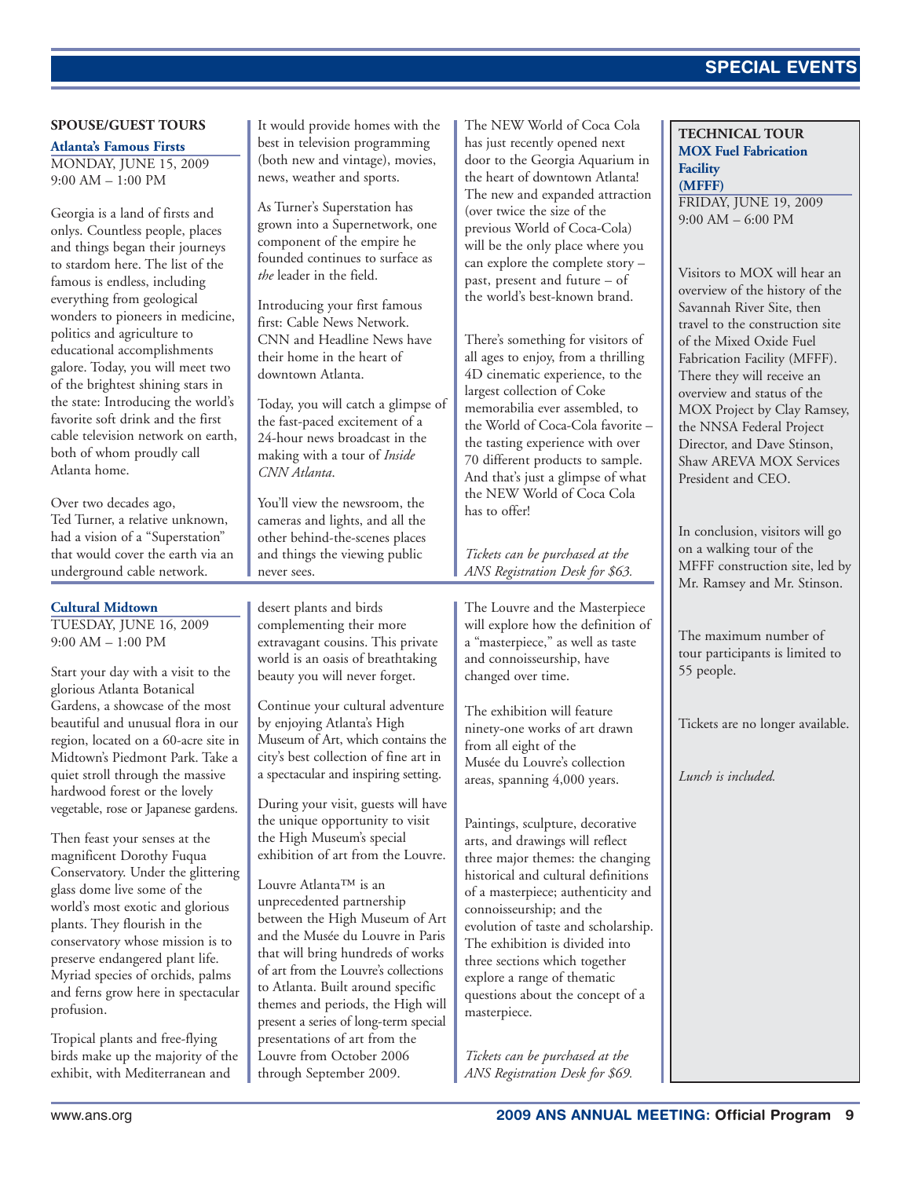# SPECIAL EVENTS

## SPOUSE/GUEST TOURS

### Atlanta's Famous Firsts

MONDAY, JUNE 15, 2009
9:00 AM – 1:00 PM

Georgia is a land of firsts and onlys. Countless people, places and things began their journeys to stardom here. The list of the famous is endless, including everything from geological wonders to pioneers in medicine, politics and agriculture to educational accomplishments galore. Today, you will meet two of the brightest shining stars in the state: Introducing the world's favorite soft drink and the first cable television network on earth, both of whom proudly call Atlanta home.

Over two decades ago, Ted Turner, a relative unknown, had a vision of a "Superstation" that would cover the earth via an underground cable network. It would provide homes with the best in television programming (both new and vintage), movies, news, weather and sports.

As Turner's Superstation has grown into a Supernetwork, one component of the empire he founded continues to surface as *the* leader in the field.

Introducing your first famous first: Cable News Network. CNN and Headline News have their home in the heart of downtown Atlanta.

Today, you will catch a glimpse of the fast-paced excitement of a 24-hour news broadcast in the making with a tour of *Inside CNN Atlanta*.

You'll view the newsroom, the cameras and lights, and all the other behind-the-scenes places and things the viewing public never sees.

The NEW World of Coca Cola has just recently opened next door to the Georgia Aquarium in the heart of downtown Atlanta! The new and expanded attraction (over twice the size of the previous World of Coca-Cola) will be the only place where you can explore the complete story – past, present and future – of the world's best-known brand.

There's something for visitors of all ages to enjoy, from a thrilling 4D cinematic experience, to the largest collection of Coke memorabilia ever assembled, to the World of Coca-Cola favorite – the tasting experience with over 70 different products to sample. And that's just a glimpse of what the NEW World of Coca Cola has to offer!

*Tickets can be purchased at the ANS Registration Desk for $63.*

### Cultural Midtown

TUESDAY, JUNE 16, 2009
9:00 AM – 1:00 PM

Start your day with a visit to the glorious Atlanta Botanical Gardens, a showcase of the most beautiful and unusual flora in our region, located on a 60-acre site in Midtown's Piedmont Park. Take a quiet stroll through the massive hardwood forest or the lovely vegetable, rose or Japanese gardens.

Then feast your senses at the magnificent Dorothy Fuqua Conservatory. Under the glittering glass dome live some of the most exotic and glorious plants. They flourish in the conservatory whose mission is to preserve endangered plant life. Myriad species of orchids, palms and ferns grow here in spectacular profusion.

Tropical plants and free-flying birds make up the majority of the exhibit, with Mediterranean and desert plants and birds complementing their more extravagant cousins. This private world is an oasis of breathtaking beauty you will never forget.

Continue your cultural adventure by enjoying Atlanta's High Museum of Art, which contains the city's best collection of fine art in a spectacular and inspiring setting.

During your visit, guests will have the unique opportunity to visit the High Museum's special exhibition of art from the Louvre.

Louvre Atlanta™ is an unprecedented partnership between the High Museum of Art and the Musée du Louvre in Paris that will bring hundreds of works of art from the Louvre's collections to Atlanta. Built around specific themes and periods, the High will present a series of long-term special presentations of art from the Louvre from October 2006 through September 2009.

The Louvre and the Masterpiece will explore how the definition of a "masterpiece," as well as taste and connoisseurship, have changed over time.

The exhibition will feature ninety-one works of art drawn from all eight of the Musée du Louvre's collection areas, spanning 4,000 years.

Paintings, sculpture, decorative arts, and drawings will reflect three major themes: the changing historical and cultural definitions of a masterpiece; authenticity and connoisseurship; and the evolution of taste and scholarship. The exhibition is divided into three sections which together explore a range of thematic questions about the concept of a masterpiece.

*Tickets can be purchased at the ANS Registration Desk for $69.*

## TECHNICAL TOUR

### MOX Fuel Fabrication Facility (MFFF)

FRIDAY, JUNE 19, 2009
9:00 AM – 6:00 PM

Visitors to MOX will hear an overview of the history of the Savannah River Site, then travel to the construction site of the Mixed Oxide Fuel Fabrication Facility (MFFF). There they will receive an overview and status of the MOX Project by Clay Ramsey, the NNSA Federal Project Director, and Dave Stinson, Shaw AREVA MOX Services President and CEO.

In conclusion, visitors will go on a walking tour of the MFFF construction site, led by Mr. Ramsey and Mr. Stinson.

The maximum number of tour participants is limited to 55 people.

Tickets are no longer available.

*Lunch is included.*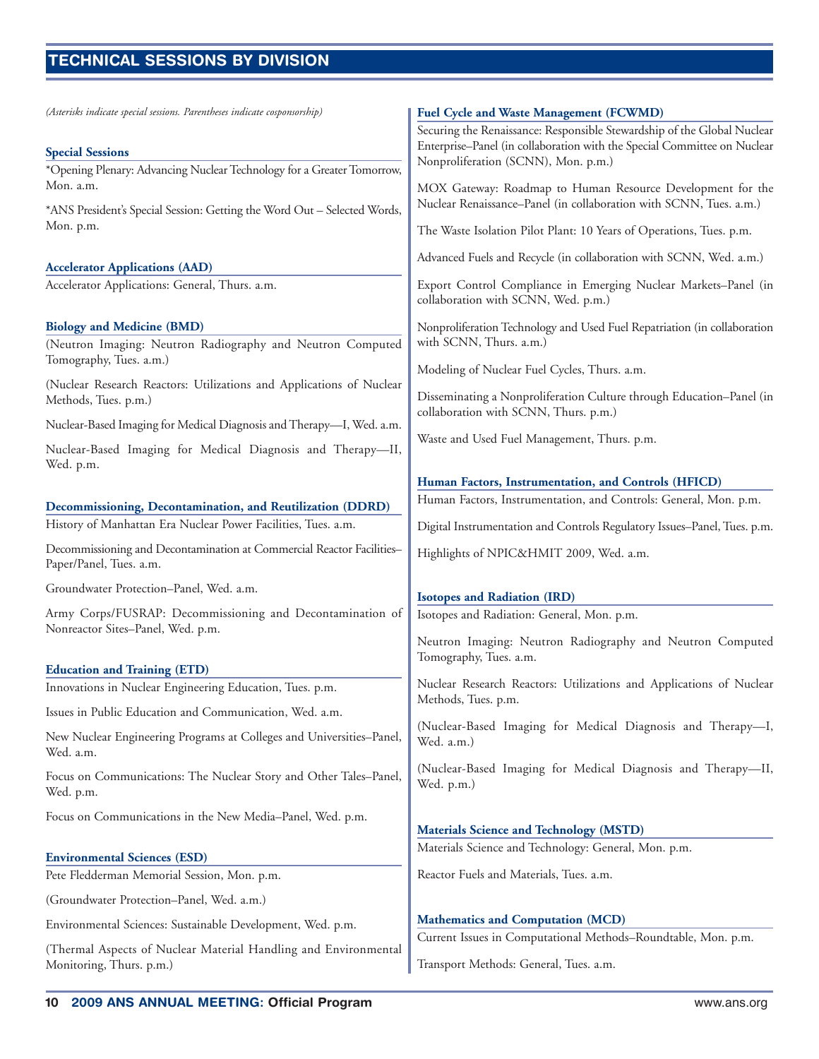# TECHNICAL SESSIONS BY DIVISION

*(Asterisks indicate special sessions. Parentheses indicate cosponsorship)*

### Special Sessions

*Opening Plenary: Advancing Nuclear Technology for a Greater Tomorrow, Mon. a.m.

*ANS President's Special Session: Getting the Word Out – Selected Words, Mon. p.m.

### Accelerator Applications (AAD)

Accelerator Applications: General, Thurs. a.m.

### Biology and Medicine (BMD)

(Neutron Imaging: Neutron Radiography and Neutron Computed Tomography, Tues. a.m.)

(Nuclear Research Reactors: Utilizations and Applications of Nuclear Methods, Tues. p.m.)

Nuclear-Based Imaging for Medical Diagnosis and Therapy—I, Wed. a.m.

Nuclear-Based Imaging for Medical Diagnosis and Therapy—II, Wed. p.m.

### Decommissioning, Decontamination, and Reutilization (DDRD)

History of Manhattan Era Nuclear Power Facilities, Tues. a.m.

Decommissioning and Decontamination at Commercial Reactor Facilities–Paper/Panel, Tues. a.m.

Groundwater Protection–Panel, Wed. a.m.

Army Corps/FUSRAP: Decommissioning and Decontamination of Nonreactor Sites–Panel, Wed. p.m.

### Education and Training (ETD)

Innovations in Nuclear Engineering Education, Tues. p.m.

Issues in Public Education and Communication, Wed. a.m.

New Nuclear Engineering Programs at Colleges and Universities–Panel, Wed. a.m.

Focus on Communications: The Nuclear Story and Other Tales–Panel, Wed. p.m.

Focus on Communications in the New Media–Panel, Wed. p.m.

### Environmental Sciences (ESD)

Pete Fledderman Memorial Session, Mon. p.m.

(Groundwater Protection–Panel, Wed. a.m.)

Environmental Sciences: Sustainable Development, Wed. p.m.

(Thermal Aspects of Nuclear Material Handling and Environmental Monitoring, Thurs. p.m.)

### Fuel Cycle and Waste Management (FCWMD)

Securing the Renaissance: Responsible Stewardship of the Global Nuclear Enterprise–Panel (in collaboration with the Special Committee on Nuclear Nonproliferation (SCNN), Mon. p.m.)

MOX Gateway: Roadmap to Human Resource Development for the Nuclear Renaissance–Panel (in collaboration with SCNN, Tues. a.m.)

The Waste Isolation Pilot Plant: 10 Years of Operations, Tues. p.m.

Advanced Fuels and Recycle (in collaboration with SCNN, Wed. a.m.)

Export Control Compliance in Emerging Nuclear Markets–Panel (in collaboration with SCNN, Wed. p.m.)

Nonproliferation Technology and Used Fuel Repatriation (in collaboration with SCNN, Thurs. a.m.)

Modeling of Nuclear Fuel Cycles, Thurs. a.m.

Disseminating a Nonproliferation Culture through Education–Panel (in collaboration with SCNN, Thurs. p.m.)

Waste and Used Fuel Management, Thurs. p.m.

### Human Factors, Instrumentation, and Controls (HFICD)

Human Factors, Instrumentation, and Controls: General, Mon. p.m.

Digital Instrumentation and Controls Regulatory Issues–Panel, Tues. p.m.

Highlights of NPIC&HMIT 2009, Wed. a.m.

### Isotopes and Radiation (IRD)

Isotopes and Radiation: General, Mon. p.m.

Neutron Imaging: Neutron Radiography and Neutron Computed Tomography, Tues. a.m.

Nuclear Research Reactors: Utilizations and Applications of Nuclear Methods, Tues. p.m.

(Nuclear-Based Imaging for Medical Diagnosis and Therapy—I, Wed. a.m.)

(Nuclear-Based Imaging for Medical Diagnosis and Therapy—II, Wed. p.m.)

### Materials Science and Technology (MSTD)

Materials Science and Technology: General, Mon. p.m.

Reactor Fuels and Materials, Tues. a.m.

### Mathematics and Computation (MCD)

Current Issues in Computational Methods–Roundtable, Mon. p.m.

Transport Methods: General, Tues. a.m.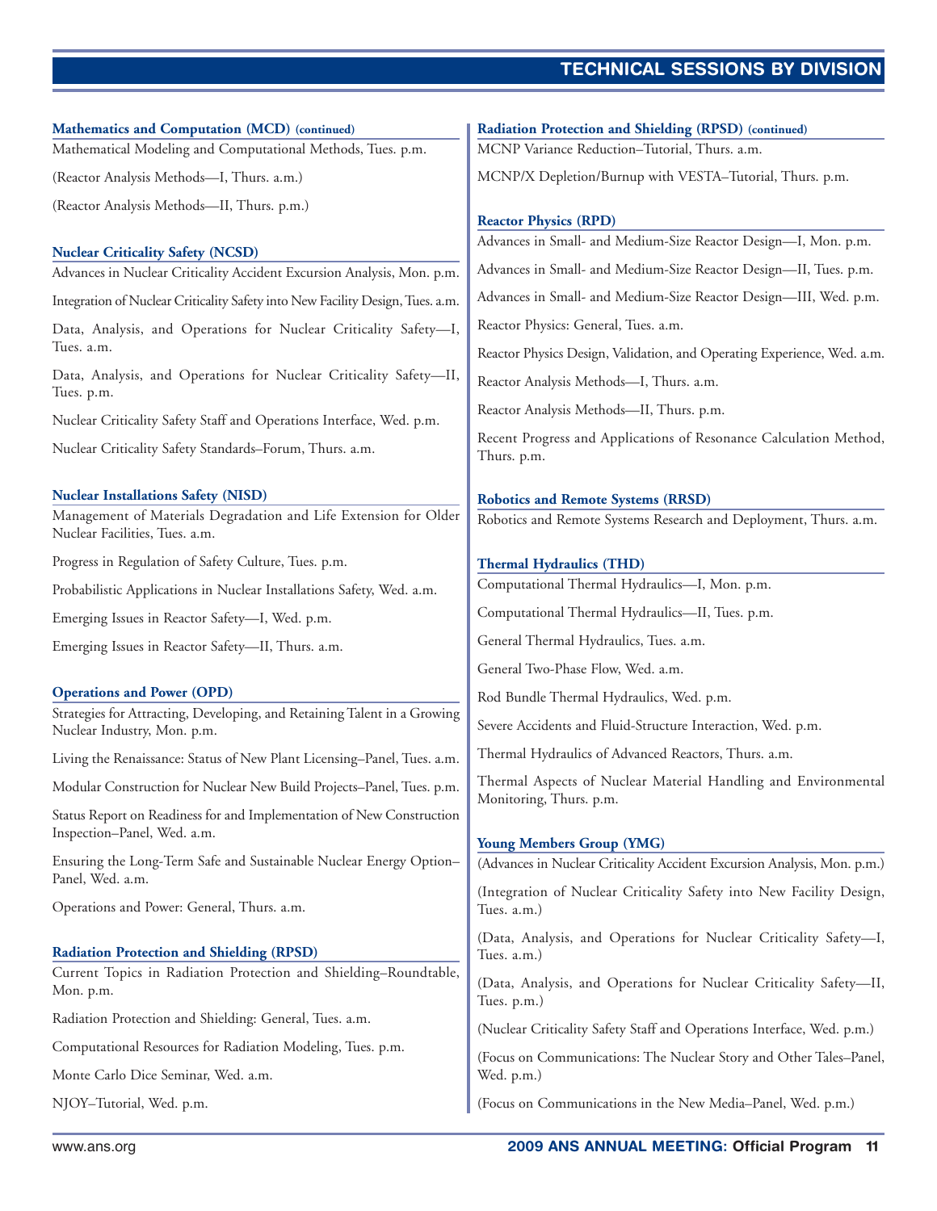# TECHNICAL SESSIONS BY DIVISION

### Mathematics and Computation (MCD) (continued)

Mathematical Modeling and Computational Methods, Tues. p.m.

(Reactor Analysis Methods—I, Thurs. a.m.)

(Reactor Analysis Methods—II, Thurs. p.m.)

### Nuclear Criticality Safety (NCSD)

Advances in Nuclear Criticality Accident Excursion Analysis, Mon. p.m.

Integration of Nuclear Criticality Safety into New Facility Design, Tues. a.m.

Data, Analysis, and Operations for Nuclear Criticality Safety—I, Tues. a.m.

Data, Analysis, and Operations for Nuclear Criticality Safety—II, Tues. p.m.

Nuclear Criticality Safety Staff and Operations Interface, Wed. p.m.

Nuclear Criticality Safety Standards–Forum, Thurs. a.m.

### Nuclear Installations Safety (NISD)

Management of Materials Degradation and Life Extension for Older Nuclear Facilities, Tues. a.m.

Progress in Regulation of Safety Culture, Tues. p.m.

Probabilistic Applications in Nuclear Installations Safety, Wed. a.m.

Emerging Issues in Reactor Safety—I, Wed. p.m.

Emerging Issues in Reactor Safety—II, Thurs. a.m.

### Operations and Power (OPD)

Strategies for Attracting, Developing, and Retaining Talent in a Growing Nuclear Industry, Mon. p.m.

Living the Renaissance: Status of New Plant Licensing–Panel, Tues. a.m.

Modular Construction for Nuclear New Build Projects–Panel, Tues. p.m.

Status Report on Readiness for and Implementation of New Construction Inspection–Panel, Wed. a.m.

Ensuring the Long-Term Safe and Sustainable Nuclear Energy Option–Panel, Wed. a.m.

Operations and Power: General, Thurs. a.m.

### Radiation Protection and Shielding (RPSD)

Current Topics in Radiation Protection and Shielding–Roundtable, Mon. p.m.

Radiation Protection and Shielding: General, Tues. a.m.

Computational Resources for Radiation Modeling, Tues. p.m.

Monte Carlo Dice Seminar, Wed. a.m.

NJOY–Tutorial, Wed. p.m.

### Radiation Protection and Shielding (RPSD) (continued)

MCNP Variance Reduction–Tutorial, Thurs. a.m.

MCNP/X Depletion/Burnup with VESTA–Tutorial, Thurs. p.m.

### Reactor Physics (RPD)

Advances in Small- and Medium-Size Reactor Design—I, Mon. p.m.

Advances in Small- and Medium-Size Reactor Design—II, Tues. p.m.

Advances in Small- and Medium-Size Reactor Design—III, Wed. p.m.

Reactor Physics: General, Tues. a.m.

Reactor Physics Design, Validation, and Operating Experience, Wed. a.m.

Reactor Analysis Methods—I, Thurs. a.m.

Reactor Analysis Methods—II, Thurs. p.m.

Recent Progress and Applications of Resonance Calculation Method, Thurs. p.m.

### Robotics and Remote Systems (RRSD)

Robotics and Remote Systems Research and Deployment, Thurs. a.m.

### Thermal Hydraulics (THD)

Computational Thermal Hydraulics—I, Mon. p.m.

Computational Thermal Hydraulics—II, Tues. p.m.

General Thermal Hydraulics, Tues. a.m.

General Two-Phase Flow, Wed. a.m.

Rod Bundle Thermal Hydraulics, Wed. p.m.

Severe Accidents and Fluid-Structure Interaction, Wed. p.m.

Thermal Hydraulics of Advanced Reactors, Thurs. a.m.

Thermal Aspects of Nuclear Material Handling and Environmental Monitoring, Thurs. p.m.

### Young Members Group (YMG)

(Advances in Nuclear Criticality Accident Excursion Analysis, Mon. p.m.)

(Integration of Nuclear Criticality Safety into New Facility Design, Tues. a.m.)

(Data, Analysis, and Operations for Nuclear Criticality Safety—I, Tues. a.m.)

(Data, Analysis, and Operations for Nuclear Criticality Safety—II, Tues. p.m.)

(Nuclear Criticality Safety Staff and Operations Interface, Wed. p.m.)

(Focus on Communications: The Nuclear Story and Other Tales–Panel, Wed. p.m.)

(Focus on Communications in the New Media–Panel, Wed. p.m.)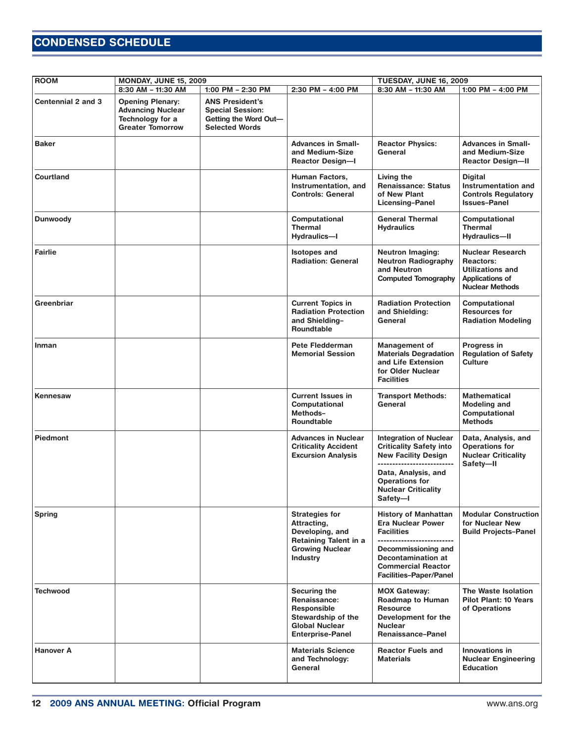## CONDENSED SCHEDULE

| ROOM | MONDAY, JUNE 15, 2009 | | | TUESDAY, JUNE 16, 2009 | |
|---|---|---|---|---|---|
| | 8:30 AM – 11:30 AM | 1:00 PM – 2:30 PM | 2:30 PM – 4:00 PM | 8:30 AM – 11:30 AM | 1:00 PM – 4:00 PM |
| Centennial 2 and 3 | Opening Plenary: Advancing Nuclear Technology for a Greater Tomorrow | ANS President's Special Session: Getting the Word Out—Selected Words | | | |
| Baker | | | Advances in Small- and Medium-Size Reactor Design—I | Reactor Physics: General | Advances in Small- and Medium-Size Reactor Design—II |
| Courtland | | | Human Factors, Instrumentation, and Controls: General | Living the Renaissance: Status of New Plant Licensing–Panel | Digital Instrumentation and Controls Regulatory Issues–Panel |
| Dunwoody | | | Computational Thermal Hydraulics—I | General Thermal Hydraulics | Computational Thermal Hydraulics—II |
| Fairlie | | | Isotopes and Radiation: General | Neutron Imaging: Neutron Radiography and Neutron Computed Tomography | Nuclear Research Reactors: Utilizations and Applications of Nuclear Methods |
| Greenbriar | | | Current Topics in Radiation Protection and Shielding–Roundtable | Radiation Protection and Shielding: General | Computational Resources for Radiation Modeling |
| Inman | | | Pete Fledderman Memorial Session | Management of Materials Degradation and Life Extension for Older Nuclear Facilities | Progress in Regulation of Safety Culture |
| Kennesaw | | | Current Issues in Computational Methods–Roundtable | Transport Methods: General | Mathematical Modeling and Computational Methods |
| Piedmont | | | Advances in Nuclear Criticality Accident Excursion Analysis | Integration of Nuclear Criticality Safety into New Facility Design<br>--------------------------<br>Data, Analysis, and Operations for Nuclear Criticality Safety—I | Data, Analysis, and Operations for Nuclear Criticality Safety—II |
| Spring | | | Strategies for Attracting, Developing, and Retaining Talent in a Growing Nuclear Industry | History of Manhattan Era Nuclear Power Facilities<br>--------------------------<br>Decommissioning and Decontamination at Commercial Reactor Facilities–Paper/Panel | Modular Construction for Nuclear New Build Projects–Panel |
| Techwood | | | Securing the Renaissance: Responsible Stewardship of the Global Nuclear Enterprise-Panel | MOX Gateway: Roadmap to Human Resource Development for the Nuclear Renaissance–Panel | The Waste Isolation Pilot Plant: 10 Years of Operations |
| Hanover A | | | Materials Science and Technology: General | Reactor Fuels and Materials | Innovations in Nuclear Engineering Education |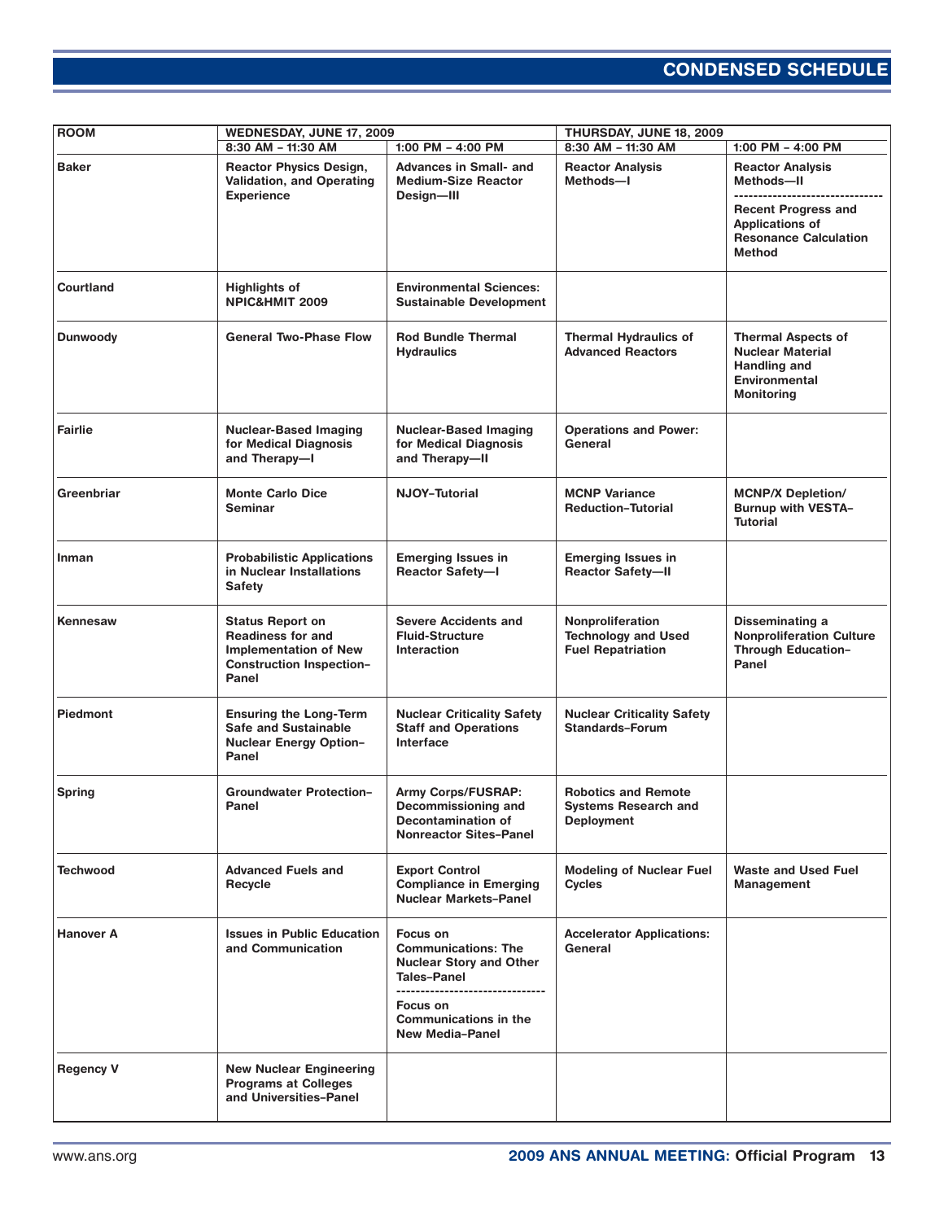# CONDENSED SCHEDULE

| ROOM | WEDNESDAY, JUNE 17, 2009 | | THURSDAY, JUNE 18, 2009 | |
|---|---|---|---|---|
| | 8:30 AM – 11:30 AM | 1:00 PM – 4:00 PM | 8:30 AM – 11:30 AM | 1:00 PM – 4:00 PM |
| **Baker** | **Reactor Physics Design, Validation, and Operating Experience** | **Advances in Small- and Medium-Size Reactor Design—III** | **Reactor Analysis Methods—I** | **Reactor Analysis Methods—II** ------------------------------ **Recent Progress and Applications of Resonance Calculation Method** |
| **Courtland** | **Highlights of NPIC&HMIT 2009** | **Environmental Sciences: Sustainable Development** | | |
| **Dunwoody** | **General Two-Phase Flow** | **Rod Bundle Thermal Hydraulics** | **Thermal Hydraulics of Advanced Reactors** | **Thermal Aspects of Nuclear Material Handling and Environmental Monitoring** |
| **Fairlie** | **Nuclear-Based Imaging for Medical Diagnosis and Therapy—I** | **Nuclear-Based Imaging for Medical Diagnosis and Therapy—II** | **Operations and Power: General** | |
| **Greenbriar** | **Monte Carlo Dice Seminar** | **NJOY–Tutorial** | **MCNP Variance Reduction–Tutorial** | **MCNP/X Depletion/ Burnup with VESTA–Tutorial** |
| **Inman** | **Probabilistic Applications in Nuclear Installations Safety** | **Emerging Issues in Reactor Safety—I** | **Emerging Issues in Reactor Safety—II** | |
| **Kennesaw** | **Status Report on Readiness for and Implementation of New Construction Inspection–Panel** | **Severe Accidents and Fluid-Structure Interaction** | **Nonproliferation Technology and Used Fuel Repatriation** | **Disseminating a Nonproliferation Culture Through Education–Panel** |
| **Piedmont** | **Ensuring the Long-Term Safe and Sustainable Nuclear Energy Option–Panel** | **Nuclear Criticality Safety Staff and Operations Interface** | **Nuclear Criticality Safety Standards–Forum** | |
| **Spring** | **Groundwater Protection–Panel** | **Army Corps/FUSRAP: Decommissioning and Decontamination of Nonreactor Sites–Panel** | **Robotics and Remote Systems Research and Deployment** | |
| **Techwood** | **Advanced Fuels and Recycle** | **Export Control Compliance in Emerging Nuclear Markets–Panel** | **Modeling of Nuclear Fuel Cycles** | **Waste and Used Fuel Management** |
| **Hanover A** | **Issues in Public Education and Communication** | **Focus on Communications: The Nuclear Story and Other Tales–Panel** ------------------------------ **Focus on Communications in the New Media–Panel** | **Accelerator Applications: General** | |
| **Regency V** | **New Nuclear Engineering Programs at Colleges and Universities–Panel** | | | |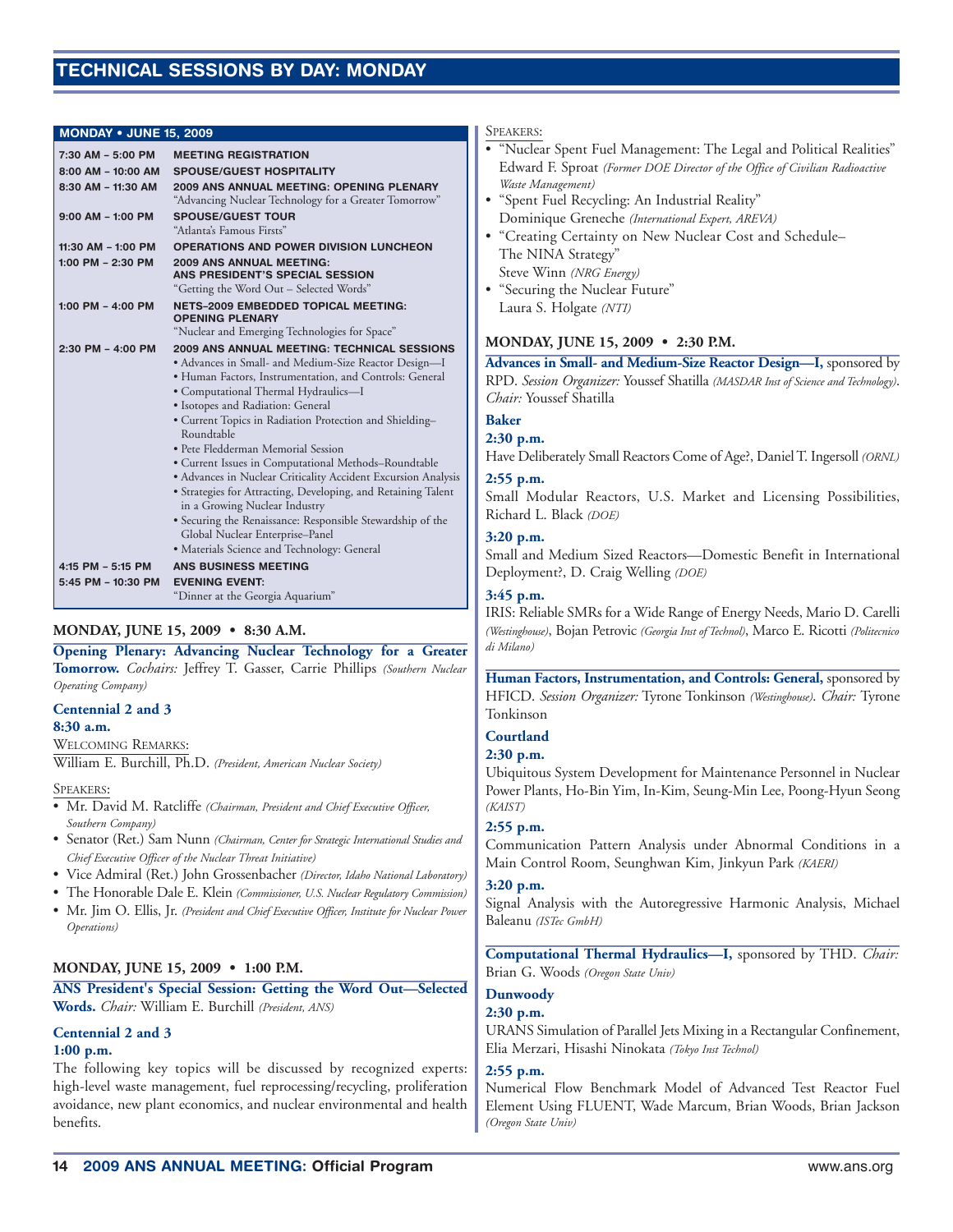# TECHNICAL SESSIONS BY DAY: MONDAY

| MONDAY • JUNE 15, 2009 | |
|---|---|
| 7:30 AM – 5:00 PM | **MEETING REGISTRATION** |
| 8:00 AM – 10:00 AM | **SPOUSE/GUEST HOSPITALITY** |
| 8:30 AM – 11:30 AM | **2009 ANS ANNUAL MEETING: OPENING PLENARY** "Advancing Nuclear Technology for a Greater Tomorrow" |
| 9:00 AM – 1:00 PM | **SPOUSE/GUEST TOUR** "Atlanta's Famous Firsts" |
| 11:30 AM – 1:00 PM | **OPERATIONS AND POWER DIVISION LUNCHEON** |
| 1:00 PM – 2:30 PM | **2009 ANS ANNUAL MEETING: ANS PRESIDENT'S SPECIAL SESSION** "Getting the Word Out – Selected Words" |
| 1:00 PM – 4:00 PM | **NETS–2009 EMBEDDED TOPICAL MEETING: OPENING PLENARY** "Nuclear and Emerging Technologies for Space" |
| 2:30 PM – 4:00 PM | **2009 ANS ANNUAL MEETING: TECHNICAL SESSIONS** • Advances in Small- and Medium-Size Reactor Design—I • Human Factors, Instrumentation, and Controls: General • Computational Thermal Hydraulics—I • Isotopes and Radiation: General • Current Topics in Radiation Protection and Shielding–Roundtable • Pete Fledderman Memorial Session • Current Issues in Computational Methods–Roundtable • Advances in Nuclear Criticality Accident Excursion Analysis • Strategies for Attracting, Developing, and Retaining Talent in a Growing Nuclear Industry • Securing the Renaissance: Responsible Stewardship of the Global Nuclear Enterprise–Panel • Materials Science and Technology: General |
| 4:15 PM – 5:15 PM | **ANS BUSINESS MEETING** |
| 5:45 PM – 10:30 PM | **EVENING EVENT:** "Dinner at the Georgia Aquarium" |

## MONDAY, JUNE 15, 2009 • 8:30 A.M.

**Opening Plenary: Advancing Nuclear Technology for a Greater Tomorrow.** *Cochairs:* Jeffrey T. Gasser, Carrie Phillips *(Southern Nuclear Operating Company)*

**Centennial 2 and 3**

**8:30 a.m.**

Welcoming Remarks:

William E. Burchill, Ph.D. *(President, American Nuclear Society)*

Speakers:

- Mr. David M. Ratcliffe *(Chairman, President and Chief Executive Officer, Southern Company)*
- Senator (Ret.) Sam Nunn *(Chairman, Center for Strategic International Studies and Chief Executive Officer of the Nuclear Threat Initiative)*
- Vice Admiral (Ret.) John Grossenbacher *(Director, Idaho National Laboratory)*
- The Honorable Dale E. Klein *(Commissioner, U.S. Nuclear Regulatory Commission)*
- Mr. Jim O. Ellis, Jr. *(President and Chief Executive Officer, Institute for Nuclear Power Operations)*

## MONDAY, JUNE 15, 2009 • 1:00 P.M.

**ANS President's Special Session: Getting the Word Out—Selected Words.** *Chair:* William E. Burchill *(President, ANS)*

**Centennial 2 and 3**

**1:00 p.m.**

The following key topics will be discussed by recognized experts: high-level waste management, fuel reprocessing/recycling, proliferation avoidance, new plant economics, and nuclear environmental and health benefits.

Speakers:

- "Nuclear Spent Fuel Management: The Legal and Political Realities" Edward F. Sproat *(Former DOE Director of the Office of Civilian Radioactive Waste Management)*
- "Spent Fuel Recycling: An Industrial Reality" Dominique Greneche *(International Expert, AREVA)*
- "Creating Certainty on New Nuclear Cost and Schedule–The NINA Strategy" Steve Winn *(NRG Energy)*
- "Securing the Nuclear Future" Laura S. Holgate *(NTI)*

## MONDAY, JUNE 15, 2009 • 2:30 P.M.

**Advances in Small- and Medium-Size Reactor Design—I,** sponsored by RPD. *Session Organizer:* Youssef Shatilla *(MASDAR Inst of Science and Technology)*. *Chair:* Youssef Shatilla

**Baker**

**2:30 p.m.**

Have Deliberately Small Reactors Come of Age?, Daniel T. Ingersoll *(ORNL)*

**2:55 p.m.**

Small Modular Reactors, U.S. Market and Licensing Possibilities, Richard L. Black *(DOE)*

**3:20 p.m.**

Small and Medium Sized Reactors—Domestic Benefit in International Deployment?, D. Craig Welling *(DOE)*

**3:45 p.m.**

IRIS: Reliable SMRs for a Wide Range of Energy Needs, Mario D. Carelli *(Westinghouse)*, Bojan Petrovic *(Georgia Inst of Technol)*, Marco E. Ricotti *(Politecnico di Milano)*

**Human Factors, Instrumentation, and Controls: General,** sponsored by HFICD. *Session Organizer:* Tyrone Tonkinson *(Westinghouse)*. *Chair:* Tyrone Tonkinson

**Courtland**

**2:30 p.m.**

Ubiquitous System Development for Maintenance Personnel in Nuclear Power Plants, Ho-Bin Yim, In-Kim, Seung-Min Lee, Poong-Hyun Seong *(KAIST)*

**2:55 p.m.**

Communication Pattern Analysis under Abnormal Conditions in a Main Control Room, Seunghwan Kim, Jinkyun Park *(KAERI)*

**3:20 p.m.**

Signal Analysis with the Autoregressive Harmonic Analysis, Michael Baleanu *(ISTec GmbH)*

**Computational Thermal Hydraulics—I,** sponsored by THD. *Chair:* Brian G. Woods *(Oregon State Univ)*

**Dunwoody**

**2:30 p.m.**

URANS Simulation of Parallel Jets Mixing in a Rectangular Confinement, Elia Merzari, Hisashi Ninokata *(Tokyo Inst Technol)*

**2:55 p.m.**

Numerical Flow Benchmark Model of Advanced Test Reactor Fuel Element Using FLUENT, Wade Marcum, Brian Woods, Brian Jackson *(Oregon State Univ)*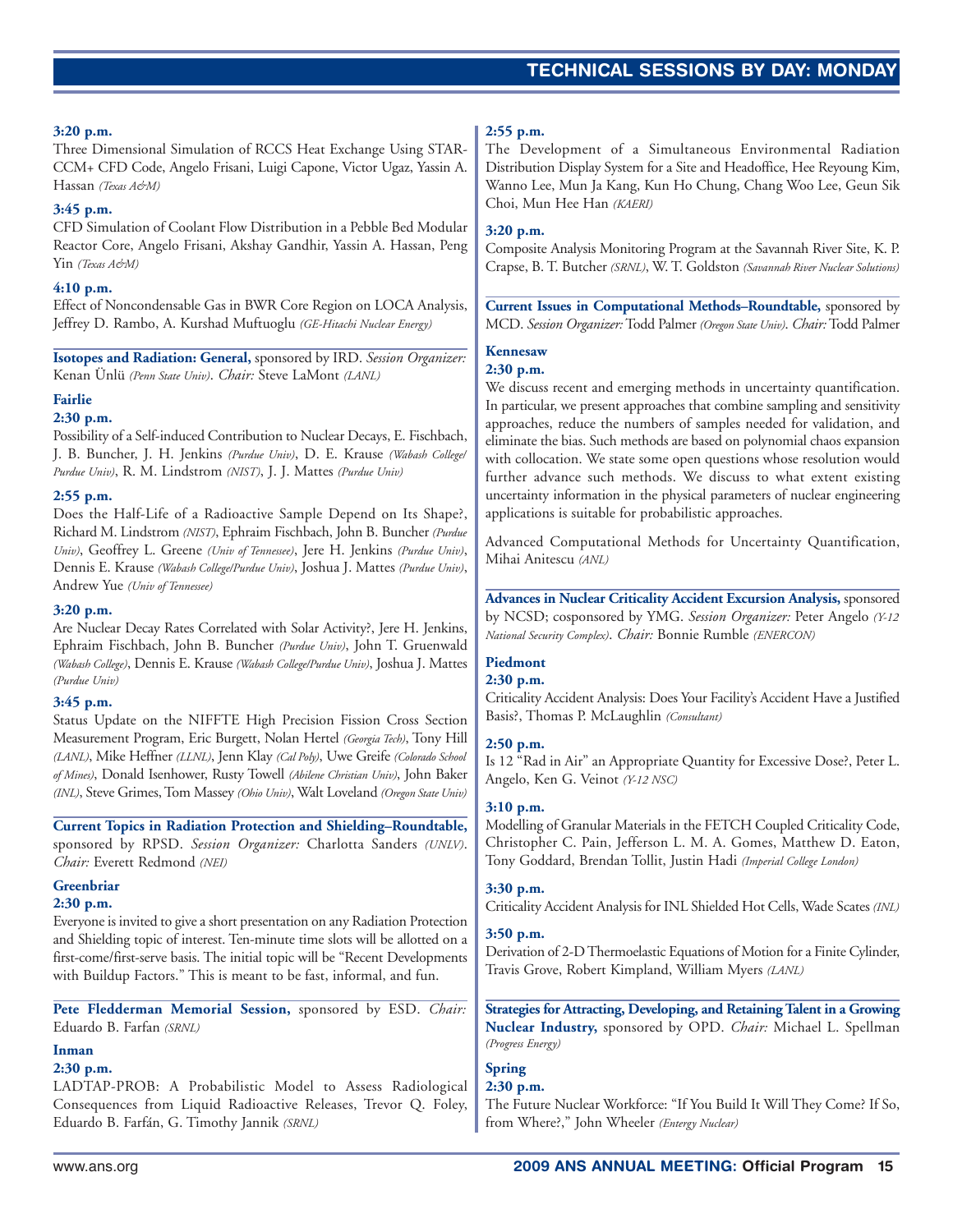**3:20 p.m.**
Three Dimensional Simulation of RCCS Heat Exchange Using STAR-CCM+ CFD Code, Angelo Frisani, Luigi Capone, Victor Ugaz, Yassin A. Hassan *(Texas A&M)*

**3:45 p.m.**
CFD Simulation of Coolant Flow Distribution in a Pebble Bed Modular Reactor Core, Angelo Frisani, Akshay Gandhir, Yassin A. Hassan, Peng Yin *(Texas A&M)*

**4:10 p.m.**
Effect of Noncondensable Gas in BWR Core Region on LOCA Analysis, Jeffrey D. Rambo, A. Kurshad Muftuoglu *(GE-Hitachi Nuclear Energy)*

**Isotopes and Radiation: General,** sponsored by IRD. *Session Organizer:* Kenan Ünlü *(Penn State Univ)*. *Chair:* Steve LaMont *(LANL)*

**Fairlie**

**2:30 p.m.**
Possibility of a Self-induced Contribution to Nuclear Decays, E. Fischbach, J. B. Buncher, J. H. Jenkins *(Purdue Univ)*, D. E. Krause *(Wabash College/Purdue Univ)*, R. M. Lindstrom *(NIST)*, J. J. Mattes *(Purdue Univ)*

**2:55 p.m.**
Does the Half-Life of a Radioactive Sample Depend on Its Shape?, Richard M. Lindstrom *(NIST)*, Ephraim Fischbach, John B. Buncher *(Purdue Univ)*, Geoffrey L. Greene *(Univ of Tennessee)*, Jere H. Jenkins *(Purdue Univ)*, Dennis E. Krause *(Wabash College/Purdue Univ)*, Joshua J. Mattes *(Purdue Univ)*, Andrew Yue *(Univ of Tennessee)*

**3:20 p.m.**
Are Nuclear Decay Rates Correlated with Solar Activity?, Jere H. Jenkins, Ephraim Fischbach, John B. Buncher *(Purdue Univ)*, John T. Gruenwald *(Wabash College)*, Dennis E. Krause *(Wabash College/Purdue Univ)*, Joshua J. Mattes *(Purdue Univ)*

**3:45 p.m.**
Status Update on the NIFFTE High Precision Fission Cross Section Measurement Program, Eric Burgett, Nolan Hertel *(Georgia Tech)*, Tony Hill *(LANL)*, Mike Heffner *(LLNL)*, Jenn Klay *(Cal Poly)*, Uwe Greife *(Colorado School of Mines)*, Donald Isenhower, Rusty Towell *(Abilene Christian Univ)*, John Baker *(INL)*, Steve Grimes, Tom Massey *(Ohio Univ)*, Walt Loveland *(Oregon State Univ)*

**Current Topics in Radiation Protection and Shielding–Roundtable,** sponsored by RPSD. *Session Organizer:* Charlotta Sanders *(UNLV)*. *Chair:* Everett Redmond *(NEI)*

**Greenbriar**

**2:30 p.m.**
Everyone is invited to give a short presentation on any Radiation Protection and Shielding topic of interest. Ten-minute time slots will be allotted on a first-come/first-serve basis. The initial topic will be "Recent Developments with Buildup Factors." This is meant to be fast, informal, and fun.

**Pete Fledderman Memorial Session,** sponsored by ESD. *Chair:* Eduardo B. Farfan *(SRNL)*

**Inman**

**2:30 p.m.**
LADTAP-PROB: A Probabilistic Model to Assess Radiological Consequences from Liquid Radioactive Releases, Trevor Q. Foley, Eduardo B. Farfán, G. Timothy Jannik *(SRNL)*

**2:55 p.m.**
The Development of a Simultaneous Environmental Radiation Distribution Display System for a Site and Headoffice, Hee Reyoung Kim, Wanno Lee, Mun Ja Kang, Kun Ho Chung, Chang Woo Lee, Geun Sik Choi, Mun Hee Han *(KAERI)*

**3:20 p.m.**
Composite Analysis Monitoring Program at the Savannah River Site, K. P. Crapse, B. T. Butcher *(SRNL)*, W. T. Goldston *(Savannah River Nuclear Solutions)*

**Current Issues in Computational Methods–Roundtable,** sponsored by MCD. *Session Organizer:* Todd Palmer *(Oregon State Univ)*. *Chair:* Todd Palmer

**Kennesaw**

**2:30 p.m.**
We discuss recent and emerging methods in uncertainty quantification. In particular, we present approaches that combine sampling and sensitivity approaches, reduce the numbers of samples needed for validation, and eliminate the bias. Such methods are based on polynomial chaos expansion with collocation. We state some open questions whose resolution would further advance such methods. We discuss to what extent existing uncertainty information in the physical parameters of nuclear engineering applications is suitable for probabilistic approaches.

Advanced Computational Methods for Uncertainty Quantification, Mihai Anitescu *(ANL)*

**Advances in Nuclear Criticality Accident Excursion Analysis,** sponsored by NCSD; cosponsored by YMG. *Session Organizer:* Peter Angelo *(Y-12 National Security Complex)*. *Chair:* Bonnie Rumble *(ENERCON)*

**Piedmont**

**2:30 p.m.**
Criticality Accident Analysis: Does Your Facility's Accident Have a Justified Basis?, Thomas P. McLaughlin *(Consultant)*

**2:50 p.m.**
Is 12 "Rad in Air" an Appropriate Quantity for Excessive Dose?, Peter L. Angelo, Ken G. Veinot *(Y-12 NSC)*

**3:10 p.m.**
Modelling of Granular Materials in the FETCH Coupled Criticality Code, Christopher C. Pain, Jefferson L. M. A. Gomes, Matthew D. Eaton, Tony Goddard, Brendan Tollit, Justin Hadi *(Imperial College London)*

**3:30 p.m.**
Criticality Accident Analysis for INL Shielded Hot Cells, Wade Scates *(INL)*

**3:50 p.m.**
Derivation of 2-D Thermoelastic Equations of Motion for a Finite Cylinder, Travis Grove, Robert Kimpland, William Myers *(LANL)*

**Strategies for Attracting, Developing, and Retaining Talent in a Growing Nuclear Industry,** sponsored by OPD. *Chair:* Michael L. Spellman *(Progress Energy)*

**Spring**

**2:30 p.m.**
The Future Nuclear Workforce: "If You Build It Will They Come? If So, from Where?," John Wheeler *(Entergy Nuclear)*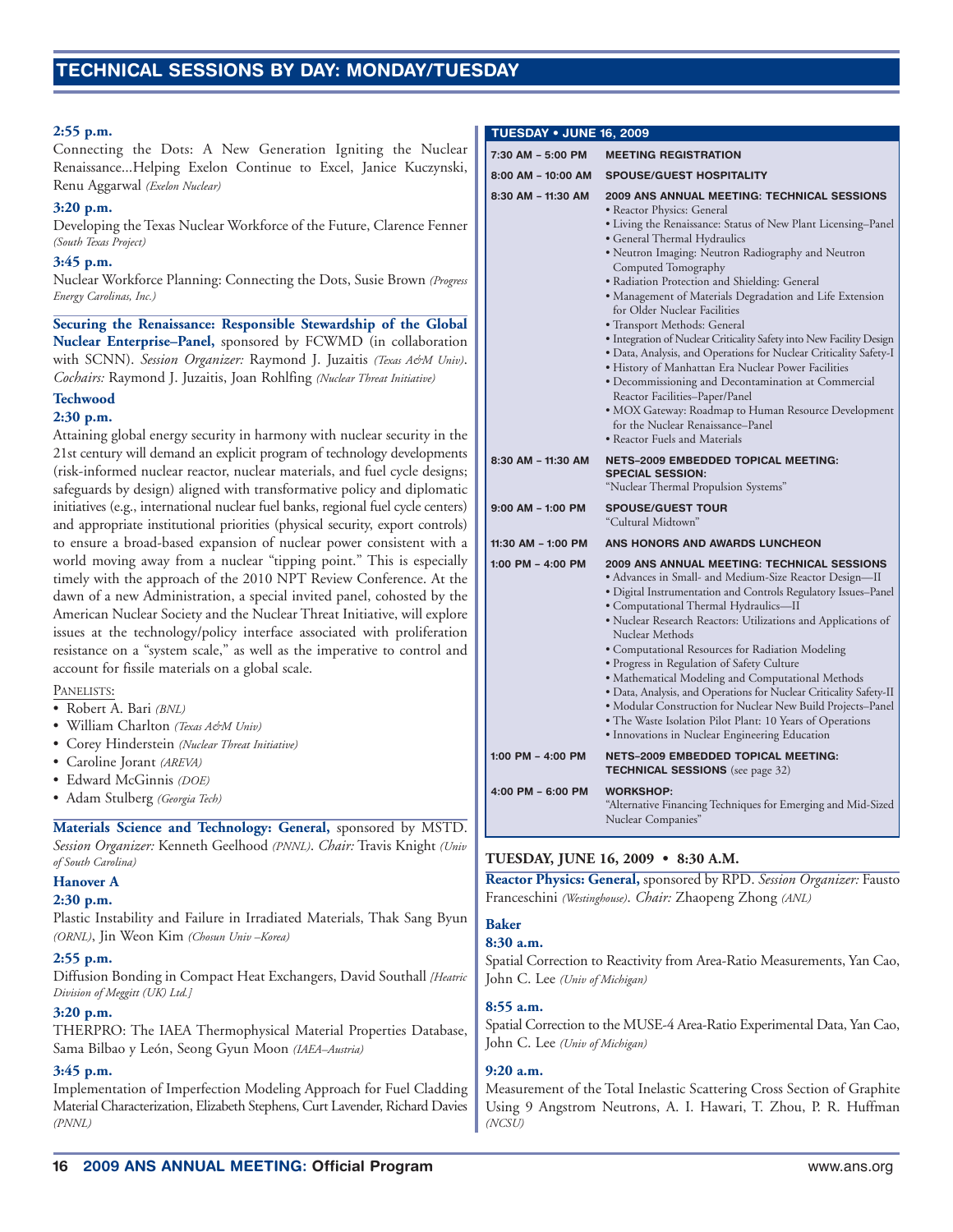**2:55 p.m.**

Connecting the Dots: A New Generation Igniting the Nuclear Renaissance...Helping Exelon Continue to Excel, Janice Kuczynski, Renu Aggarwal *(Exelon Nuclear)*

**3:20 p.m.**

Developing the Texas Nuclear Workforce of the Future, Clarence Fenner *(South Texas Project)*

**3:45 p.m.**

Nuclear Workforce Planning: Connecting the Dots, Susie Brown *(Progress Energy Carolinas, Inc.)*

**Securing the Renaissance: Responsible Stewardship of the Global Nuclear Enterprise–Panel,** sponsored by FCWMD (in collaboration with SCNN). *Session Organizer:* Raymond J. Juzaitis *(Texas A&M Univ)*. *Cochairs:* Raymond J. Juzaitis, Joan Rohlfing *(Nuclear Threat Initiative)*

**Techwood**

**2:30 p.m.**

Attaining global energy security in harmony with nuclear security in the 21st century will demand an explicit program of technology developments (risk-informed nuclear reactor, nuclear materials, and fuel cycle designs; safeguards by design) aligned with transformative policy and diplomatic initiatives (e.g., international nuclear fuel banks, regional fuel cycle centers) and appropriate institutional priorities (physical security, export controls) to ensure a broad-based expansion of nuclear power consistent with a world moving away from a nuclear "tipping point." This is especially timely with the approach of the 2010 NPT Review Conference. At the dawn of a new Administration, a special invited panel, cohosted by the American Nuclear Society and the Nuclear Threat Initiative, will explore issues at the technology/policy interface associated with proliferation resistance on a "system scale," as well as the imperative to control and account for fissile materials on a global scale.

PANELISTS:

- Robert A. Bari *(BNL)*
- William Charlton *(Texas A&M Univ)*
- Corey Hinderstein *(Nuclear Threat Initiative)*
- Caroline Jorant *(AREVA)*
- Edward McGinnis *(DOE)*
- Adam Stulberg *(Georgia Tech)*

**Materials Science and Technology: General,** sponsored by MSTD. *Session Organizer:* Kenneth Geelhood *(PNNL)*. *Chair:* Travis Knight *(Univ of South Carolina)*

**Hanover A**

**2:30 p.m.**

Plastic Instability and Failure in Irradiated Materials, Thak Sang Byun *(ORNL)*, Jin Weon Kim *(Chosun Univ –Korea)*

**2:55 p.m.**

Diffusion Bonding in Compact Heat Exchangers, David Southall *[Heatric Division of Meggitt (UK) Ltd.]*

**3:20 p.m.**

THERPRO: The IAEA Thermophysical Material Properties Database, Sama Bilbao y León, Seong Gyun Moon *(IAEA–Austria)*

**3:45 p.m.**

Implementation of Imperfection Modeling Approach for Fuel Cladding Material Characterization, Elizabeth Stephens, Curt Lavender, Richard Davies *(PNNL)*

| TUESDAY • JUNE 16, 2009 | |
|---|---|
| 7:30 AM – 5:00 PM | **MEETING REGISTRATION** |
| 8:00 AM – 10:00 AM | **SPOUSE/GUEST HOSPITALITY** |
| 8:30 AM – 11:30 AM | **2009 ANS ANNUAL MEETING: TECHNICAL SESSIONS**<br>• Reactor Physics: General<br>• Living the Renaissance: Status of New Plant Licensing–Panel<br>• General Thermal Hydraulics<br>• Neutron Imaging: Neutron Radiography and Neutron Computed Tomography<br>• Radiation Protection and Shielding: General<br>• Management of Materials Degradation and Life Extension for Older Nuclear Facilities<br>• Transport Methods: General<br>• Integration of Nuclear Criticality Safety into New Facility Design<br>• Data, Analysis, and Operations for Nuclear Criticality Safety-I<br>• History of Manhattan Era Nuclear Power Facilities<br>• Decommissioning and Decontamination at Commercial Reactor Facilities–Paper/Panel<br>• MOX Gateway: Roadmap to Human Resource Development for the Nuclear Renaissance–Panel<br>• Reactor Fuels and Materials |
| 8:30 AM – 11:30 AM | **NETS–2009 EMBEDDED TOPICAL MEETING: SPECIAL SESSION:**<br>"Nuclear Thermal Propulsion Systems" |
| 9:00 AM – 1:00 PM | **SPOUSE/GUEST TOUR**<br>"Cultural Midtown" |
| 11:30 AM – 1:00 PM | **ANS HONORS AND AWARDS LUNCHEON** |
| 1:00 PM – 4:00 PM | **2009 ANS ANNUAL MEETING: TECHNICAL SESSIONS**<br>• Advances in Small- and Medium-Size Reactor Design—II<br>• Digital Instrumentation and Controls Regulatory Issues–Panel<br>• Computational Thermal Hydraulics—II<br>• Nuclear Research Reactors: Utilizations and Applications of Nuclear Methods<br>• Computational Resources for Radiation Modeling<br>• Progress in Regulation of Safety Culture<br>• Mathematical Modeling and Computational Methods<br>• Data, Analysis, and Operations for Nuclear Criticality Safety-II<br>• Modular Construction for Nuclear New Build Projects–Panel<br>• The Waste Isolation Pilot Plant: 10 Years of Operations<br>• Innovations in Nuclear Engineering Education |
| 1:00 PM – 4:00 PM | **NETS–2009 EMBEDDED TOPICAL MEETING: TECHNICAL SESSIONS** (see page 32) |
| 4:00 PM – 6:00 PM | **WORKSHOP:**<br>"Alternative Financing Techniques for Emerging and Mid-Sized Nuclear Companies" |

## TUESDAY, JUNE 16, 2009 • 8:30 A.M.

**Reactor Physics: General,** sponsored by RPD. *Session Organizer:* Fausto Franceschini *(Westinghouse)*. *Chair:* Zhaopeng Zhong *(ANL)*

**Baker**

**8:30 a.m.**

Spatial Correction to Reactivity from Area-Ratio Measurements, Yan Cao, John C. Lee *(Univ of Michigan)*

**8:55 a.m.**

Spatial Correction to the MUSE-4 Area-Ratio Experimental Data, Yan Cao, John C. Lee *(Univ of Michigan)*

**9:20 a.m.**

Measurement of the Total Inelastic Scattering Cross Section of Graphite Using 9 Angstrom Neutrons, A. I. Hawari, T. Zhou, P. R. Huffman *(NCSU)*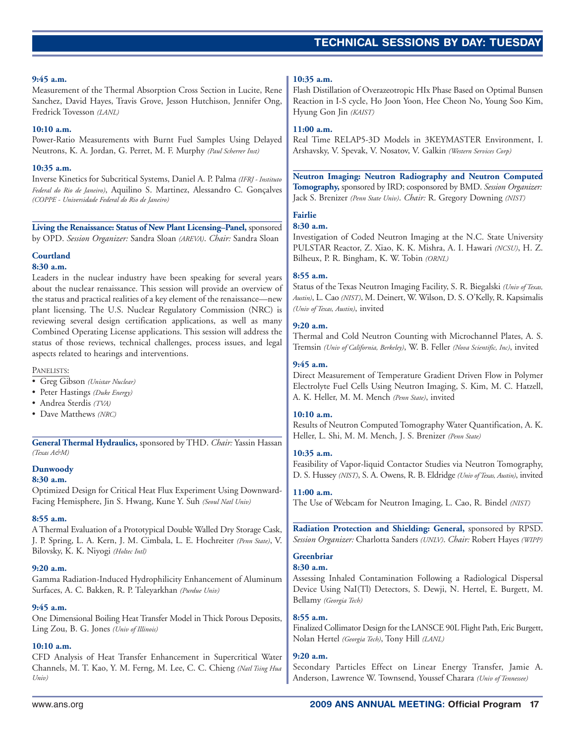**9:45 a.m.**
Measurement of the Thermal Absorption Cross Section in Lucite, Rene Sanchez, David Hayes, Travis Grove, Jesson Hutchison, Jennifer Ong, Fredrick Tovesson *(LANL)*

**10:10 a.m.**
Power-Ratio Measurements with Burnt Fuel Samples Using Delayed Neutrons, K. A. Jordan, G. Perret, M. F. Murphy *(Paul Scherrer Inst)*

**10:35 a.m.**
Inverse Kinetics for Subcritical Systems, Daniel A. P. Palma *(IFRJ - Instituto Federal do Rio de Janeiro)*, Aquilino S. Martinez, Alessandro C. Gonçalves *(COPPE - Universidade Federal do Rio de Janeiro)*

**Living the Renaissance: Status of New Plant Licensing–Panel,** sponsored by OPD. *Session Organizer:* Sandra Sloan *(AREVA)*. *Chair:* Sandra Sloan

**Courtland**

**8:30 a.m.**
Leaders in the nuclear industry have been speaking for several years about the nuclear renaissance. This session will provide an overview of the status and practical realities of a key element of the renaissance—new plant licensing. The U.S. Nuclear Regulatory Commission (NRC) is reviewing several design certification applications, as well as many Combined Operating License applications. This session will address the status of those reviews, technical challenges, process issues, and legal aspects related to hearings and interventions.

PANELISTS:
- Greg Gibson *(Unistar Nuclear)*
- Peter Hastings *(Duke Energy)*
- Andrea Sterdis *(TVA)*
- Dave Matthews *(NRC)*

**General Thermal Hydraulics,** sponsored by THD. *Chair:* Yassin Hassan *(Texas A&M)*

**Dunwoody**

**8:30 a.m.**
Optimized Design for Critical Heat Flux Experiment Using Downward-Facing Hemisphere, Jin S. Hwang, Kune Y. Suh *(Seoul Natl Univ)*

**8:55 a.m.**
A Thermal Evaluation of a Prototypical Double Walled Dry Storage Cask, J. P. Spring, L. A. Kern, J. M. Cimbala, L. E. Hochreiter *(Penn State)*, V. Bilovsky, K. K. Niyogi *(Holtec Intl)*

**9:20 a.m.**
Gamma Radiation-Induced Hydrophilicity Enhancement of Aluminum Surfaces, A. C. Bakken, R. P. Taleyarkhan *(Purdue Univ)*

**9:45 a.m.**
One Dimensional Boiling Heat Transfer Model in Thick Porous Deposits, Ling Zou, B. G. Jones *(Univ of Illinois)*

**10:10 a.m.**
CFD Analysis of Heat Transfer Enhancement in Supercritical Water Channels, M. T. Kao, Y. M. Ferng, M. Lee, C. C. Chieng *(Natl Tsing Hua Univ)*

**10:35 a.m.**
Flash Distillation of Overazeotropic HIx Phase Based on Optimal Bunsen Reaction in I-S cycle, Ho Joon Yoon, Hee Cheon No, Young Soo Kim, Hyung Gon Jin *(KAIST)*

**11:00 a.m.**
Real Time RELAP5-3D Models in 3KEYMASTER Environment, I. Arshavsky, V. Spevak, V. Nosatov, V. Galkin *(Western Services Corp)*

**Neutron Imaging: Neutron Radiography and Neutron Computed Tomography,** sponsored by IRD; cosponsored by BMD. *Session Organizer:* Jack S. Brenizer *(Penn State Univ)*. *Chair:* R. Gregory Downing *(NIST)*

**Fairlie**

**8:30 a.m.**
Investigation of Coded Neutron Imaging at the N.C. State University PULSTAR Reactor, Z. Xiao, K. K. Mishra, A. I. Hawari *(NCSU)*, H. Z. Bilheux, P. R. Bingham, K. W. Tobin *(ORNL)*

**8:55 a.m.**
Status of the Texas Neutron Imaging Facility, S. R. Biegalski *(Univ of Texas, Austin)*, L. Cao *(NIST)*, M. Deinert, W. Wilson, D. S. O'Kelly, R. Kapsimalis *(Univ of Texas, Austin)*, invited

**9:20 a.m.**
Thermal and Cold Neutron Counting with Microchannel Plates, A. S. Tremsin *(Univ of California, Berkeley)*, W. B. Feller *(Nova Scientific, Inc)*, invited

**9:45 a.m.**
Direct Measurement of Temperature Gradient Driven Flow in Polymer Electrolyte Fuel Cells Using Neutron Imaging, S. Kim, M. C. Hatzell, A. K. Heller, M. M. Mench *(Penn State)*, invited

**10:10 a.m.**
Results of Neutron Computed Tomography Water Quantification, A. K. Heller, L. Shi, M. M. Mench, J. S. Brenizer *(Penn State)*

**10:35 a.m.**
Feasibility of Vapor-liquid Contactor Studies via Neutron Tomography, D. S. Hussey *(NIST)*, S. A. Owens, R. B. Eldridge *(Univ of Texas, Austin)*, invited

**11:00 a.m.**
The Use of Webcam for Neutron Imaging, L. Cao, R. Bindel *(NIST)*

**Radiation Protection and Shielding: General,** sponsored by RPSD. *Session Organizer:* Charlotta Sanders *(UNLV)*. *Chair:* Robert Hayes *(WIPP)*

**Greenbriar**

**8:30 a.m.**
Assessing Inhaled Contamination Following a Radiological Dispersal Device Using NaI(Tl) Detectors, S. Dewji, N. Hertel, E. Burgett, M. Bellamy *(Georgia Tech)*

**8:55 a.m.**
Finalized Collimator Design for the LANSCE 90L Flight Path, Eric Burgett, Nolan Hertel *(Georgia Tech)*, Tony Hill *(LANL)*

**9:20 a.m.**
Secondary Particles Effect on Linear Energy Transfer, Jamie A. Anderson, Lawrence W. Townsend, Youssef Charara *(Univ of Tennessee)*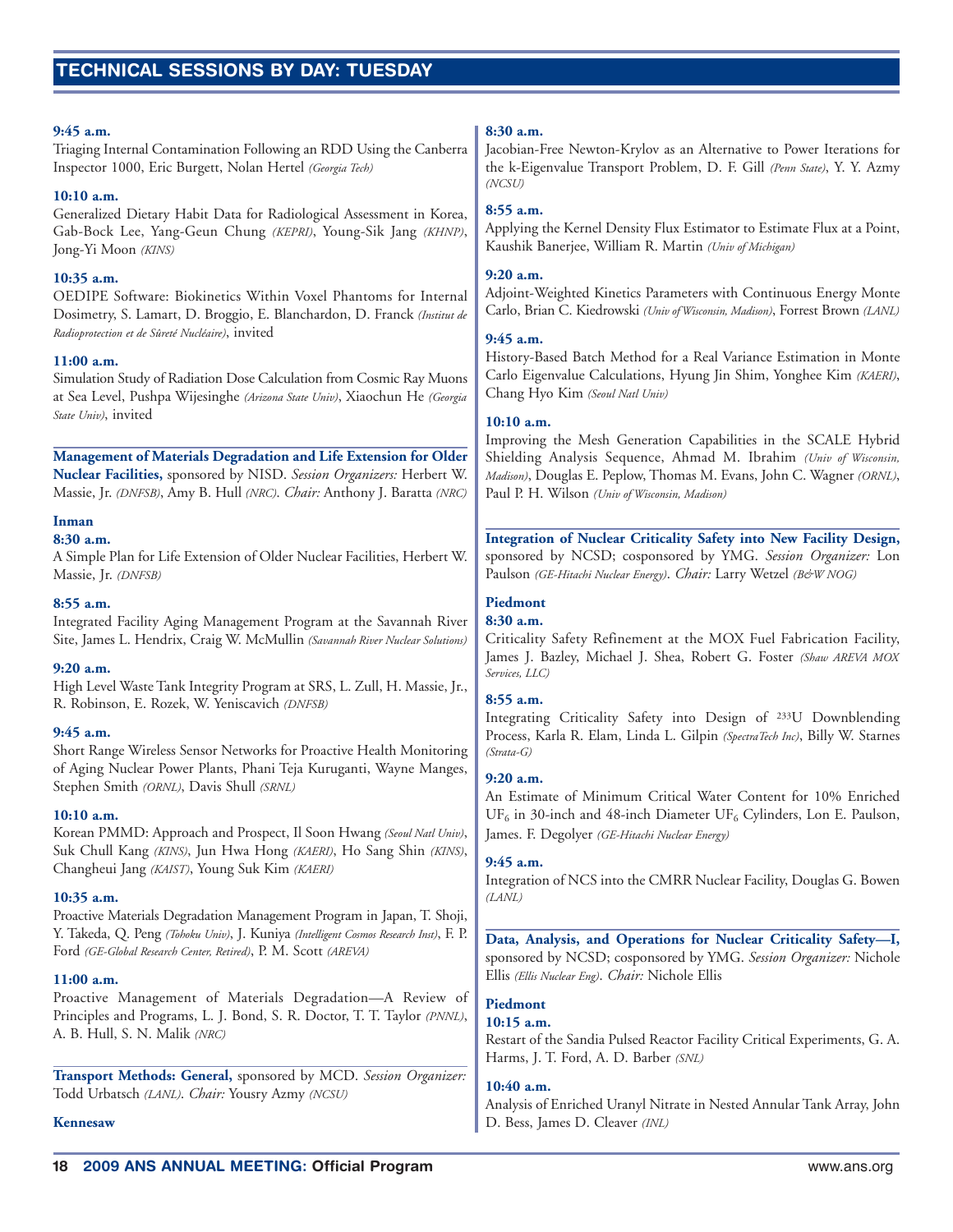## TECHNICAL SESSIONS BY DAY: TUESDAY

**9:45 a.m.**
Triaging Internal Contamination Following an RDD Using the Canberra Inspector 1000, Eric Burgett, Nolan Hertel *(Georgia Tech)*

**10:10 a.m.**
Generalized Dietary Habit Data for Radiological Assessment in Korea, Gab-Bock Lee, Yang-Geun Chung *(KEPRI)*, Young-Sik Jang *(KHNP)*, Jong-Yi Moon *(KINS)*

**10:35 a.m.**
OEDIPE Software: Biokinetics Within Voxel Phantoms for Internal Dosimetry, S. Lamart, D. Broggio, E. Blanchardon, D. Franck *(Institut de Radioprotection et de Sûreté Nucléaire)*, invited

**11:00 a.m.**
Simulation Study of Radiation Dose Calculation from Cosmic Ray Muons at Sea Level, Pushpa Wijesinghe *(Arizona State Univ)*, Xiaochun He *(Georgia State Univ)*, invited

---

**Management of Materials Degradation and Life Extension for Older Nuclear Facilities,** sponsored by NISD. *Session Organizers:* Herbert W. Massie, Jr. *(DNFSB)*, Amy B. Hull *(NRC)*. *Chair:* Anthony J. Baratta *(NRC)*

**Inman**

**8:30 a.m.**
A Simple Plan for Life Extension of Older Nuclear Facilities, Herbert W. Massie, Jr. *(DNFSB)*

**8:55 a.m.**
Integrated Facility Aging Management Program at the Savannah River Site, James L. Hendrix, Craig W. McMullin *(Savannah River Nuclear Solutions)*

**9:20 a.m.**
High Level Waste Tank Integrity Program at SRS, L. Zull, H. Massie, Jr., R. Robinson, E. Rozek, W. Yeniscavich *(DNFSB)*

**9:45 a.m.**
Short Range Wireless Sensor Networks for Proactive Health Monitoring of Aging Nuclear Power Plants, Phani Teja Kuruganti, Wayne Manges, Stephen Smith *(ORNL)*, Davis Shull *(SRNL)*

**10:10 a.m.**
Korean PMMD: Approach and Prospect, Il Soon Hwang *(Seoul Natl Univ)*, Suk Chull Kang *(KINS)*, Jun Hwa Hong *(KAERI)*, Ho Sang Shin *(KINS)*, Changheui Jang *(KAIST)*, Young Suk Kim *(KAERI)*

**10:35 a.m.**
Proactive Materials Degradation Management Program in Japan, T. Shoji, Y. Takeda, Q. Peng *(Tohoku Univ)*, J. Kuniya *(Intelligent Cosmos Research Inst)*, F. P. Ford *(GE-Global Research Center, Retired)*, P. M. Scott *(AREVA)*

**11:00 a.m.**
Proactive Management of Materials Degradation—A Review of Principles and Programs, L. J. Bond, S. R. Doctor, T. T. Taylor *(PNNL)*, A. B. Hull, S. N. Malik *(NRC)*

---

**Transport Methods: General,** sponsored by MCD. *Session Organizer:* Todd Urbatsch *(LANL)*. *Chair:* Yousry Azmy *(NCSU)*

**Kennesaw**

**8:30 a.m.**
Jacobian-Free Newton-Krylov as an Alternative to Power Iterations for the k-Eigenvalue Transport Problem, D. F. Gill *(Penn State)*, Y. Y. Azmy *(NCSU)*

**8:55 a.m.**
Applying the Kernel Density Flux Estimator to Estimate Flux at a Point, Kaushik Banerjee, William R. Martin *(Univ of Michigan)*

**9:20 a.m.**
Adjoint-Weighted Kinetics Parameters with Continuous Energy Monte Carlo, Brian C. Kiedrowski *(Univ of Wisconsin, Madison)*, Forrest Brown *(LANL)*

**9:45 a.m.**
History-Based Batch Method for a Real Variance Estimation in Monte Carlo Eigenvalue Calculations, Hyung Jin Shim, Yonghee Kim *(KAERI)*, Chang Hyo Kim *(Seoul Natl Univ)*

**10:10 a.m.**
Improving the Mesh Generation Capabilities in the SCALE Hybrid Shielding Analysis Sequence, Ahmad M. Ibrahim *(Univ of Wisconsin, Madison)*, Douglas E. Peplow, Thomas M. Evans, John C. Wagner *(ORNL)*, Paul P. H. Wilson *(Univ of Wisconsin, Madison)*

---

**Integration of Nuclear Criticality Safety into New Facility Design,** sponsored by NCSD; cosponsored by YMG. *Session Organizer:* Lon Paulson *(GE-Hitachi Nuclear Energy)*. *Chair:* Larry Wetzel *(B&W NOG)*

**Piedmont**

**8:30 a.m.**
Criticality Safety Refinement at the MOX Fuel Fabrication Facility, James J. Bazley, Michael J. Shea, Robert G. Foster *(Shaw AREVA MOX Services, LLC)*

**8:55 a.m.**
Integrating Criticality Safety into Design of $^{233}$U Downblending Process, Karla R. Elam, Linda L. Gilpin *(SpectraTech Inc)*, Billy W. Starnes *(Strata-G)*

**9:20 a.m.**
An Estimate of Minimum Critical Water Content for 10% Enriched $UF_6$ in 30-inch and 48-inch Diameter $UF_6$ Cylinders, Lon E. Paulson, James. F. Degolyer *(GE-Hitachi Nuclear Energy)*

**9:45 a.m.**
Integration of NCS into the CMRR Nuclear Facility, Douglas G. Bowen *(LANL)*

---

**Data, Analysis, and Operations for Nuclear Criticality Safety—I,** sponsored by NCSD; cosponsored by YMG. *Session Organizer:* Nichole Ellis *(Ellis Nuclear Eng)*. *Chair:* Nichole Ellis

**Piedmont**

**10:15 a.m.**
Restart of the Sandia Pulsed Reactor Facility Critical Experiments, G. A. Harms, J. T. Ford, A. D. Barber *(SNL)*

**10:40 a.m.**
Analysis of Enriched Uranyl Nitrate in Nested Annular Tank Array, John D. Bess, James D. Cleaver *(INL)*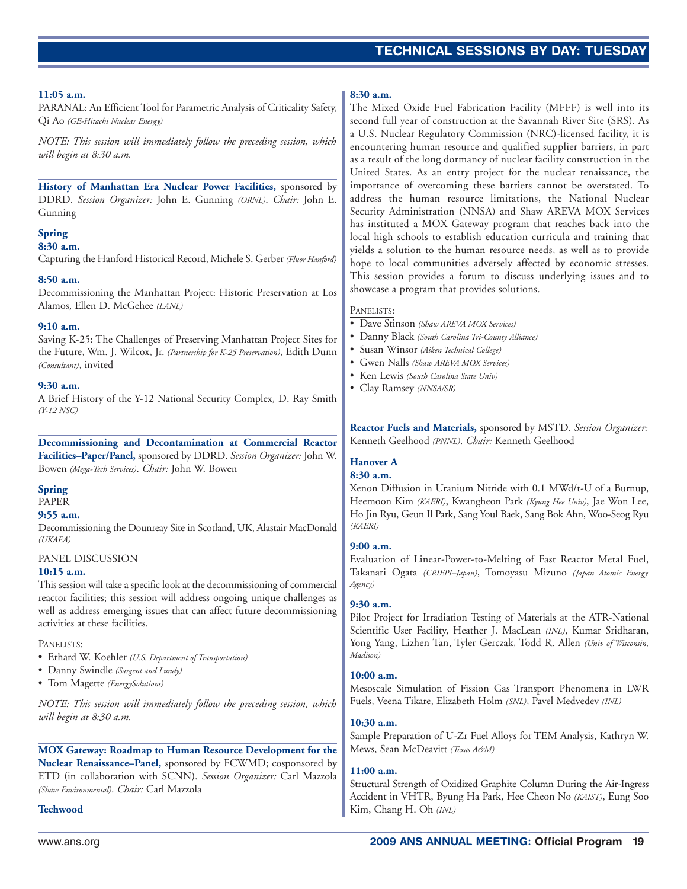**11:05 a.m.**

PARANAL: An Efficient Tool for Parametric Analysis of Criticality Safety, Qi Ao *(GE-Hitachi Nuclear Energy)*

*NOTE: This session will immediately follow the preceding session, which will begin at 8:30 a.m.*

**History of Manhattan Era Nuclear Power Facilities,** sponsored by DDRD. *Session Organizer:* John E. Gunning *(ORNL)*. *Chair:* John E. Gunning

**Spring**

**8:30 a.m.**

Capturing the Hanford Historical Record, Michele S. Gerber *(Fluor Hanford)*

**8:50 a.m.**

Decommissioning the Manhattan Project: Historic Preservation at Los Alamos, Ellen D. McGehee *(LANL)*

**9:10 a.m.**

Saving K-25: The Challenges of Preserving Manhattan Project Sites for the Future, Wm. J. Wilcox, Jr. *(Partnership for K-25 Preservation)*, Edith Dunn *(Consultant)*, invited

**9:30 a.m.**

A Brief History of the Y-12 National Security Complex, D. Ray Smith *(Y-12 NSC)*

**Decommissioning and Decontamination at Commercial Reactor Facilities–Paper/Panel,** sponsored by DDRD. *Session Organizer:* John W. Bowen *(Mega-Tech Services)*. *Chair:* John W. Bowen

**Spring**

PAPER

**9:55 a.m.**

Decommissioning the Dounreay Site in Scotland, UK, Alastair MacDonald *(UKAEA)*

PANEL DISCUSSION

**10:15 a.m.**

This session will take a specific look at the decommissioning of commercial reactor facilities; this session will address ongoing unique challenges as well as address emerging issues that can affect future decommissioning activities at these facilities.

Panelists:

- Erhard W. Koehler *(U.S. Department of Transportation)*
- Danny Swindle *(Sargent and Lundy)*
- Tom Magette *(EnergySolutions)*

*NOTE: This session will immediately follow the preceding session, which will begin at 8:30 a.m.*

**MOX Gateway: Roadmap to Human Resource Development for the Nuclear Renaissance–Panel,** sponsored by FCWMD; cosponsored by ETD (in collaboration with SCNN). *Session Organizer:* Carl Mazzola *(Shaw Environmental)*. *Chair:* Carl Mazzola

**Techwood**

**8:30 a.m.**

The Mixed Oxide Fuel Fabrication Facility (MFFF) is well into its second full year of construction at the Savannah River Site (SRS). As a U.S. Nuclear Regulatory Commission (NRC)-licensed facility, it is encountering human resource and qualified supplier barriers, in part as a result of the long dormancy of nuclear facility construction in the United States. As an entry project for the nuclear renaissance, the importance of overcoming these barriers cannot be overstated. To address the human resource limitations, the National Nuclear Security Administration (NNSA) and Shaw AREVA MOX Services has instituted a MOX Gateway program that reaches back into the local high schools to establish education curricula and training that yields a solution to the human resource needs, as well as to provide hope to local communities adversely affected by economic stresses. This session provides a forum to discuss underlying issues and to showcase a program that provides solutions.

Panelists:

- Dave Stinson *(Shaw AREVA MOX Services)*
- Danny Black *(South Carolina Tri-County Alliance)*
- Susan Winsor *(Aiken Technical College)*
- Gwen Nalls *(Shaw AREVA MOX Services)*
- Ken Lewis *(South Carolina State Univ)*
- Clay Ramsey *(NNSA/SR)*

**Reactor Fuels and Materials,** sponsored by MSTD. *Session Organizer:* Kenneth Geelhood *(PNNL)*. *Chair:* Kenneth Geelhood

**Hanover A**

**8:30 a.m.**

Xenon Diffusion in Uranium Nitride with 0.1 MWd/t-U of a Burnup, Heemoon Kim *(KAERI)*, Kwangheon Park *(Kyung Hee Univ)*, Jae Won Lee, Ho Jin Ryu, Geun Il Park, Sang Youl Baek, Sang Bok Ahn, Woo-Seog Ryu *(KAERI)*

**9:00 a.m.**

Evaluation of Linear-Power-to-Melting of Fast Reactor Metal Fuel, Takanari Ogata *(CRIEPI–Japan)*, Tomoyasu Mizuno *(Japan Atomic Energy Agency)*

**9:30 a.m.**

Pilot Project for Irradiation Testing of Materials at the ATR-National Scientific User Facility, Heather J. MacLean *(INL)*, Kumar Sridharan, Yong Yang, Lizhen Tan, Tyler Gerczak, Todd R. Allen *(Univ of Wisconsin, Madison)*

**10:00 a.m.**

Mesoscale Simulation of Fission Gas Transport Phenomena in LWR Fuels, Veena Tikare, Elizabeth Holm *(SNL)*, Pavel Medvedev *(INL)*

**10:30 a.m.**

Sample Preparation of U-Zr Fuel Alloys for TEM Analysis, Kathryn W. Mews, Sean McDeavitt *(Texas A&M)*

**11:00 a.m.**

Structural Strength of Oxidized Graphite Column During the Air-Ingress Accident in VHTR, Byung Ha Park, Hee Cheon No *(KAIST)*, Eung Soo Kim, Chang H. Oh *(INL)*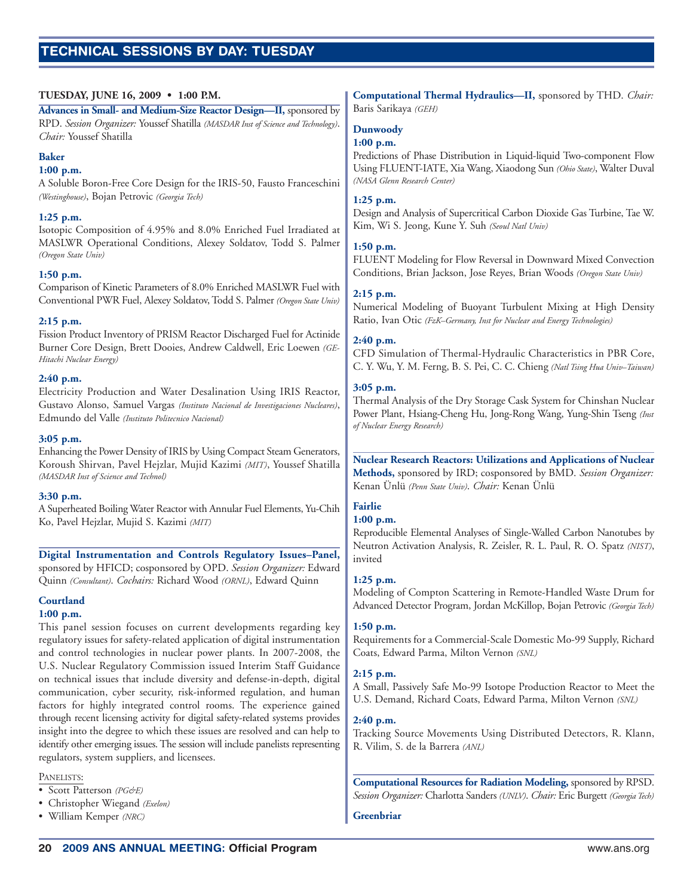## TECHNICAL SESSIONS BY DAY: TUESDAY

**TUESDAY, JUNE 16, 2009 • 1:00 P.M.**

**Advances in Small- and Medium-Size Reactor Design—II,** sponsored by RPD. *Session Organizer:* Youssef Shatilla *(MASDAR Inst of Science and Technology)*. *Chair:* Youssef Shatilla

**Baker**

**1:00 p.m.**
A Soluble Boron-Free Core Design for the IRIS-50, Fausto Franceschini *(Westinghouse)*, Bojan Petrovic *(Georgia Tech)*

**1:25 p.m.**
Isotopic Composition of 4.95% and 8.0% Enriched Fuel Irradiated at MASLWR Operational Conditions, Alexey Soldatov, Todd S. Palmer *(Oregon State Univ)*

**1:50 p.m.**
Comparison of Kinetic Parameters of 8.0% Enriched MASLWR Fuel with Conventional PWR Fuel, Alexey Soldatov, Todd S. Palmer *(Oregon State Univ)*

**2:15 p.m.**
Fission Product Inventory of PRISM Reactor Discharged Fuel for Actinide Burner Core Design, Brett Dooies, Andrew Caldwell, Eric Loewen *(GE-Hitachi Nuclear Energy)*

**2:40 p.m.**
Electricity Production and Water Desalination Using IRIS Reactor, Gustavo Alonso, Samuel Vargas *(Instituto Nacional de Investigaciones Nucleares)*, Edmundo del Valle *(Instituto Politecnico Nacional)*

**3:05 p.m.**
Enhancing the Power Density of IRIS by Using Compact Steam Generators, Koroush Shirvan, Pavel Hejzlar, Mujid Kazimi *(MIT)*, Youssef Shatilla *(MASDAR Inst of Science and Technol)*

**3:30 p.m.**
A Superheated Boiling Water Reactor with Annular Fuel Elements, Yu-Chih Ko, Pavel Hejzlar, Mujid S. Kazimi *(MIT)*

**Digital Instrumentation and Controls Regulatory Issues–Panel,** sponsored by HFICD; cosponsored by OPD. *Session Organizer:* Edward Quinn *(Consultant)*. *Cochairs:* Richard Wood *(ORNL)*, Edward Quinn

**Courtland**

**1:00 p.m.**
This panel session focuses on current developments regarding key regulatory issues for safety-related application of digital instrumentation and control technologies in nuclear power plants. In 2007-2008, the U.S. Nuclear Regulatory Commission issued Interim Staff Guidance on technical issues that include diversity and defense-in-depth, digital communication, cyber security, risk-informed regulation, and human factors for highly integrated control rooms. The experience gained through recent licensing activity for digital safety-related systems provides insight into the degree to which these issues are resolved and can help to identify other emerging issues. The session will include panelists representing regulators, system suppliers, and licensees.

PANELISTS:
- Scott Patterson *(PG&E)*
- Christopher Wiegand *(Exelon)*
- William Kemper *(NRC)*

**Computational Thermal Hydraulics—II,** sponsored by THD. *Chair:* Baris Sarikaya *(GEH)*

**Dunwoody**

**1:00 p.m.**
Predictions of Phase Distribution in Liquid-liquid Two-component Flow Using FLUENT-IATE, Xia Wang, Xiaodong Sun *(Ohio State)*, Walter Duval *(NASA Glenn Research Center)*

**1:25 p.m.**
Design and Analysis of Supercritical Carbon Dioxide Gas Turbine, Tae W. Kim, Wi S. Jeong, Kune Y. Suh *(Seoul Natl Univ)*

**1:50 p.m.**
FLUENT Modeling for Flow Reversal in Downward Mixed Convection Conditions, Brian Jackson, Jose Reyes, Brian Woods *(Oregon State Univ)*

**2:15 p.m.**
Numerical Modeling of Buoyant Turbulent Mixing at High Density Ratio, Ivan Otic *(FzK–Germany, Inst for Nuclear and Energy Technologies)*

**2:40 p.m.**
CFD Simulation of Thermal-Hydraulic Characteristics in PBR Core, C. Y. Wu, Y. M. Ferng, B. S. Pei, C. C. Chieng *(Natl Tsing Hua Univ–Taiwan)*

**3:05 p.m.**
Thermal Analysis of the Dry Storage Cask System for Chinshan Nuclear Power Plant, Hsiang-Cheng Hu, Jong-Rong Wang, Yung-Shin Tseng *(Inst of Nuclear Energy Research)*

**Nuclear Research Reactors: Utilizations and Applications of Nuclear Methods,** sponsored by IRD; cosponsored by BMD. *Session Organizer:* Kenan Ünlü *(Penn State Univ)*. *Chair:* Kenan Ünlü

**Fairlie**

**1:00 p.m.**
Reproducible Elemental Analyses of Single-Walled Carbon Nanotubes by Neutron Activation Analysis, R. Zeisler, R. L. Paul, R. O. Spatz *(NIST)*, invited

**1:25 p.m.**
Modeling of Compton Scattering in Remote-Handled Waste Drum for Advanced Detector Program, Jordan McKillop, Bojan Petrovic *(Georgia Tech)*

**1:50 p.m.**
Requirements for a Commercial-Scale Domestic Mo-99 Supply, Richard Coats, Edward Parma, Milton Vernon *(SNL)*

**2:15 p.m.**
A Small, Passively Safe Mo-99 Isotope Production Reactor to Meet the U.S. Demand, Richard Coats, Edward Parma, Milton Vernon *(SNL)*

**2:40 p.m.**
Tracking Source Movements Using Distributed Detectors, R. Klann, R. Vilim, S. de la Barrera *(ANL)*

**Computational Resources for Radiation Modeling,** sponsored by RPSD. *Session Organizer:* Charlotta Sanders *(UNLV)*. *Chair:* Eric Burgett *(Georgia Tech)*

**Greenbriar**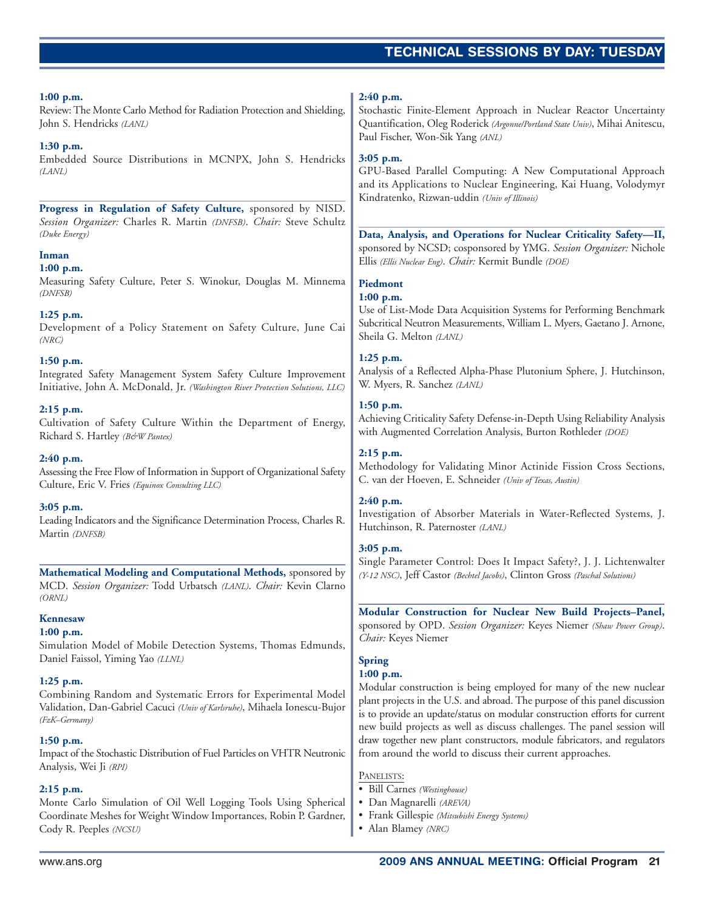**1:00 p.m.**
Review: The Monte Carlo Method for Radiation Protection and Shielding, John S. Hendricks *(LANL)*

**1:30 p.m.**
Embedded Source Distributions in MCNPX, John S. Hendricks *(LANL)*

**Progress in Regulation of Safety Culture,** sponsored by NISD. *Session Organizer:* Charles R. Martin *(DNFSB)*. *Chair:* Steve Schultz *(Duke Energy)*

**Inman**

**1:00 p.m.**
Measuring Safety Culture, Peter S. Winokur, Douglas M. Minnema *(DNFSB)*

**1:25 p.m.**
Development of a Policy Statement on Safety Culture, June Cai *(NRC)*

**1:50 p.m.**
Integrated Safety Management System Safety Culture Improvement Initiative, John A. McDonald, Jr. *(Washington River Protection Solutions, LLC)*

**2:15 p.m.**
Cultivation of Safety Culture Within the Department of Energy, Richard S. Hartley *(B&W Pantex)*

**2:40 p.m.**
Assessing the Free Flow of Information in Support of Organizational Safety Culture, Eric V. Fries *(Equinox Consulting LLC)*

**3:05 p.m.**
Leading Indicators and the Significance Determination Process, Charles R. Martin *(DNFSB)*

**Mathematical Modeling and Computational Methods,** sponsored by MCD. *Session Organizer:* Todd Urbatsch *(LANL)*. *Chair:* Kevin Clarno *(ORNL)*

**Kennesaw**

**1:00 p.m.**
Simulation Model of Mobile Detection Systems, Thomas Edmunds, Daniel Faissol, Yiming Yao *(LLNL)*

**1:25 p.m.**
Combining Random and Systematic Errors for Experimental Model Validation, Dan-Gabriel Cacuci *(Univ of Karlsruhe)*, Mihaela Ionescu-Bujor *(FzK–Germany)*

**1:50 p.m.**
Impact of the Stochastic Distribution of Fuel Particles on VHTR Neutronic Analysis, Wei Ji *(RPI)*

**2:15 p.m.**
Monte Carlo Simulation of Oil Well Logging Tools Using Spherical Coordinate Meshes for Weight Window Importances, Robin P. Gardner, Cody R. Peeples *(NCSU)*

**2:40 p.m.**
Stochastic Finite-Element Approach in Nuclear Reactor Uncertainty Quantification, Oleg Roderick *(Argonne/Portland State Univ)*, Mihai Anitescu, Paul Fischer, Won-Sik Yang *(ANL)*

**3:05 p.m.**
GPU-Based Parallel Computing: A New Computational Approach and its Applications to Nuclear Engineering, Kai Huang, Volodymyr Kindratenko, Rizwan-uddin *(Univ of Illinois)*

**Data, Analysis, and Operations for Nuclear Criticality Safety—II,** sponsored by NCSD; cosponsored by YMG. *Session Organizer:* Nichole Ellis *(Ellis Nuclear Eng)*. *Chair:* Kermit Bundle *(DOE)*

**Piedmont**

**1:00 p.m.**
Use of List-Mode Data Acquisition Systems for Performing Benchmark Subcritical Neutron Measurements, William L. Myers, Gaetano J. Arnone, Sheila G. Melton *(LANL)*

**1:25 p.m.**
Analysis of a Reflected Alpha-Phase Plutonium Sphere, J. Hutchinson, W. Myers, R. Sanchez *(LANL)*

**1:50 p.m.**
Achieving Criticality Safety Defense-in-Depth Using Reliability Analysis with Augmented Correlation Analysis, Burton Rothleder *(DOE)*

**2:15 p.m.**
Methodology for Validating Minor Actinide Fission Cross Sections, C. van der Hoeven, E. Schneider *(Univ of Texas, Austin)*

**2:40 p.m.**
Investigation of Absorber Materials in Water-Reflected Systems, J. Hutchinson, R. Paternoster *(LANL)*

**3:05 p.m.**
Single Parameter Control: Does It Impact Safety?, J. J. Lichtenwalter *(Y-12 NSC)*, Jeff Castor *(Bechtel Jacobs)*, Clinton Gross *(Paschal Solutions)*

**Modular Construction for Nuclear New Build Projects–Panel,** sponsored by OPD. *Session Organizer:* Keyes Niemer *(Shaw Power Group)*. *Chair:* Keyes Niemer

**Spring**

**1:00 p.m.**
Modular construction is being employed for many of the new nuclear plant projects in the U.S. and abroad. The purpose of this panel discussion is to provide an update/status on modular construction efforts for current new build projects as well as discuss challenges. The panel session will draw together new plant constructors, module fabricators, and regulators from around the world to discuss their current approaches.

Panelists:

- Bill Carnes *(Westinghouse)*
- Dan Magnarelli *(AREVA)*
- Frank Gillespie *(Mitsubishi Energy Systems)*
- Alan Blamey *(NRC)*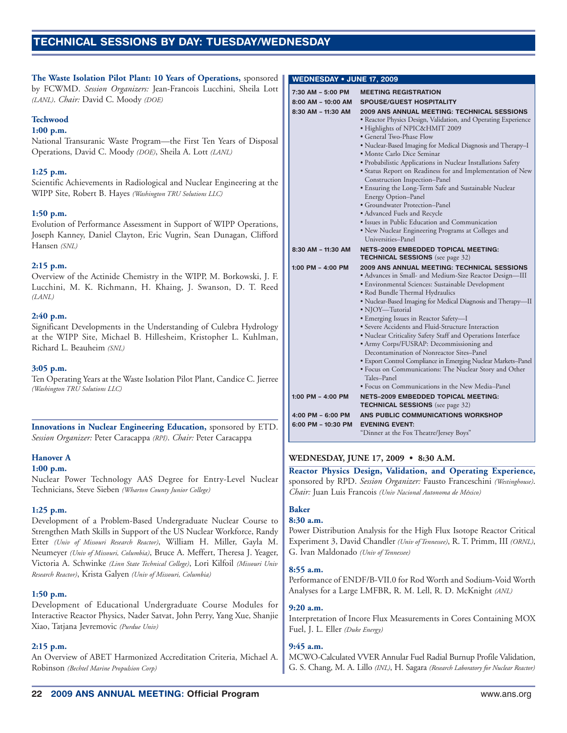**The Waste Isolation Pilot Plant: 10 Years of Operations,** sponsored by FCWMD. *Session Organizers:* Jean-Francois Lucchini, Sheila Lott *(LANL)*. *Chair:* David C. Moody *(DOE)*

**Techwood**

**1:00 p.m.**
National Transuranic Waste Program—the First Ten Years of Disposal Operations, David C. Moody *(DOE)*, Sheila A. Lott *(LANL)*

**1:25 p.m.**
Scientific Achievements in Radiological and Nuclear Engineering at the WIPP Site, Robert B. Hayes *(Washington TRU Solutions LLC)*

**1:50 p.m.**
Evolution of Performance Assessment in Support of WIPP Operations, Joseph Kanney, Daniel Clayton, Eric Vugrin, Sean Dunagan, Clifford Hansen *(SNL)*

**2:15 p.m.**
Overview of the Actinide Chemistry in the WIPP, M. Borkowski, J. F. Lucchini, M. K. Richmann, H. Khaing, J. Swanson, D. T. Reed *(LANL)*

**2:40 p.m.**
Significant Developments in the Understanding of Culebra Hydrology at the WIPP Site, Michael B. Hillesheim, Kristopher L. Kuhlman, Richard L. Beauheim *(SNL)*

**3:05 p.m.**
Ten Operating Years at the Waste Isolation Pilot Plant, Candice C. Jierree *(Washington TRU Solutions LLC)*

**Innovations in Nuclear Engineering Education,** sponsored by ETD. *Session Organizer:* Peter Caracappa *(RPI)*. *Chair:* Peter Caracappa

**Hanover A**

**1:00 p.m.**
Nuclear Power Technology AAS Degree for Entry-Level Nuclear Technicians, Steve Sieben *(Wharton County Junior College)*

**1:25 p.m.**
Development of a Problem-Based Undergraduate Nuclear Course to Strengthen Math Skills in Support of the US Nuclear Workforce, Randy Etter *(Univ of Missouri Research Reactor)*, William H. Miller, Gayla M. Neumeyer *(Univ of Missouri, Columbia)*, Bruce A. Meffert, Theresa J. Yeager, Victoria A. Schwinke *(Linn State Technical College)*, Lori Kilfoil *(Missouri Univ Research Reactor)*, Krista Galyen *(Univ of Missouri, Columbia)*

**1:50 p.m.**
Development of Educational Undergraduate Course Modules for Interactive Reactor Physics, Nader Satvat, John Perry, Yang Xue, Shanjie Xiao, Tatjana Jevremovic *(Purdue Univ)*

**2:15 p.m.**
An Overview of ABET Harmonized Accreditation Criteria, Michael A. Robinson *(Bechtel Marine Propulsion Corp)*

## WEDNESDAY • JUNE 17, 2009

| | |
|---|---|
| 7:30 AM – 5:00 PM | **MEETING REGISTRATION** |
| 8:00 AM – 10:00 AM | **SPOUSE/GUEST HOSPITALITY** |
| 8:30 AM – 11:30 AM | **2009 ANS ANNUAL MEETING: TECHNICAL SESSIONS**<br>• Reactor Physics Design, Validation, and Operating Experience<br>• Highlights of NPIC&HMIT 2009<br>• General Two-Phase Flow<br>• Nuclear-Based Imaging for Medical Diagnosis and Therapy–I<br>• Monte Carlo Dice Seminar<br>• Probabilistic Applications in Nuclear Installations Safety<br>• Status Report on Readiness for and Implementation of New Construction Inspection–Panel<br>• Ensuring the Long-Term Safe and Sustainable Nuclear Energy Option–Panel<br>• Groundwater Protection–Panel<br>• Advanced Fuels and Recycle<br>• Issues in Public Education and Communication<br>• New Nuclear Engineering Programs at Colleges and Universities–Panel |
| 8:30 AM – 11:30 AM | **NETS–2009 EMBEDDED TOPICAL MEETING: TECHNICAL SESSIONS** (see page 32) |
| 1:00 PM – 4:00 PM | **2009 ANS ANNUAL MEETING: TECHNICAL SESSIONS**<br>• Advances in Small- and Medium-Size Reactor Design—III<br>• Environmental Sciences: Sustainable Development<br>• Rod Bundle Thermal Hydraulics<br>• Nuclear-Based Imaging for Medical Diagnosis and Therapy—II<br>• NJOY—Tutorial<br>• Emerging Issues in Reactor Safety—I<br>• Severe Accidents and Fluid-Structure Interaction<br>• Nuclear Criticality Safety Staff and Operations Interface<br>• Army Corps/FUSRAP: Decommissioning and Decontamination of Nonreactor Sites–Panel<br>• Export Control Compliance in Emerging Nuclear Markets–Panel<br>• Focus on Communications: The Nuclear Story and Other Tales–Panel<br>• Focus on Communications in the New Media–Panel |
| 1:00 PM – 4:00 PM | **NETS–2009 EMBEDDED TOPICAL MEETING: TECHNICAL SESSIONS** (see page 32) |
| 4:00 PM – 6:00 PM | **ANS PUBLIC COMMUNICATIONS WORKSHOP** |
| 6:00 PM – 10:30 PM | **EVENING EVENT:**<br>"Dinner at the Fox Theatre/Jersey Boys" |

## WEDNESDAY, JUNE 17, 2009 • 8:30 A.M.

**Reactor Physics Design, Validation, and Operating Experience,** sponsored by RPD. *Session Organizer:* Fausto Franceschini *(Westinghouse)*. *Chair:* Juan Luis Francois *(Univ Nacional Autonoma de México)*

**Baker**

**8:30 a.m.**
Power Distribution Analysis for the High Flux Isotope Reactor Critical Experiment 3, David Chandler *(Univ of Tennessee)*, R. T. Primm, III *(ORNL)*, G. Ivan Maldonado *(Univ of Tennessee)*

**8:55 a.m.**
Performance of ENDF/B-VII.0 for Rod Worth and Sodium-Void Worth Analyses for a Large LMFBR, R. M. Lell, R. D. McKnight *(ANL)*

**9:20 a.m.**
Interpretation of Incore Flux Measurements in Cores Containing MOX Fuel, J. L. Eller *(Duke Energy)*

**9:45 a.m.**
MCWO-Calculated VVER Annular Fuel Radial Burnup Profile Validation, G. S. Chang, M. A. Lillo *(INL)*, H. Sagara *(Research Laboratory for Nuclear Reactor)*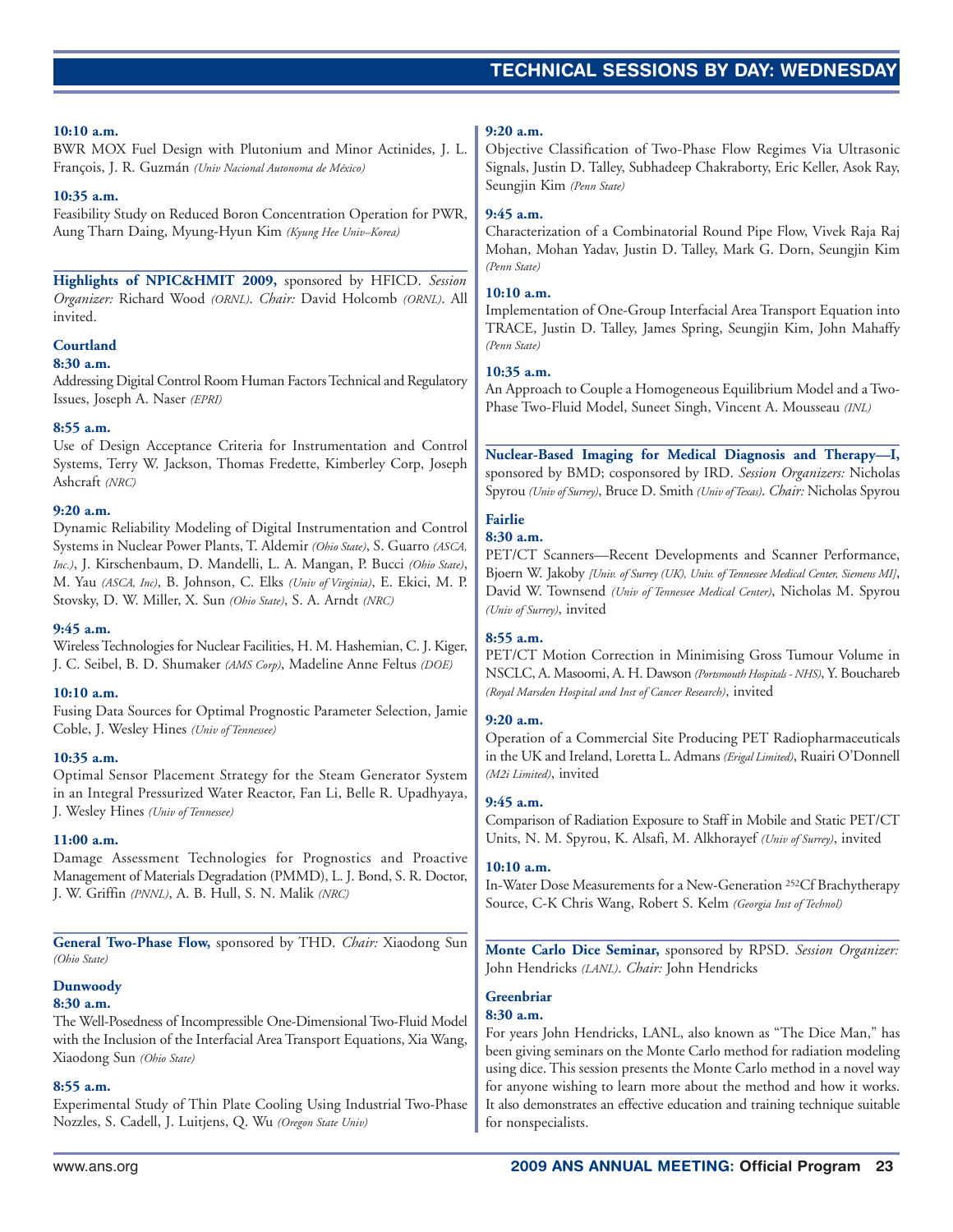**10:10 a.m.**
BWR MOX Fuel Design with Plutonium and Minor Actinides, J. L. François, J. R. Guzmán *(Univ Nacional Autonoma de México)*

**10:35 a.m.**
Feasibility Study on Reduced Boron Concentration Operation for PWR, Aung Tharn Daing, Myung-Hyun Kim *(Kyung Hee Univ–Korea)*

**Highlights of NPIC&HMIT 2009,** sponsored by HFICD. *Session Organizer:* Richard Wood *(ORNL)*. *Chair:* David Holcomb *(ORNL)*. All invited.

**Courtland**

**8:30 a.m.**
Addressing Digital Control Room Human Factors Technical and Regulatory Issues, Joseph A. Naser *(EPRI)*

**8:55 a.m.**
Use of Design Acceptance Criteria for Instrumentation and Control Systems, Terry W. Jackson, Thomas Fredette, Kimberley Corp, Joseph Ashcraft *(NRC)*

**9:20 a.m.**
Dynamic Reliability Modeling of Digital Instrumentation and Control Systems in Nuclear Power Plants, T. Aldemir *(Ohio State)*, S. Guarro *(ASCA, Inc.)*, J. Kirschenbaum, D. Mandelli, L. A. Mangan, P. Bucci *(Ohio State)*, M. Yau *(ASCA, Inc)*, B. Johnson, C. Elks *(Univ of Virginia)*, E. Ekici, M. P. Stovsky, D. W. Miller, X. Sun *(Ohio State)*, S. A. Arndt *(NRC)*

**9:45 a.m.**
Wireless Technologies for Nuclear Facilities, H. M. Hashemian, C. J. Kiger, J. C. Seibel, B. D. Shumaker *(AMS Corp)*, Madeline Anne Feltus *(DOE)*

**10:10 a.m.**
Fusing Data Sources for Optimal Prognostic Parameter Selection, Jamie Coble, J. Wesley Hines *(Univ of Tennessee)*

**10:35 a.m.**
Optimal Sensor Placement Strategy for the Steam Generator System in an Integral Pressurized Water Reactor, Fan Li, Belle R. Upadhyaya, J. Wesley Hines *(Univ of Tennessee)*

**11:00 a.m.**
Damage Assessment Technologies for Prognostics and Proactive Management of Materials Degradation (PMMD), L. J. Bond, S. R. Doctor, J. W. Griffin *(PNNL)*, A. B. Hull, S. N. Malik *(NRC)*

**General Two-Phase Flow,** sponsored by THD. *Chair:* Xiaodong Sun *(Ohio State)*

**Dunwoody**

**8:30 a.m.**
The Well-Posedness of Incompressible One-Dimensional Two-Fluid Model with the Inclusion of the Interfacial Area Transport Equations, Xia Wang, Xiaodong Sun *(Ohio State)*

**8:55 a.m.**
Experimental Study of Thin Plate Cooling Using Industrial Two-Phase Nozzles, S. Cadell, J. Luitjens, Q. Wu *(Oregon State Univ)*

**9:20 a.m.**
Objective Classification of Two-Phase Flow Regimes Via Ultrasonic Signals, Justin D. Talley, Subhadeep Chakraborty, Eric Keller, Asok Ray, Seungjin Kim *(Penn State)*

**9:45 a.m.**
Characterization of a Combinatorial Round Pipe Flow, Vivek Raja Raj Mohan, Mohan Yadav, Justin D. Talley, Mark G. Dorn, Seungjin Kim *(Penn State)*

**10:10 a.m.**
Implementation of One-Group Interfacial Area Transport Equation into TRACE, Justin D. Talley, James Spring, Seungjin Kim, John Mahaffy *(Penn State)*

**10:35 a.m.**
An Approach to Couple a Homogeneous Equilibrium Model and a Two-Phase Two-Fluid Model, Suneet Singh, Vincent A. Mousseau *(INL)*

**Nuclear-Based Imaging for Medical Diagnosis and Therapy—I,** sponsored by BMD; cosponsored by IRD. *Session Organizers:* Nicholas Spyrou *(Univ of Surrey)*, Bruce D. Smith *(Univ of Texas)*. *Chair:* Nicholas Spyrou

**Fairlie**

**8:30 a.m.**
PET/CT Scanners—Recent Developments and Scanner Performance, Bjoern W. Jakoby *[Univ. of Surrey (UK), Univ. of Tennessee Medical Center, Siemens MI]*, David W. Townsend *(Univ of Tennessee Medical Center)*, Nicholas M. Spyrou *(Univ of Surrey)*, invited

**8:55 a.m.**
PET/CT Motion Correction in Minimising Gross Tumour Volume in NSCLC, A. Masoomi, A. H. Dawson *(Portsmouth Hospitals - NHS)*, Y. Bouchareb *(Royal Marsden Hospital and Inst of Cancer Research)*, invited

**9:20 a.m.**
Operation of a Commercial Site Producing PET Radiopharmaceuticals in the UK and Ireland, Loretta L. Admans *(Erigal Limited)*, Ruairi O'Donnell *(M2i Limited)*, invited

**9:45 a.m.**
Comparison of Radiation Exposure to Staff in Mobile and Static PET/CT Units, N. M. Spyrou, K. Alsafi, M. Alkhorayef *(Univ of Surrey)*, invited

**10:10 a.m.**
In-Water Dose Measurements for a New-Generation $^{252}$Cf Brachytherapy Source, C-K Chris Wang, Robert S. Kelm *(Georgia Inst of Technol)*

**Monte Carlo Dice Seminar,** sponsored by RPSD. *Session Organizer:* John Hendricks *(LANL)*. *Chair:* John Hendricks

**Greenbriar**

**8:30 a.m.**
For years John Hendricks, LANL, also known as "The Dice Man," has been giving seminars on the Monte Carlo method for radiation modeling using dice. This session presents the Monte Carlo method in a novel way for anyone wishing to learn more about the method and how it works. It also demonstrates an effective education and training technique suitable for nonspecialists.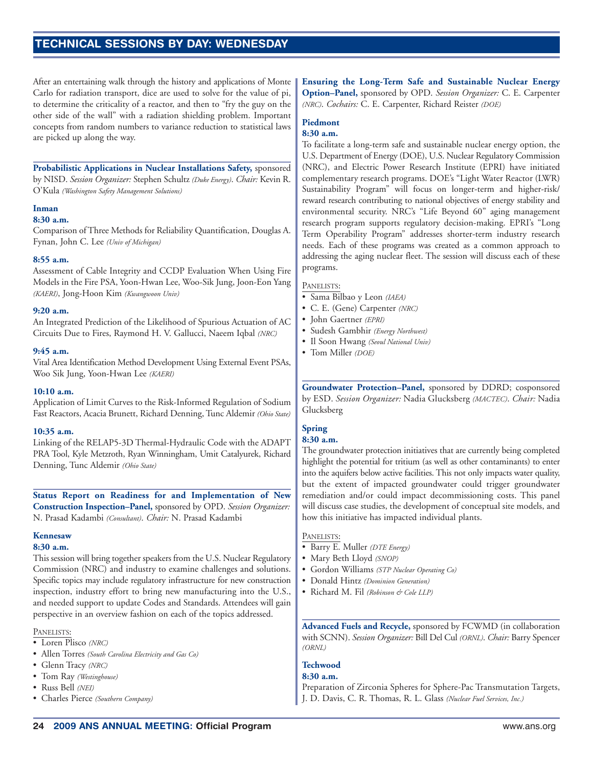## TECHNICAL SESSIONS BY DAY: WEDNESDAY

After an entertaining walk through the history and applications of Monte Carlo for radiation transport, dice are used to solve for the value of pi, to determine the criticality of a reactor, and then to "fry the guy on the other side of the wall" with a radiation shielding problem. Important concepts from random numbers to variance reduction to statistical laws are picked up along the way.

**Probabilistic Applications in Nuclear Installations Safety,** sponsored by NISD. *Session Organizer:* Stephen Schultz *(Duke Energy)*. *Chair:* Kevin R. O'Kula *(Washington Safety Management Solutions)*

**Inman**

**8:30 a.m.**

Comparison of Three Methods for Reliability Quantification, Douglas A. Fynan, John C. Lee *(Univ of Michigan)*

**8:55 a.m.**

Assessment of Cable Integrity and CCDP Evaluation When Using Fire Models in the Fire PSA, Yoon-Hwan Lee, Woo-Sik Jung, Joon-Eon Yang *(KAERI)*, Jong-Hoon Kim *(Kwangwoon Univ)*

**9:20 a.m.**

An Integrated Prediction of the Likelihood of Spurious Actuation of AC Circuits Due to Fires, Raymond H. V. Gallucci, Naeem Iqbal *(NRC)*

**9:45 a.m.**

Vital Area Identification Method Development Using External Event PSAs, Woo Sik Jung, Yoon-Hwan Lee *(KAERI)*

**10:10 a.m.**

Application of Limit Curves to the Risk-Informed Regulation of Sodium Fast Reactors, Acacia Brunett, Richard Denning, Tunc Aldemir *(Ohio State)*

**10:35 a.m.**

Linking of the RELAP5-3D Thermal-Hydraulic Code with the ADAPT PRA Tool, Kyle Metzroth, Ryan Winningham, Umit Catalyurek, Richard Denning, Tunc Aldemir *(Ohio State)*

**Status Report on Readiness for and Implementation of New Construction Inspection–Panel,** sponsored by OPD. *Session Organizer:* N. Prasad Kadambi *(Consultant)*. *Chair:* N. Prasad Kadambi

**Kennesaw**

**8:30 a.m.**

This session will bring together speakers from the U.S. Nuclear Regulatory Commission (NRC) and industry to examine challenges and solutions. Specific topics may include regulatory infrastructure for new construction inspection, industry effort to bring new manufacturing into the U.S., and needed support to update Codes and Standards. Attendees will gain perspective in an overview fashion on each of the topics addressed.

PANELISTS:

- Loren Plisco *(NRC)*
- Allen Torres *(South Carolina Electricity and Gas Co)*
- Glenn Tracy *(NRC)*
- Tom Ray *(Westinghouse)*
- Russ Bell *(NEI)*
- Charles Pierce *(Southern Company)*

**Ensuring the Long-Term Safe and Sustainable Nuclear Energy Option–Panel,** sponsored by OPD. *Session Organizer:* C. E. Carpenter *(NRC)*. *Cochairs:* C. E. Carpenter, Richard Reister *(DOE)*

**Piedmont**

**8:30 a.m.**

To facilitate a long-term safe and sustainable nuclear energy option, the U.S. Department of Energy (DOE), U.S. Nuclear Regulatory Commission (NRC), and Electric Power Research Institute (EPRI) have initiated complementary research programs. DOE's "Light Water Reactor (LWR) Sustainability Program" will focus on longer-term and higher-risk/reward research contributing to national objectives of energy stability and environmental security. NRC's "Life Beyond 60" aging management research program supports regulatory decision-making. EPRI's "Long Term Operability Program" addresses shorter-term industry research needs. Each of these programs was created as a common approach to addressing the aging nuclear fleet. The session will discuss each of these programs.

PANELISTS:

- Sama Bilbao y Leon *(IAEA)*
- C. E. (Gene) Carpenter *(NRC)*
- John Gaertner *(EPRI)*
- Sudesh Gambhir *(Energy Northwest)*
- Il Soon Hwang *(Seoul National Univ)*
- Tom Miller *(DOE)*

**Groundwater Protection–Panel,** sponsored by DDRD; cosponsored by ESD. *Session Organizer:* Nadia Glucksberg *(MACTEC)*. *Chair:* Nadia Glucksberg

**Spring**

**8:30 a.m.**

The groundwater protection initiatives that are currently being completed highlight the potential for tritium (as well as other contaminants) to enter into the aquifers below active facilities. This not only impacts water quality, but the extent of impacted groundwater could trigger groundwater remediation and/or could impact decommissioning costs. This panel will discuss case studies, the development of conceptual site models, and how this initiative has impacted individual plants.

PANELISTS:

- Barry E. Muller *(DTE Energy)*
- Mary Beth Lloyd *(SNOP)*
- Gordon Williams *(STP Nuclear Operating Co)*
- Donald Hintz *(Dominion Generation)*
- Richard M. Fil *(Robinson & Cole LLP)*

**Advanced Fuels and Recycle,** sponsored by FCWMD (in collaboration with SCNN). *Session Organizer:* Bill Del Cul *(ORNL)*. *Chair:* Barry Spencer *(ORNL)*

**Techwood**

**8:30 a.m.**

Preparation of Zirconia Spheres for Sphere-Pac Transmutation Targets, J. D. Davis, C. R. Thomas, R. L. Glass *(Nuclear Fuel Services, Inc.)*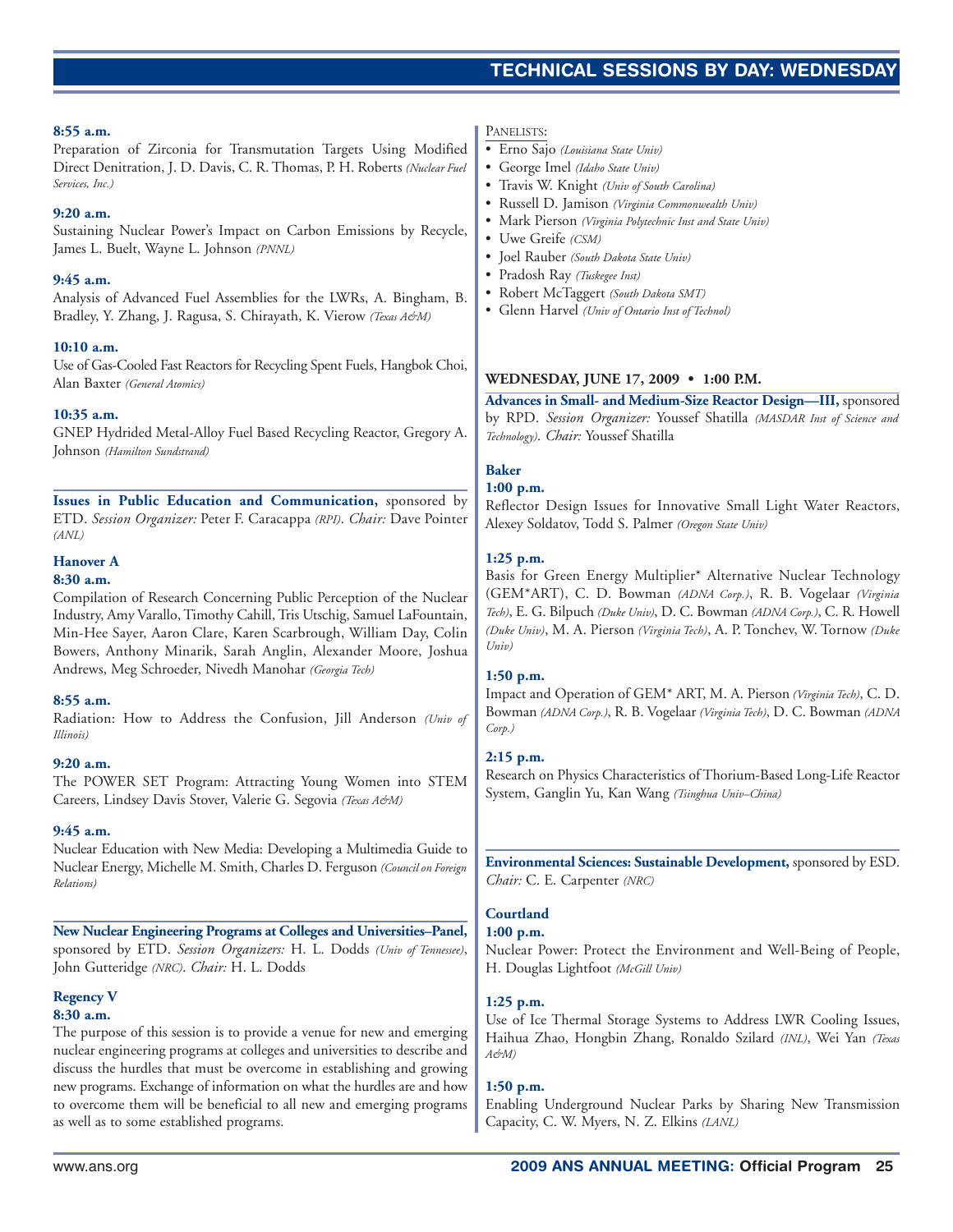**8:55 a.m.**
Preparation of Zirconia for Transmutation Targets Using Modified Direct Denitration, J. D. Davis, C. R. Thomas, P. H. Roberts *(Nuclear Fuel Services, Inc.)*

**9:20 a.m.**
Sustaining Nuclear Power's Impact on Carbon Emissions by Recycle, James L. Buelt, Wayne L. Johnson *(PNNL)*

**9:45 a.m.**
Analysis of Advanced Fuel Assemblies for the LWRs, A. Bingham, B. Bradley, Y. Zhang, J. Ragusa, S. Chirayath, K. Vierow *(Texas A&M)*

**10:10 a.m.**
Use of Gas-Cooled Fast Reactors for Recycling Spent Fuels, Hangbok Choi, Alan Baxter *(General Atomics)*

**10:35 a.m.**
GNEP Hydrided Metal-Alloy Fuel Based Recycling Reactor, Gregory A. Johnson *(Hamilton Sundstrand)*

**Issues in Public Education and Communication,** sponsored by ETD. *Session Organizer:* Peter F. Caracappa *(RPI)*. *Chair:* Dave Pointer *(ANL)*

**Hanover A**

**8:30 a.m.**
Compilation of Research Concerning Public Perception of the Nuclear Industry, Amy Varallo, Timothy Cahill, Tris Utschig, Samuel LaFountain, Min-Hee Sayer, Aaron Clare, Karen Scarbrough, William Day, Colin Bowers, Anthony Minarik, Sarah Anglin, Alexander Moore, Joshua Andrews, Meg Schroeder, Nivedh Manohar *(Georgia Tech)*

**8:55 a.m.**
Radiation: How to Address the Confusion, Jill Anderson *(Univ of Illinois)*

**9:20 a.m.**
The POWER SET Program: Attracting Young Women into STEM Careers, Lindsey Davis Stover, Valerie G. Segovia *(Texas A&M)*

**9:45 a.m.**
Nuclear Education with New Media: Developing a Multimedia Guide to Nuclear Energy, Michelle M. Smith, Charles D. Ferguson *(Council on Foreign Relations)*

**New Nuclear Engineering Programs at Colleges and Universities–Panel,** sponsored by ETD. *Session Organizers:* H. L. Dodds *(Univ of Tennessee)*, John Gutteridge *(NRC)*. *Chair:* H. L. Dodds

**Regency V**

**8:30 a.m.**
The purpose of this session is to provide a venue for new and emerging nuclear engineering programs at colleges and universities to describe and discuss the hurdles that must be overcome in establishing and growing new programs. Exchange of information on what the hurdles are and how to overcome them will be beneficial to all new and emerging programs as well as to some established programs.

PANELISTS:

- Erno Sajo *(Louisiana State Univ)*
- George Imel *(Idaho State Univ)*
- Travis W. Knight *(Univ of South Carolina)*
- Russell D. Jamison *(Virginia Commonwealth Univ)*
- Mark Pierson *(Virginia Polytechnic Inst and State Univ)*
- Uwe Greife *(CSM)*
- Joel Rauber *(South Dakota State Univ)*
- Pradosh Ray *(Tuskegee Inst)*
- Robert McTaggert *(South Dakota SMT)*
- Glenn Harvel *(Univ of Ontario Inst of Technol)*

## WEDNESDAY, JUNE 17, 2009 • 1:00 P.M.

**Advances in Small- and Medium-Size Reactor Design—III,** sponsored by RPD. *Session Organizer:* Youssef Shatilla *(MASDAR Inst of Science and Technology)*. *Chair:* Youssef Shatilla

**Baker**

**1:00 p.m.**
Reflector Design Issues for Innovative Small Light Water Reactors, Alexey Soldatov, Todd S. Palmer *(Oregon State Univ)*

**1:25 p.m.**
Basis for Green Energy Multiplier* Alternative Nuclear Technology (GEM*ART), C. D. Bowman *(ADNA Corp.)*, R. B. Vogelaar *(Virginia Tech)*, E. G. Bilpuch *(Duke Univ)*, D. C. Bowman *(ADNA Corp.)*, C. R. Howell *(Duke Univ)*, M. A. Pierson *(Virginia Tech)*, A. P. Tonchev, W. Tornow *(Duke Univ)*

**1:50 p.m.**
Impact and Operation of GEM* ART, M. A. Pierson *(Virginia Tech)*, C. D. Bowman *(ADNA Corp.)*, R. B. Vogelaar *(Virginia Tech)*, D. C. Bowman *(ADNA Corp.)*

**2:15 p.m.**
Research on Physics Characteristics of Thorium-Based Long-Life Reactor System, Ganglin Yu, Kan Wang *(Tsinghua Univ–China)*

**Environmental Sciences: Sustainable Development,** sponsored by ESD. *Chair:* C. E. Carpenter *(NRC)*

**Courtland**

**1:00 p.m.**
Nuclear Power: Protect the Environment and Well-Being of People, H. Douglas Lightfoot *(McGill Univ)*

**1:25 p.m.**
Use of Ice Thermal Storage Systems to Address LWR Cooling Issues, Haihua Zhao, Hongbin Zhang, Ronaldo Szilard *(INL)*, Wei Yan *(Texas A&M)*

**1:50 p.m.**
Enabling Underground Nuclear Parks by Sharing New Transmission Capacity, C. W. Myers, N. Z. Elkins *(LANL)*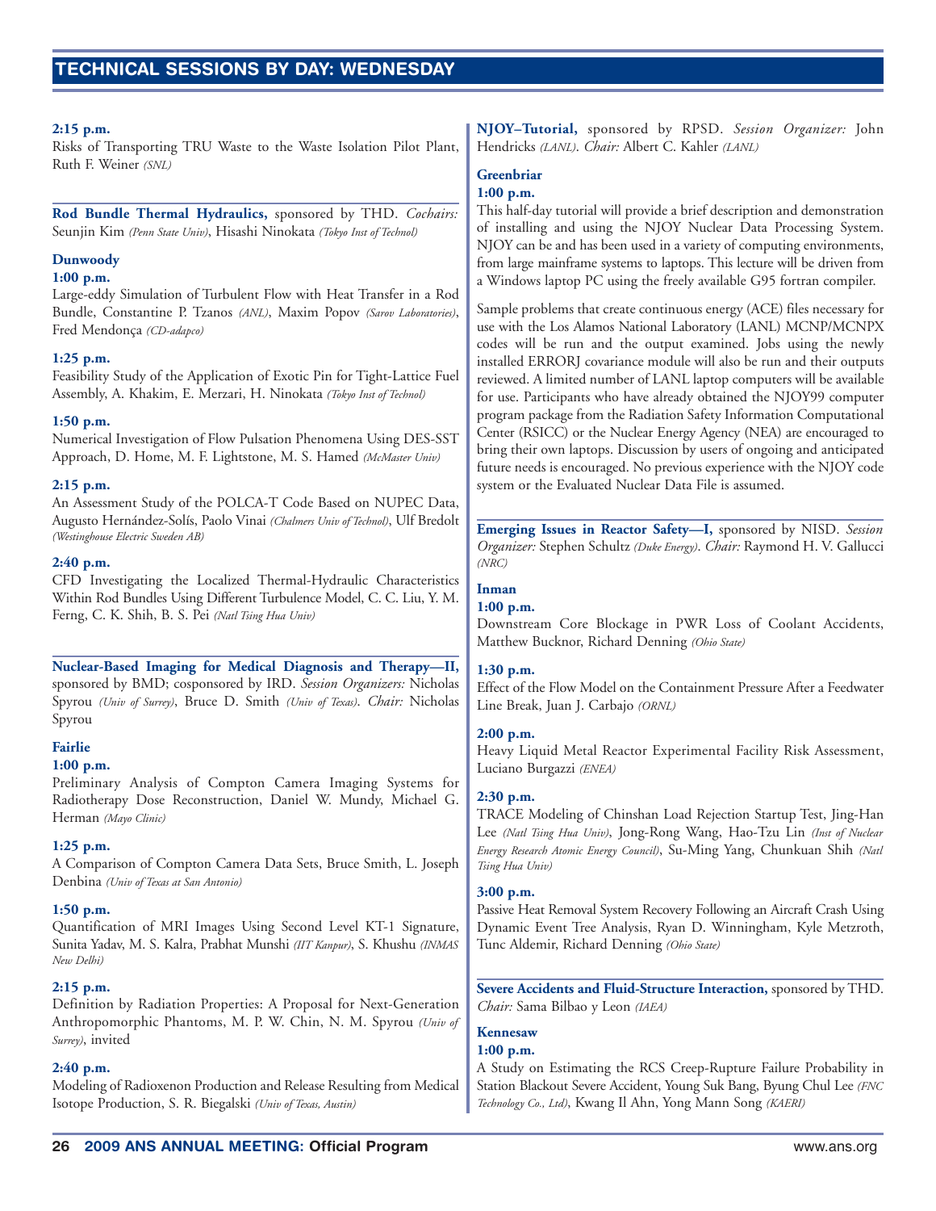## TECHNICAL SESSIONS BY DAY: WEDNESDAY

**2:15 p.m.**
Risks of Transporting TRU Waste to the Waste Isolation Pilot Plant, Ruth F. Weiner *(SNL)*

---

**Rod Bundle Thermal Hydraulics,** sponsored by THD. *Cochairs:* Seunjin Kim *(Penn State Univ)*, Hisashi Ninokata *(Tokyo Inst of Technol)*

**Dunwoody**

**1:00 p.m.**
Large-eddy Simulation of Turbulent Flow with Heat Transfer in a Rod Bundle, Constantine P. Tzanos *(ANL)*, Maxim Popov *(Sarov Laboratories)*, Fred Mendonça *(CD-adapco)*

**1:25 p.m.**
Feasibility Study of the Application of Exotic Pin for Tight-Lattice Fuel Assembly, A. Khakim, E. Merzari, H. Ninokata *(Tokyo Inst of Technol)*

**1:50 p.m.**
Numerical Investigation of Flow Pulsation Phenomena Using DES-SST Approach, D. Home, M. F. Lightstone, M. S. Hamed *(McMaster Univ)*

**2:15 p.m.**
An Assessment Study of the POLCA-T Code Based on NUPEC Data, Augusto Hernández-Solís, Paolo Vinai *(Chalmers Univ of Technol)*, Ulf Bredolt *(Westinghouse Electric Sweden AB)*

**2:40 p.m.**
CFD Investigating the Localized Thermal-Hydraulic Characteristics Within Rod Bundles Using Different Turbulence Model, C. C. Liu, Y. M. Ferng, C. K. Shih, B. S. Pei *(Natl Tsing Hua Univ)*

---

**Nuclear-Based Imaging for Medical Diagnosis and Therapy—II,** sponsored by BMD; cosponsored by IRD. *Session Organizers:* Nicholas Spyrou *(Univ of Surrey)*, Bruce D. Smith *(Univ of Texas)*. *Chair:* Nicholas Spyrou

**Fairlie**

**1:00 p.m.**
Preliminary Analysis of Compton Camera Imaging Systems for Radiotherapy Dose Reconstruction, Daniel W. Mundy, Michael G. Herman *(Mayo Clinic)*

**1:25 p.m.**
A Comparison of Compton Camera Data Sets, Bruce Smith, L. Joseph Denbina *(Univ of Texas at San Antonio)*

**1:50 p.m.**
Quantification of MRI Images Using Second Level KT-1 Signature, Sunita Yadav, M. S. Kalra, Prabhat Munshi *(IIT Kanpur)*, S. Khushu *(INMAS New Delhi)*

**2:15 p.m.**
Definition by Radiation Properties: A Proposal for Next-Generation Anthropomorphic Phantoms, M. P. W. Chin, N. M. Spyrou *(Univ of Surrey)*, invited

**2:40 p.m.**
Modeling of Radioxenon Production and Release Resulting from Medical Isotope Production, S. R. Biegalski *(Univ of Texas, Austin)*

---

**NJOY–Tutorial,** sponsored by RPSD. *Session Organizer:* John Hendricks *(LANL)*. *Chair:* Albert C. Kahler *(LANL)*

**Greenbriar**

**1:00 p.m.**
This half-day tutorial will provide a brief description and demonstration of installing and using the NJOY Nuclear Data Processing System. NJOY can be and has been used in a variety of computing environments, from large mainframe systems to laptops. This lecture will be driven from a Windows laptop PC using the freely available G95 fortran compiler.

Sample problems that create continuous energy (ACE) files necessary for use with the Los Alamos National Laboratory (LANL) MCNP/MCNPX codes will be run and the output examined. Jobs using the newly installed ERRORJ covariance module will also be run and their outputs reviewed. A limited number of LANL laptop computers will be available for use. Participants who have already obtained the NJOY99 computer program package from the Radiation Safety Information Computational Center (RSICC) or the Nuclear Energy Agency (NEA) are encouraged to bring their own laptops. Discussion by users of ongoing and anticipated future needs is encouraged. No previous experience with the NJOY code system or the Evaluated Nuclear Data File is assumed.

---

**Emerging Issues in Reactor Safety—I,** sponsored by NISD. *Session Organizer:* Stephen Schultz *(Duke Energy)*. *Chair:* Raymond H. V. Gallucci *(NRC)*

**Inman**

**1:00 p.m.**
Downstream Core Blockage in PWR Loss of Coolant Accidents, Matthew Bucknor, Richard Denning *(Ohio State)*

**1:30 p.m.**
Effect of the Flow Model on the Containment Pressure After a Feedwater Line Break, Juan J. Carbajo *(ORNL)*

**2:00 p.m.**
Heavy Liquid Metal Reactor Experimental Facility Risk Assessment, Luciano Burgazzi *(ENEA)*

**2:30 p.m.**
TRACE Modeling of Chinshan Load Rejection Startup Test, Jing-Han Lee *(Natl Tsing Hua Univ)*, Jong-Rong Wang, Hao-Tzu Lin *(Inst of Nuclear Energy Research Atomic Energy Council)*, Su-Ming Yang, Chunkuan Shih *(Natl Tsing Hua Univ)*

**3:00 p.m.**
Passive Heat Removal System Recovery Following an Aircraft Crash Using Dynamic Event Tree Analysis, Ryan D. Winningham, Kyle Metzroth, Tunc Aldemir, Richard Denning *(Ohio State)*

---

**Severe Accidents and Fluid-Structure Interaction,** sponsored by THD. *Chair:* Sama Bilbao y Leon *(IAEA)*

**Kennesaw**

**1:00 p.m.**
A Study on Estimating the RCS Creep-Rupture Failure Probability in Station Blackout Severe Accident, Young Suk Bang, Byung Chul Lee *(FNC Technology Co., Ltd)*, Kwang Il Ahn, Yong Mann Song *(KAERI)*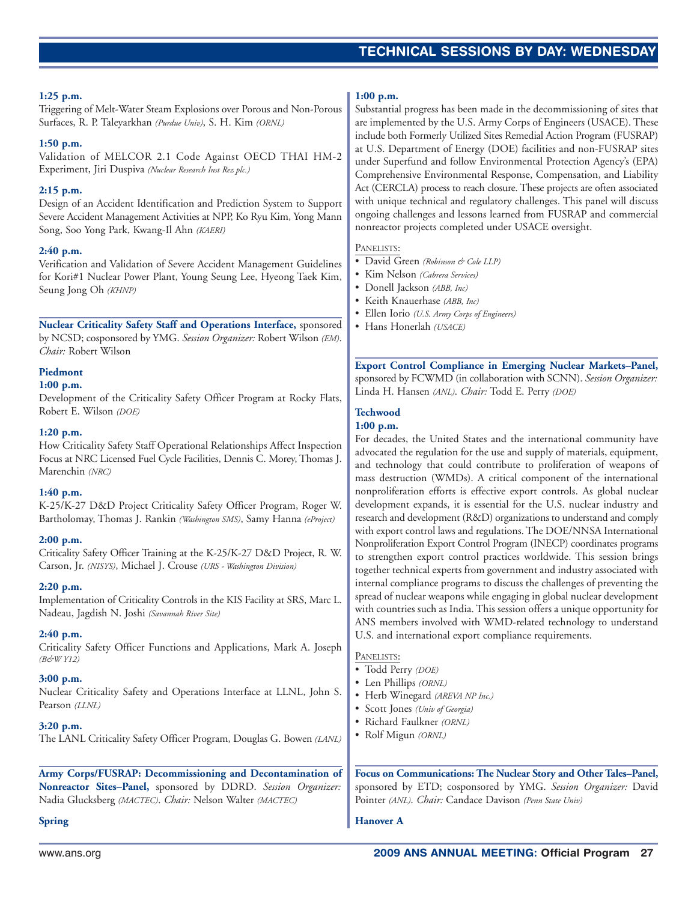**1:25 p.m.**
Triggering of Melt-Water Steam Explosions over Porous and Non-Porous Surfaces, R. P. Taleyarkhan *(Purdue Univ)*, S. H. Kim *(ORNL)*

**1:50 p.m.**
Validation of MELCOR 2.1 Code Against OECD THAI HM-2 Experiment, Jiri Duspiva *(Nuclear Research Inst Rez plc.)*

**2:15 p.m.**
Design of an Accident Identification and Prediction System to Support Severe Accident Management Activities at NPP, Ko Ryu Kim, Yong Mann Song, Soo Yong Park, Kwang-Il Ahn *(KAERI)*

**2:40 p.m.**
Verification and Validation of Severe Accident Management Guidelines for Kori#1 Nuclear Power Plant, Young Seung Lee, Hyeong Taek Kim, Seung Jong Oh *(KHNP)*

**Nuclear Criticality Safety Staff and Operations Interface,** sponsored by NCSD; cosponsored by YMG. *Session Organizer:* Robert Wilson *(EM)*. *Chair:* Robert Wilson

**Piedmont**

**1:00 p.m.**
Development of the Criticality Safety Officer Program at Rocky Flats, Robert E. Wilson *(DOE)*

**1:20 p.m.**
How Criticality Safety Staff Operational Relationships Affect Inspection Focus at NRC Licensed Fuel Cycle Facilities, Dennis C. Morey, Thomas J. Marenchin *(NRC)*

**1:40 p.m.**
K-25/K-27 D&D Project Criticality Safety Officer Program, Roger W. Bartholomay, Thomas J. Rankin *(Washington SMS)*, Samy Hanna *(eProject)*

**2:00 p.m.**
Criticality Safety Officer Training at the K-25/K-27 D&D Project, R. W. Carson, Jr. *(NISYS)*, Michael J. Crouse *(URS - Washington Division)*

**2:20 p.m.**
Implementation of Criticality Controls in the KIS Facility at SRS, Marc L. Nadeau, Jagdish N. Joshi *(Savannah River Site)*

**2:40 p.m.**
Criticality Safety Officer Functions and Applications, Mark A. Joseph *(B&W Y12)*

**3:00 p.m.**
Nuclear Criticality Safety and Operations Interface at LLNL, John S. Pearson *(LLNL)*

**3:20 p.m.**
The LANL Criticality Safety Officer Program, Douglas G. Bowen *(LANL)*

**Army Corps/FUSRAP: Decommissioning and Decontamination of Nonreactor Sites–Panel,** sponsored by DDRD. *Session Organizer:* Nadia Glucksberg *(MACTEC)*. *Chair:* Nelson Walter *(MACTEC)*

**Spring**

**1:00 p.m.**
Substantial progress has been made in the decommissioning of sites that are implemented by the U.S. Army Corps of Engineers (USACE). These include both Formerly Utilized Sites Remedial Action Program (FUSRAP) at U.S. Department of Energy (DOE) facilities and non-FUSRAP sites under Superfund and follow Environmental Protection Agency's (EPA) Comprehensive Environmental Response, Compensation, and Liability Act (CERCLA) process to reach closure. These projects are often associated with unique technical and regulatory challenges. This panel will discuss ongoing challenges and lessons learned from FUSRAP and commercial nonreactor projects completed under USACE oversight.

PANELISTS:

- David Green *(Robinson & Cole LLP)*
- Kim Nelson *(Cabrera Services)*
- Donell Jackson *(ABB, Inc)*
- Keith Knauerhase *(ABB, Inc)*
- Ellen Iorio *(U.S. Army Corps of Engineers)*
- Hans Honerlah *(USACE)*

**Export Control Compliance in Emerging Nuclear Markets–Panel,** sponsored by FCWMD (in collaboration with SCNN). *Session Organizer:* Linda H. Hansen *(ANL)*. *Chair:* Todd E. Perry *(DOE)*

**Techwood**

**1:00 p.m.**
For decades, the United States and the international community have advocated the regulation for the use and supply of materials, equipment, and technology that could contribute to proliferation of weapons of mass destruction (WMDs). A critical component of the international nonproliferation efforts is effective export controls. As global nuclear development expands, it is essential for the U.S. nuclear industry and research and development (R&D) organizations to understand and comply with export control laws and regulations. The DOE/NNSA International Nonproliferation Export Control Program (INECP) coordinates programs to strengthen export control practices worldwide. This session brings together technical experts from government and industry associated with internal compliance programs to discuss the challenges of preventing the spread of nuclear weapons while engaging in global nuclear development with countries such as India. This session offers a unique opportunity for ANS members involved with WMD-related technology to understand U.S. and international export compliance requirements.

PANELISTS:

- Todd Perry *(DOE)*
- Len Phillips *(ORNL)*
- Herb Winegard *(AREVA NP Inc.)*
- Scott Jones *(Univ of Georgia)*
- Richard Faulkner *(ORNL)*
- Rolf Migun *(ORNL)*

**Focus on Communications: The Nuclear Story and Other Tales–Panel,** sponsored by ETD; cosponsored by YMG. *Session Organizer:* David Pointer *(ANL)*. *Chair:* Candace Davison *(Penn State Univ)*

**Hanover A**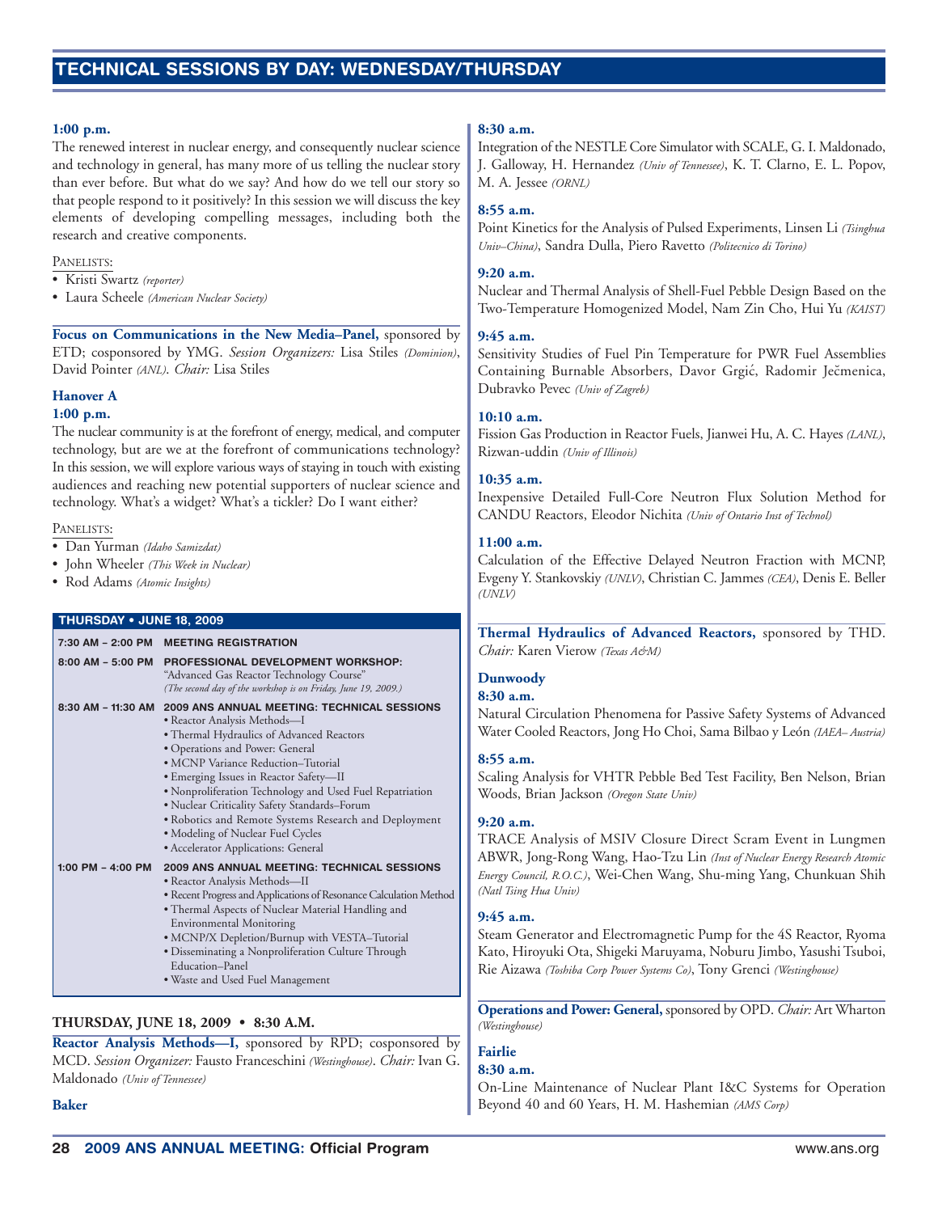## TECHNICAL SESSIONS BY DAY: WEDNESDAY/THURSDAY

**1:00 p.m.**
The renewed interest in nuclear energy, and consequently nuclear science and technology in general, has many more of us telling the nuclear story than ever before. But what do we say? And how do we tell our story so that people respond to it positively? In this session we will discuss the key elements of developing compelling messages, including both the research and creative components.

PANELISTS:

- Kristi Swartz *(reporter)*
- Laura Scheele *(American Nuclear Society)*

**Focus on Communications in the New Media–Panel,** sponsored by ETD; cosponsored by YMG. *Session Organizers:* Lisa Stiles *(Dominion)*, David Pointer *(ANL)*. *Chair:* Lisa Stiles

**Hanover A**

**1:00 p.m.**
The nuclear community is at the forefront of energy, medical, and computer technology, but are we at the forefront of communications technology? In this session, we will explore various ways of staying in touch with existing audiences and reaching new potential supporters of nuclear science and technology. What's a widget? What's a tickler? Do I want either?

PANELISTS:

- Dan Yurman *(Idaho Samizdat)*
- John Wheeler *(This Week in Nuclear)*
- Rod Adams *(Atomic Insights)*

| THURSDAY • JUNE 18, 2009 | |
|---|---|
| 7:30 AM – 2:00 PM | MEETING REGISTRATION |
| 8:00 AM – 5:00 PM | PROFESSIONAL DEVELOPMENT WORKSHOP: "Advanced Gas Reactor Technology Course" *(The second day of the workshop is on Friday, June 19, 2009.)* |
| 8:30 AM – 11:30 AM | 2009 ANS ANNUAL MEETING: TECHNICAL SESSIONS • Reactor Analysis Methods—I • Thermal Hydraulics of Advanced Reactors • Operations and Power: General • MCNP Variance Reduction–Tutorial • Emerging Issues in Reactor Safety—II • Nonproliferation Technology and Used Fuel Repatriation • Nuclear Criticality Safety Standards–Forum • Robotics and Remote Systems Research and Deployment • Modeling of Nuclear Fuel Cycles • Accelerator Applications: General |
| 1:00 PM – 4:00 PM | 2009 ANS ANNUAL MEETING: TECHNICAL SESSIONS • Reactor Analysis Methods—II • Recent Progress and Applications of Resonance Calculation Method • Thermal Aspects of Nuclear Material Handling and Environmental Monitoring • MCNP/X Depletion/Burnup with VESTA–Tutorial • Disseminating a Nonproliferation Culture Through Education–Panel • Waste and Used Fuel Management |

### THURSDAY, JUNE 18, 2009 • 8:30 A.M.

**Reactor Analysis Methods—I,** sponsored by RPD; cosponsored by MCD. *Session Organizer:* Fausto Franceschini *(Westinghouse)*. *Chair:* Ivan G. Maldonado *(Univ of Tennessee)*

**Baker**

**8:30 a.m.**
Integration of the NESTLE Core Simulator with SCALE, G. I. Maldonado, J. Galloway, H. Hernandez *(Univ of Tennessee)*, K. T. Clarno, E. L. Popov, M. A. Jessee *(ORNL)*

**8:55 a.m.**
Point Kinetics for the Analysis of Pulsed Experiments, Linsen Li *(Tsinghua Univ–China)*, Sandra Dulla, Piero Ravetto *(Politecnico di Torino)*

**9:20 a.m.**
Nuclear and Thermal Analysis of Shell-Fuel Pebble Design Based on the Two-Temperature Homogenized Model, Nam Zin Cho, Hui Yu *(KAIST)*

**9:45 a.m.**
Sensitivity Studies of Fuel Pin Temperature for PWR Fuel Assemblies Containing Burnable Absorbers, Davor Grgić, Radomir Ječmenica, Dubravko Pevec *(Univ of Zagreb)*

**10:10 a.m.**
Fission Gas Production in Reactor Fuels, Jianwei Hu, A. C. Hayes *(LANL)*, Rizwan-uddin *(Univ of Illinois)*

**10:35 a.m.**
Inexpensive Detailed Full-Core Neutron Flux Solution Method for CANDU Reactors, Eleodor Nichita *(Univ of Ontario Inst of Technol)*

**11:00 a.m.**
Calculation of the Effective Delayed Neutron Fraction with MCNP, Evgeny Y. Stankovskiy *(UNLV)*, Christian C. Jammes *(CEA)*, Denis E. Beller *(UNLV)*

**Thermal Hydraulics of Advanced Reactors,** sponsored by THD. *Chair:* Karen Vierow *(Texas A&M)*

**Dunwoody**

**8:30 a.m.**
Natural Circulation Phenomena for Passive Safety Systems of Advanced Water Cooled Reactors, Jong Ho Choi, Sama Bilbao y León *(IAEA– Austria)*

**8:55 a.m.**
Scaling Analysis for VHTR Pebble Bed Test Facility, Ben Nelson, Brian Woods, Brian Jackson *(Oregon State Univ)*

**9:20 a.m.**
TRACE Analysis of MSIV Closure Direct Scram Event in Lungmen ABWR, Jong-Rong Wang, Hao-Tzu Lin *(Inst of Nuclear Energy Research Atomic Energy Council, R.O.C.)*, Wei-Chen Wang, Shu-ming Yang, Chunkuan Shih *(Natl Tsing Hua Univ)*

**9:45 a.m.**
Steam Generator and Electromagnetic Pump for the 4S Reactor, Ryoma Kato, Hiroyuki Ota, Shigeki Maruyama, Noburu Jimbo, Yasushi Tsuboi, Rie Aizawa *(Toshiba Corp Power Systems Co)*, Tony Grenci *(Westinghouse)*

**Operations and Power: General,** sponsored by OPD. *Chair:* Art Wharton *(Westinghouse)*

**Fairlie**

**8:30 a.m.**
On-Line Maintenance of Nuclear Plant I&C Systems for Operation Beyond 40 and 60 Years, H. M. Hashemian *(AMS Corp)*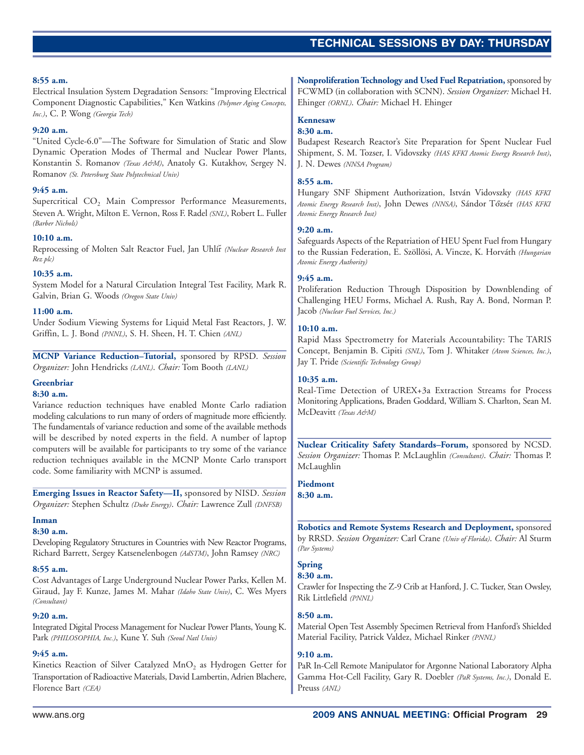**8:55 a.m.**

Electrical Insulation System Degradation Sensors: "Improving Electrical Component Diagnostic Capabilities," Ken Watkins *(Polymer Aging Concepts, Inc.)*, C. P. Wong *(Georgia Tech)*

**9:20 a.m.**

"United Cycle-6.0"—The Software for Simulation of Static and Slow Dynamic Operation Modes of Thermal and Nuclear Power Plants, Konstantin S. Romanov *(Texas A&M)*, Anatoly G. Kutakhov, Sergey N. Romanov *(St. Petersburg State Polytechnical Univ)*

**9:45 a.m.**

Supercritical $CO_2$ Main Compressor Performance Measurements, Steven A. Wright, Milton E. Vernon, Ross F. Radel *(SNL)*, Robert L. Fuller *(Barber Nichols)*

**10:10 a.m.**

Reprocessing of Molten Salt Reactor Fuel, Jan Uhlíř *(Nuclear Research Inst Rez plc)*

**10:35 a.m.**

System Model for a Natural Circulation Integral Test Facility, Mark R. Galvin, Brian G. Woods *(Oregon State Univ)*

**11:00 a.m.**

Under Sodium Viewing Systems for Liquid Metal Fast Reactors, J. W. Griffin, L. J. Bond *(PNNL)*, S. H. Sheen, H. T. Chien *(ANL)*

**MCNP Variance Reduction–Tutorial,** sponsored by RPSD. *Session Organizer:* John Hendricks *(LANL)*. *Chair:* Tom Booth *(LANL)*

**Greenbriar**

**8:30 a.m.**

Variance reduction techniques have enabled Monte Carlo radiation modeling calculations to run many of orders of magnitude more efficiently. The fundamentals of variance reduction and some of the available methods will be described by noted experts in the field. A number of laptop computers will be available for participants to try some of the variance reduction techniques available in the MCNP Monte Carlo transport code. Some familiarity with MCNP is assumed.

**Emerging Issues in Reactor Safety—II,** sponsored by NISD. *Session Organizer:* Stephen Schultz *(Duke Energy)*. *Chair:* Lawrence Zull *(DNFSB)*

**Inman**

**8:30 a.m.**

Developing Regulatory Structures in Countries with New Reactor Programs, Richard Barrett, Sergey Katsenelenbogen *(AdSTM)*, John Ramsey *(NRC)*

**8:55 a.m.**

Cost Advantages of Large Underground Nuclear Power Parks, Kellen M. Giraud, Jay F. Kunze, James M. Mahar *(Idaho State Univ)*, C. Wes Myers *(Consultant)*

**9:20 a.m.**

Integrated Digital Process Management for Nuclear Power Plants, Young K. Park *(PHILOSOPHIA, Inc.)*, Kune Y. Suh *(Seoul Natl Univ)*

**9:45 a.m.**

Kinetics Reaction of Silver Catalyzed $MnO_2$ as Hydrogen Getter for Transportation of Radioactive Materials, David Lambertin, Adrien Blachere, Florence Bart *(CEA)*

**Nonproliferation Technology and Used Fuel Repatriation,** sponsored by FCWMD (in collaboration with SCNN). *Session Organizer:* Michael H. Ehinger *(ORNL)*. *Chair:* Michael H. Ehinger

**Kennesaw**

**8:30 a.m.**

Budapest Research Reactor's Site Preparation for Spent Nuclear Fuel Shipment, S. M. Tozser, I. Vidovszky *(HAS KFKI Atomic Energy Research Inst)*, J. N. Dewes *(NNSA Program)*

**8:55 a.m.**

Hungary SNF Shipment Authorization, István Vidovszky *(HAS KFKI Atomic Energy Research Inst)*, John Dewes *(NNSA)*, Sándor Tőzsér *(HAS KFKI Atomic Energy Research Inst)*

**9:20 a.m.**

Safeguards Aspects of the Repatriation of HEU Spent Fuel from Hungary to the Russian Federation, E. Szöllösi, A. Vincze, K. Horváth *(Hungarian Atomic Energy Authority)*

**9:45 a.m.**

Proliferation Reduction Through Disposition by Downblending of Challenging HEU Forms, Michael A. Rush, Ray A. Bond, Norman P. Jacob *(Nuclear Fuel Services, Inc.)*

**10:10 a.m.**

Rapid Mass Spectrometry for Materials Accountability: The TARIS Concept, Benjamin B. Cipiti *(SNL)*, Tom J. Whitaker *(Atom Sciences, Inc.)*, Jay T. Pride *(Scientific Technology Group)*

**10:35 a.m.**

Real-Time Detection of UREX+3a Extraction Streams for Process Monitoring Applications, Braden Goddard, William S. Charlton, Sean M. McDeavitt *(Texas A&M)*

**Nuclear Criticality Safety Standards–Forum,** sponsored by NCSD. *Session Organizer:* Thomas P. McLaughlin *(Consultant)*. *Chair:* Thomas P. McLaughlin

**Piedmont**

**8:30 a.m.**

**Robotics and Remote Systems Research and Deployment,** sponsored by RRSD. *Session Organizer:* Carl Crane *(Univ of Florida)*. *Chair:* Al Sturm *(Par Systems)*

**Spring**

**8:30 a.m.**

Crawler for Inspecting the Z-9 Crib at Hanford, J. C. Tucker, Stan Owsley, Rik Littlefield *(PNNL)*

**8:50 a.m.**

Material Open Test Assembly Specimen Retrieval from Hanford's Shielded Material Facility, Patrick Valdez, Michael Rinker *(PNNL)*

**9:10 a.m.**

PaR In-Cell Remote Manipulator for Argonne National Laboratory Alpha Gamma Hot-Cell Facility, Gary R. Doebler *(PaR Systems, Inc.)*, Donald E. Preuss *(ANL)*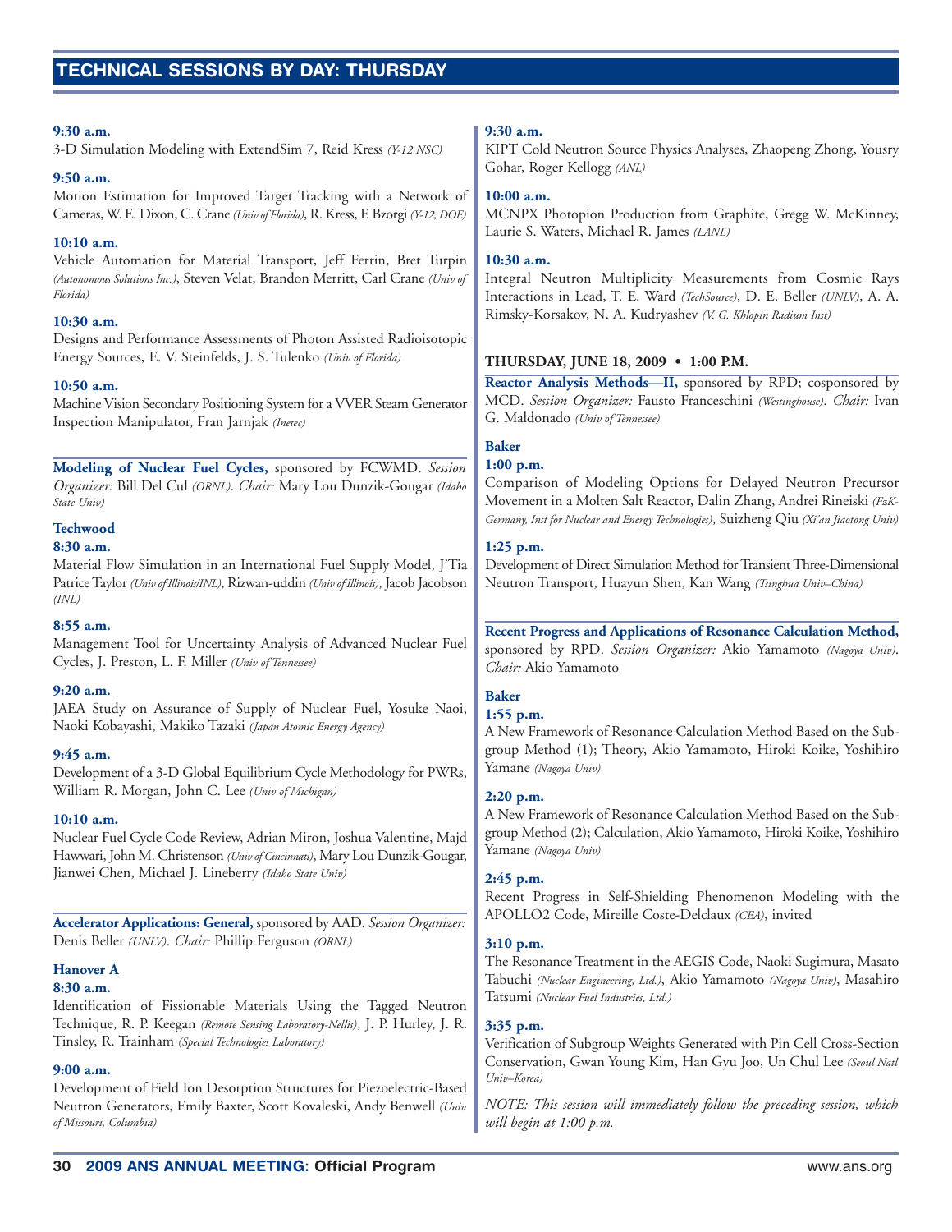## TECHNICAL SESSIONS BY DAY: THURSDAY

**9:30 a.m.**
3-D Simulation Modeling with ExtendSim 7, Reid Kress *(Y-12 NSC)*

**9:50 a.m.**
Motion Estimation for Improved Target Tracking with a Network of Cameras, W. E. Dixon, C. Crane *(Univ of Florida)*, R. Kress, F. Bzorgi *(Y-12, DOE)*

**10:10 a.m.**
Vehicle Automation for Material Transport, Jeff Ferrin, Bret Turpin *(Autonomous Solutions Inc.)*, Steven Velat, Brandon Merritt, Carl Crane *(Univ of Florida)*

**10:30 a.m.**
Designs and Performance Assessments of Photon Assisted Radioisotopic Energy Sources, E. V. Steinfelds, J. S. Tulenko *(Univ of Florida)*

**10:50 a.m.**
Machine Vision Secondary Positioning System for a VVER Steam Generator Inspection Manipulator, Fran Jarnjak *(Inetec)*

---

**Modeling of Nuclear Fuel Cycles,** sponsored by FCWMD. *Session Organizer:* Bill Del Cul *(ORNL)*. *Chair:* Mary Lou Dunzik-Gougar *(Idaho State Univ)*

**Techwood**

**8:30 a.m.**
Material Flow Simulation in an International Fuel Supply Model, J'Tia Patrice Taylor *(Univ of Illinois/INL)*, Rizwan-uddin *(Univ of Illinois)*, Jacob Jacobson *(INL)*

**8:55 a.m.**
Management Tool for Uncertainty Analysis of Advanced Nuclear Fuel Cycles, J. Preston, L. F. Miller *(Univ of Tennessee)*

**9:20 a.m.**
JAEA Study on Assurance of Supply of Nuclear Fuel, Yosuke Naoi, Naoki Kobayashi, Makiko Tazaki *(Japan Atomic Energy Agency)*

**9:45 a.m.**
Development of a 3-D Global Equilibrium Cycle Methodology for PWRs, William R. Morgan, John C. Lee *(Univ of Michigan)*

**10:10 a.m.**
Nuclear Fuel Cycle Code Review, Adrian Miron, Joshua Valentine, Majd Hawwari, John M. Christenson *(Univ of Cincinnati)*, Mary Lou Dunzik-Gougar, Jianwei Chen, Michael J. Lineberry *(Idaho State Univ)*

---

**Accelerator Applications: General,** sponsored by AAD. *Session Organizer:* Denis Beller *(UNLV)*. *Chair:* Phillip Ferguson *(ORNL)*

**Hanover A**

**8:30 a.m.**
Identification of Fissionable Materials Using the Tagged Neutron Technique, R. P. Keegan *(Remote Sensing Laboratory-Nellis)*, J. P. Hurley, J. R. Tinsley, R. Trainham *(Special Technologies Laboratory)*

**9:00 a.m.**
Development of Field Ion Desorption Structures for Piezoelectric-Based Neutron Generators, Emily Baxter, Scott Kovaleski, Andy Benwell *(Univ of Missouri, Columbia)*

**9:30 a.m.**
KIPT Cold Neutron Source Physics Analyses, Zhaopeng Zhong, Yousry Gohar, Roger Kellogg *(ANL)*

**10:00 a.m.**
MCNPX Photopion Production from Graphite, Gregg W. McKinney, Laurie S. Waters, Michael R. James *(LANL)*

**10:30 a.m.**
Integral Neutron Multiplicity Measurements from Cosmic Rays Interactions in Lead, T. E. Ward *(TechSource)*, D. E. Beller *(UNLV)*, A. A. Rimsky-Korsakov, N. A. Kudryashev *(V. G. Khlopin Radium Inst)*

### THURSDAY, JUNE 18, 2009 • 1:00 P.M.

**Reactor Analysis Methods—II,** sponsored by RPD; cosponsored by MCD. *Session Organizer:* Fausto Franceschini *(Westinghouse)*. *Chair:* Ivan G. Maldonado *(Univ of Tennessee)*

**Baker**

**1:00 p.m.**
Comparison of Modeling Options for Delayed Neutron Precursor Movement in a Molten Salt Reactor, Dalin Zhang, Andrei Rineiski *(FzK-Germany, Inst for Nuclear and Energy Technologies)*, Suizheng Qiu *(Xi'an Jiaotong Univ)*

**1:25 p.m.**
Development of Direct Simulation Method for Transient Three-Dimensional Neutron Transport, Huayun Shen, Kan Wang *(Tsinghua Univ–China)*

---

**Recent Progress and Applications of Resonance Calculation Method,** sponsored by RPD. *Session Organizer:* Akio Yamamoto *(Nagoya Univ)*. *Chair:* Akio Yamamoto

**Baker**

**1:55 p.m.**
A New Framework of Resonance Calculation Method Based on the Subgroup Method (1); Theory, Akio Yamamoto, Hiroki Koike, Yoshihiro Yamane *(Nagoya Univ)*

**2:20 p.m.**
A New Framework of Resonance Calculation Method Based on the Subgroup Method (2); Calculation, Akio Yamamoto, Hiroki Koike, Yoshihiro Yamane *(Nagoya Univ)*

**2:45 p.m.**
Recent Progress in Self-Shielding Phenomenon Modeling with the APOLLO2 Code, Mireille Coste-Delclaux *(CEA)*, invited

**3:10 p.m.**
The Resonance Treatment in the AEGIS Code, Naoki Sugimura, Masato Tabuchi *(Nuclear Engineering, Ltd.)*, Akio Yamamoto *(Nagoya Univ)*, Masahiro Tatsumi *(Nuclear Fuel Industries, Ltd.)*

**3:35 p.m.**
Verification of Subgroup Weights Generated with Pin Cell Cross-Section Conservation, Gwan Young Kim, Han Gyu Joo, Un Chul Lee *(Seoul Natl Univ–Korea)*

*NOTE: This session will immediately follow the preceding session, which will begin at 1:00 p.m.*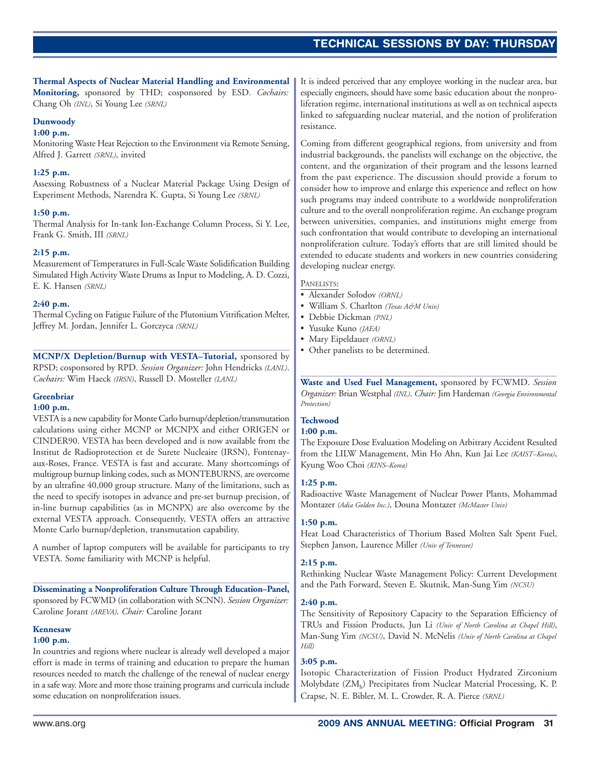**Thermal Aspects of Nuclear Material Handling and Environmental Monitoring,** sponsored by THD; cosponsored by ESD. *Cochairs:* Chang Oh *(INL)*, Si Young Lee *(SRNL)*

**Dunwoody**

**1:00 p.m.**
Monitoring Waste Heat Rejection to the Environment via Remote Sensing, Alfred J. Garrett *(SRNL)*, invited

**1:25 p.m.**
Assessing Robustness of a Nuclear Material Package Using Design of Experiment Methods, Narendra K. Gupta, Si Young Lee *(SRNL)*

**1:50 p.m.**
Thermal Analysis for In-tank Ion-Exchange Column Process, Si Y. Lee, Frank G. Smith, III *(SRNL)*

**2:15 p.m.**
Measurement of Temperatures in Full-Scale Waste Solidification Building Simulated High Activity Waste Drums as Input to Modeling, A. D. Cozzi, E. K. Hansen *(SRNL)*

**2:40 p.m.**
Thermal Cycling on Fatigue Failure of the Plutonium Vitrification Melter, Jeffrey M. Jordan, Jennifer L. Gorczyca *(SRNL)*

---

**MCNP/X Depletion/Burnup with VESTA–Tutorial,** sponsored by RPSD; cosponsored by RPD. *Session Organizer:* John Hendricks *(LANL)*. *Cochairs:* Wim Haeck *(IRSN)*, Russell D. Mosteller *(LANL)*

**Greenbriar**

**1:00 p.m.**
VESTA is a new capability for Monte Carlo burnup/depletion/transmutation calculations using either MCNP or MCNPX and either ORIGEN or CINDER90. VESTA has been developed and is now available from the Institut de Radioprotection et de Surete Nucleaire (IRSN), Fontenay-aux-Roses, France. VESTA is fast and accurate. Many shortcomings of multigroup burnup linking codes, such as MONTEBURNS, are overcome by an ultrafine 40,000 group structure. Many of the limitations, such as the need to specify isotopes in advance and pre-set burnup precision, of in-line burnup capabilities (as in MCNPX) are also overcome by the external VESTA approach. Consequently, VESTA offers an attractive Monte Carlo burnup/depletion, transmutation capability.

A number of laptop computers will be available for participants to try VESTA. Some familiarity with MCNP is helpful.

---

**Disseminating a Nonproliferation Culture Through Education–Panel,** sponsored by FCWMD (in collaboration with SCNN). *Session Organizer:* Caroline Jorant *(AREVA)*. *Chair:* Caroline Jorant

**Kennesaw**

**1:00 p.m.**
In countries and regions where nuclear is already well developed a major effort is made in terms of training and education to prepare the human resources needed to match the challenge of the renewal of nuclear energy in a safe way. More and more those training programs and curricula include some education on nonproliferation issues.

It is indeed perceived that any employee working in the nuclear area, but especially engineers, should have some basic education about the nonproliferation regime, international institutions as well as on technical aspects linked to safeguarding nuclear material, and the notion of proliferation resistance.

Coming from different geographical regions, from university and from industrial backgrounds, the panelists will exchange on the objective, the content, and the organization of their program and the lessons learned from the past experience. The discussion should provide a forum to consider how to improve and enlarge this experience and reflect on how such programs may indeed contribute to a worldwide nonproliferation culture and to the overall nonproliferation regime. An exchange program between universities, companies, and institutions might emerge from such confrontation that would contribute to developing an international nonproliferation culture. Today's efforts that are still limited should be extended to educate students and workers in new countries considering developing nuclear energy.

PANELISTS:

- Alexander Solodov *(ORNL)*
- William S. Charlton *(Texas A&M Univ)*
- Debbie Dickman *(PNL)*
- Yusuke Kuno *(JAEA)*
- Mary Eipeldauer *(ORNL)*
- Other panelists to be determined.

---

**Waste and Used Fuel Management,** sponsored by FCWMD. *Session Organizer:* Brian Westphal *(INL)*. *Chair:* Jim Hardeman *(Georgia Environmental Protection)*

**Techwood**

**1:00 p.m.**
The Exposure Dose Evaluation Modeling on Arbitrary Accident Resulted from the LILW Management, Min Ho Ahn, Kun Jai Lee *(KAIST–Korea)*, Kyung Woo Choi *(KINS–Korea)*

**1:25 p.m.**
Radioactive Waste Management of Nuclear Power Plants, Mohammad Montazer *(Adia Golden Inc.)*, Douna Montazer *(McMaster Univ)*

**1:50 p.m.**
Heat Load Characteristics of Thorium Based Molten Salt Spent Fuel, Stephen Janson, Laurence Miller *(Univ of Tennessee)*

**2:15 p.m.**
Rethinking Nuclear Waste Management Policy: Current Development and the Path Forward, Steven E. Skutnik, Man-Sung Yim *(NCSU)*

**2:40 p.m.**
The Sensitivity of Repository Capacity to the Separation Efficiency of TRUs and Fission Products, Jun Li *(Univ of North Carolina at Chapel Hill)*, Man-Sung Yim *(NCSU)*, David N. McNelis *(Univ of North Carolina at Chapel Hill)*

**3:05 p.m.**
Isotopic Characterization of Fission Product Hydrated Zirconium Molybdate ($ZM_h$) Precipitates from Nuclear Material Processing, K. P. Crapse, N. E. Bibler, M. L. Crowder, R. A. Pierce *(SRNL)*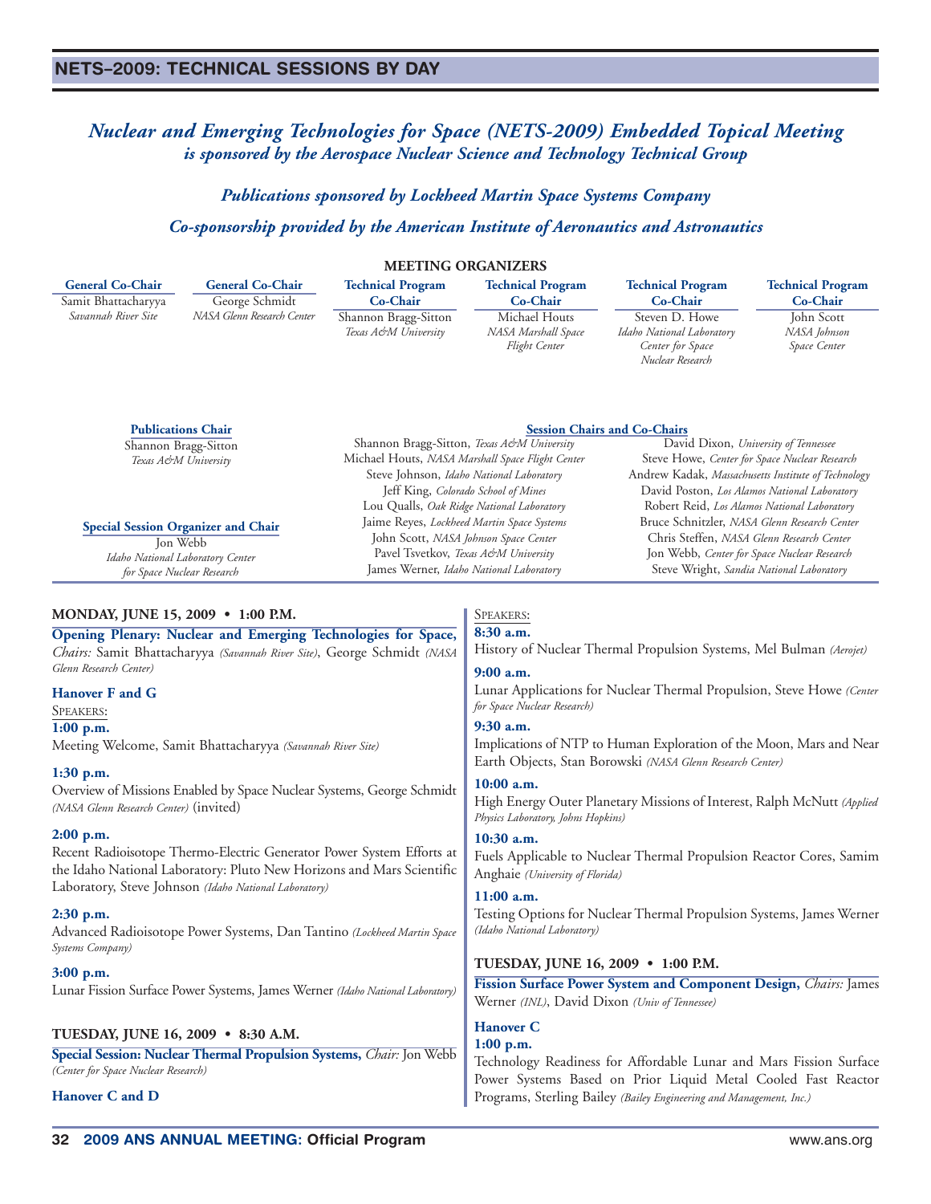## NETS–2009: TECHNICAL SESSIONS BY DAY

### *Nuclear and Emerging Technologies for Space (NETS-2009) Embedded Topical Meeting is sponsored by the Aerospace Nuclear Science and Technology Technical Group*

***Publications sponsored by Lockheed Martin Space Systems Company***

***Co-sponsorship provided by the American Institute of Aeronautics and Astronautics***

**MEETING ORGANIZERS**

**General Co-Chair**
Samit Bhattacharyya
*Savannah River Site*

**General Co-Chair**
George Schmidt
*NASA Glenn Research Center*

**Technical Program Co-Chair**
Shannon Bragg-Sitton
*Texas A&M University*

**Technical Program Co-Chair**
Michael Houts
*NASA Marshall Space Flight Center*

**Technical Program Co-Chair**
Steven D. Howe
*Idaho National Laboratory Center for Space Nuclear Research*

**Technical Program Co-Chair**
John Scott
*NASA Johnson Space Center*

**Publications Chair**
Shannon Bragg-Sitton
*Texas A&M University*

**Special Session Organizer and Chair**
Jon Webb
*Idaho National Laboratory Center for Space Nuclear Research*

**Session Chairs and Co-Chairs**

Shannon Bragg-Sitton, *Texas A&M University*
Michael Houts, *NASA Marshall Space Flight Center*
Steve Johnson, *Idaho National Laboratory*
Jeff King, *Colorado School of Mines*
Lou Qualls, *Oak Ridge National Laboratory*
Jaime Reyes, *Lockheed Martin Space Systems*
John Scott, *NASA Johnson Space Center*
Pavel Tsvetkov, *Texas A&M University*
James Werner, *Idaho National Laboratory*
David Dixon, *University of Tennessee*
Steve Howe, *Center for Space Nuclear Research*
Andrew Kadak, *Massachusetts Institute of Technology*
David Poston, *Los Alamos National Laboratory*
Robert Reid, *Los Alamos National Laboratory*
Bruce Schnitzler, *NASA Glenn Research Center*
Chris Steffen, *NASA Glenn Research Center*
Jon Webb, *Center for Space Nuclear Research*
Steve Wright, *Sandia National Laboratory*

### MONDAY, JUNE 15, 2009 • 1:00 P.M.

**Opening Plenary: Nuclear and Emerging Technologies for Space,** *Chairs:* Samit Bhattacharyya *(Savannah River Site)*, George Schmidt *(NASA Glenn Research Center)*

**Hanover F and G**

SPEAKERS:

**1:00 p.m.**
Meeting Welcome, Samit Bhattacharyya *(Savannah River Site)*

**1:30 p.m.**
Overview of Missions Enabled by Space Nuclear Systems, George Schmidt *(NASA Glenn Research Center)* (invited)

**2:00 p.m.**
Recent Radioisotope Thermo-Electric Generator Power System Efforts at the Idaho National Laboratory: Pluto New Horizons and Mars Scientific Laboratory, Steve Johnson *(Idaho National Laboratory)*

**2:30 p.m.**
Advanced Radioisotope Power Systems, Dan Tantino *(Lockheed Martin Space Systems Company)*

**3:00 p.m.**
Lunar Fission Surface Power Systems, James Werner *(Idaho National Laboratory)*

### TUESDAY, JUNE 16, 2009 • 8:30 A.M.

**Special Session: Nuclear Thermal Propulsion Systems,** *Chair:* Jon Webb *(Center for Space Nuclear Research)*

**Hanover C and D**

SPEAKERS:

**8:30 a.m.**
History of Nuclear Thermal Propulsion Systems, Mel Bulman *(Aerojet)*

**9:00 a.m.**
Lunar Applications for Nuclear Thermal Propulsion, Steve Howe *(Center for Space Nuclear Research)*

**9:30 a.m.**
Implications of NTP to Human Exploration of the Moon, Mars and Near Earth Objects, Stan Borowski *(NASA Glenn Research Center)*

**10:00 a.m.**
High Energy Outer Planetary Missions of Interest, Ralph McNutt *(Applied Physics Laboratory, Johns Hopkins)*

**10:30 a.m.**
Fuels Applicable to Nuclear Thermal Propulsion Reactor Cores, Samim Anghaie *(University of Florida)*

**11:00 a.m.**
Testing Options for Nuclear Thermal Propulsion Systems, James Werner *(Idaho National Laboratory)*

### TUESDAY, JUNE 16, 2009 • 1:00 P.M.

**Fission Surface Power System and Component Design,** *Chairs:* James Werner *(INL)*, David Dixon *(Univ of Tennessee)*

**Hanover C**

**1:00 p.m.**
Technology Readiness for Affordable Lunar and Mars Fission Surface Power Systems Based on Prior Liquid Metal Cooled Fast Reactor Programs, Sterling Bailey *(Bailey Engineering and Management, Inc.)*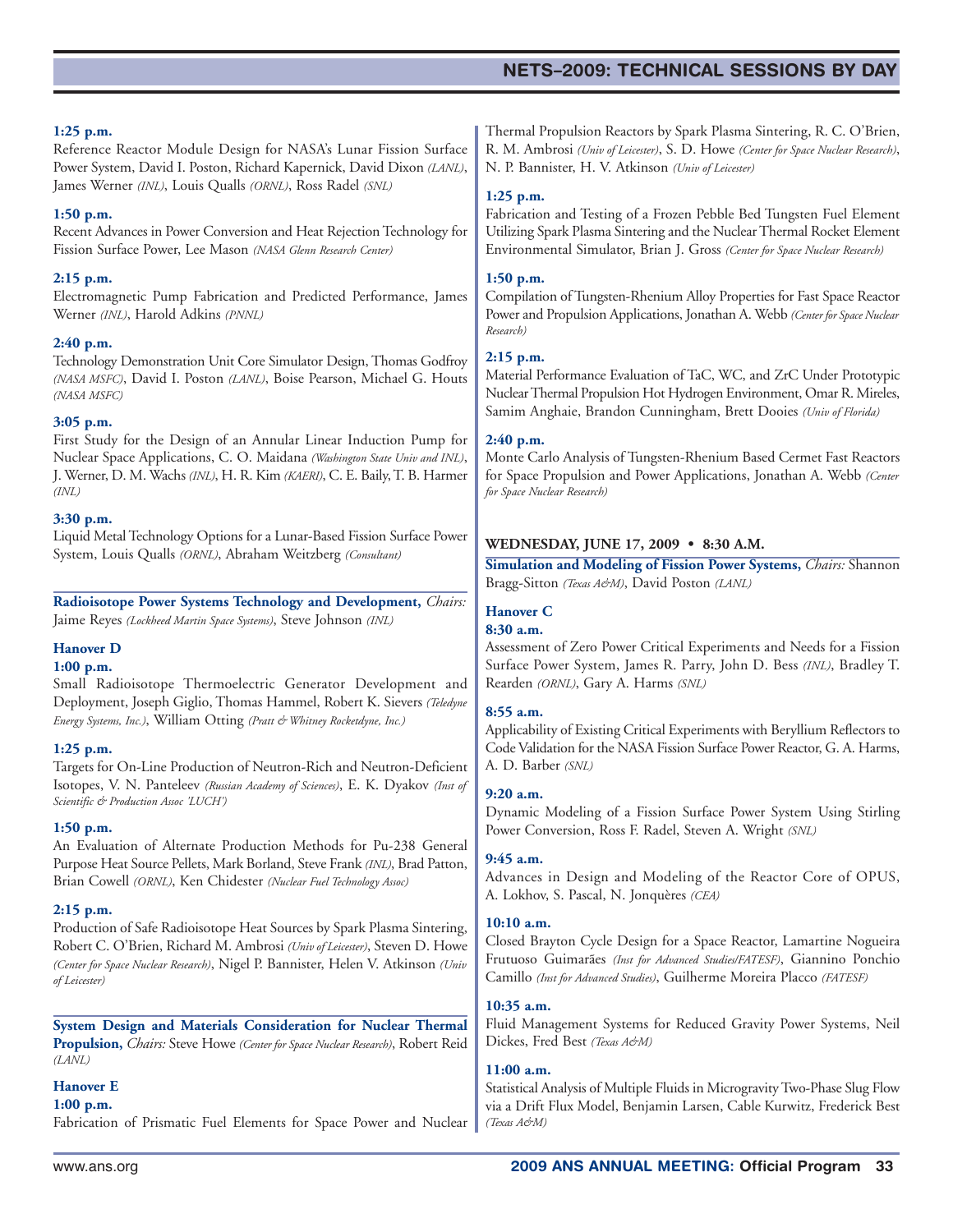**1:25 p.m.**
Reference Reactor Module Design for NASA's Lunar Fission Surface Power System, David I. Poston, Richard Kapernick, David Dixon *(LANL)*, James Werner *(INL)*, Louis Qualls *(ORNL)*, Ross Radel *(SNL)*

**1:50 p.m.**
Recent Advances in Power Conversion and Heat Rejection Technology for Fission Surface Power, Lee Mason *(NASA Glenn Research Center)*

**2:15 p.m.**
Electromagnetic Pump Fabrication and Predicted Performance, James Werner *(INL)*, Harold Adkins *(PNNL)*

**2:40 p.m.**
Technology Demonstration Unit Core Simulator Design, Thomas Godfroy *(NASA MSFC)*, David I. Poston *(LANL)*, Boise Pearson, Michael G. Houts *(NASA MSFC)*

**3:05 p.m.**
First Study for the Design of an Annular Linear Induction Pump for Nuclear Space Applications, C. O. Maidana *(Washington State Univ and INL)*, J. Werner, D. M. Wachs *(INL)*, H. R. Kim *(KAERI)*, C. E. Baily, T. B. Harmer *(INL)*

**3:30 p.m.**
Liquid Metal Technology Options for a Lunar-Based Fission Surface Power System, Louis Qualls *(ORNL)*, Abraham Weitzberg *(Consultant)*

**Radioisotope Power Systems Technology and Development,** *Chairs:* Jaime Reyes *(Lockheed Martin Space Systems)*, Steve Johnson *(INL)*

**Hanover D**

**1:00 p.m.**
Small Radioisotope Thermoelectric Generator Development and Deployment, Joseph Giglio, Thomas Hammel, Robert K. Sievers *(Teledyne Energy Systems, Inc.)*, William Otting *(Pratt & Whitney Rocketdyne, Inc.)*

**1:25 p.m.**
Targets for On-Line Production of Neutron-Rich and Neutron-Deficient Isotopes, V. N. Panteleev *(Russian Academy of Sciences)*, E. K. Dyakov *(Inst of Scientific & Production Assoc 'LUCH')*

**1:50 p.m.**
An Evaluation of Alternate Production Methods for Pu-238 General Purpose Heat Source Pellets, Mark Borland, Steve Frank *(INL)*, Brad Patton, Brian Cowell *(ORNL)*, Ken Chidester *(Nuclear Fuel Technology Assoc)*

**2:15 p.m.**
Production of Safe Radioisotope Heat Sources by Spark Plasma Sintering, Robert C. O'Brien, Richard M. Ambrosi *(Univ of Leicester)*, Steven D. Howe *(Center for Space Nuclear Research)*, Nigel P. Bannister, Helen V. Atkinson *(Univ of Leicester)*

**System Design and Materials Consideration for Nuclear Thermal Propulsion,** *Chairs:* Steve Howe *(Center for Space Nuclear Research)*, Robert Reid *(LANL)*

**Hanover E**

**1:00 p.m.**
Fabrication of Prismatic Fuel Elements for Space Power and Nuclear Thermal Propulsion Reactors by Spark Plasma Sintering, R. C. O'Brien, R. M. Ambrosi *(Univ of Leicester)*, S. D. Howe *(Center for Space Nuclear Research)*, N. P. Bannister, H. V. Atkinson *(Univ of Leicester)*

**1:25 p.m.**
Fabrication and Testing of a Frozen Pebble Bed Tungsten Fuel Element Utilizing Spark Plasma Sintering and the Nuclear Thermal Rocket Element Environmental Simulator, Brian J. Gross *(Center for Space Nuclear Research)*

**1:50 p.m.**
Compilation of Tungsten-Rhenium Alloy Properties for Fast Space Reactor Power and Propulsion Applications, Jonathan A. Webb *(Center for Space Nuclear Research)*

**2:15 p.m.**
Material Performance Evaluation of TaC, WC, and ZrC Under Prototypic Nuclear Thermal Propulsion Hot Hydrogen Environment, Omar R. Mireles, Samim Anghaie, Brandon Cunningham, Brett Dooies *(Univ of Florida)*

**2:40 p.m.**
Monte Carlo Analysis of Tungsten-Rhenium Based Cermet Fast Reactors for Space Propulsion and Power Applications, Jonathan A. Webb *(Center for Space Nuclear Research)*

## WEDNESDAY, JUNE 17, 2009 • 8:30 A.M.

**Simulation and Modeling of Fission Power Systems,** *Chairs:* Shannon Bragg-Sitton *(Texas A&M)*, David Poston *(LANL)*

**Hanover C**

**8:30 a.m.**
Assessment of Zero Power Critical Experiments and Needs for a Fission Surface Power System, James R. Parry, John D. Bess *(INL)*, Bradley T. Rearden *(ORNL)*, Gary A. Harms *(SNL)*

**8:55 a.m.**
Applicability of Existing Critical Experiments with Beryllium Reflectors to Code Validation for the NASA Fission Surface Power Reactor, G. A. Harms, A. D. Barber *(SNL)*

**9:20 a.m.**
Dynamic Modeling of a Fission Surface Power System Using Stirling Power Conversion, Ross F. Radel, Steven A. Wright *(SNL)*

**9:45 a.m.**
Advances in Design and Modeling of the Reactor Core of OPUS, A. Lokhov, S. Pascal, N. Jonquères *(CEA)*

**10:10 a.m.**
Closed Brayton Cycle Design for a Space Reactor, Lamartine Nogueira Frutuoso Guimarães *(Inst for Advanced Studies/FATESF)*, Giannino Ponchio Camillo *(Inst for Advanced Studies)*, Guilherme Moreira Placco *(FATESF)*

**10:35 a.m.**
Fluid Management Systems for Reduced Gravity Power Systems, Neil Dickes, Fred Best *(Texas A&M)*

**11:00 a.m.**
Statistical Analysis of Multiple Fluids in Microgravity Two-Phase Slug Flow via a Drift Flux Model, Benjamin Larsen, Cable Kurwitz, Frederick Best *(Texas A&M)*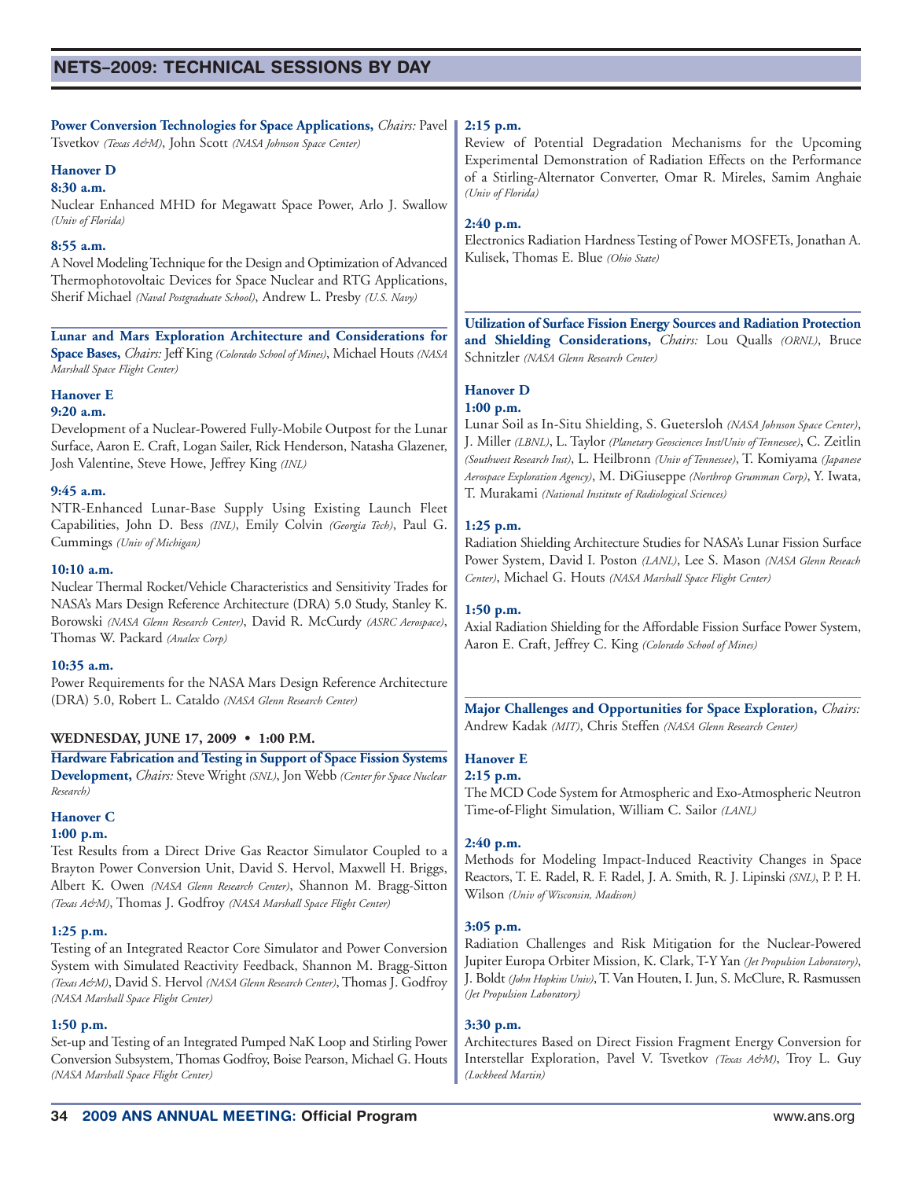**Power Conversion Technologies for Space Applications,** *Chairs:* Pavel Tsvetkov *(Texas A&M)*, John Scott *(NASA Johnson Space Center)*

**Hanover D**

**8:30 a.m.**

Nuclear Enhanced MHD for Megawatt Space Power, Arlo J. Swallow *(Univ of Florida)*

**8:55 a.m.**

A Novel Modeling Technique for the Design and Optimization of Advanced Thermophotovoltaic Devices for Space Nuclear and RTG Applications, Sherif Michael *(Naval Postgraduate School)*, Andrew L. Presby *(U.S. Navy)*

**Lunar and Mars Exploration Architecture and Considerations for Space Bases,** *Chairs:* Jeff King *(Colorado School of Mines)*, Michael Houts *(NASA Marshall Space Flight Center)*

**Hanover E**

**9:20 a.m.**

Development of a Nuclear-Powered Fully-Mobile Outpost for the Lunar Surface, Aaron E. Craft, Logan Sailer, Rick Henderson, Natasha Glazener, Josh Valentine, Steve Howe, Jeffrey King *(INL)*

**9:45 a.m.**

NTR-Enhanced Lunar-Base Supply Using Existing Launch Fleet Capabilities, John D. Bess *(INL)*, Emily Colvin *(Georgia Tech)*, Paul G. Cummings *(Univ of Michigan)*

**10:10 a.m.**

Nuclear Thermal Rocket/Vehicle Characteristics and Sensitivity Trades for NASA's Mars Design Reference Architecture (DRA) 5.0 Study, Stanley K. Borowski *(NASA Glenn Research Center)*, David R. McCurdy *(ASRC Aerospace)*, Thomas W. Packard *(Analex Corp)*

**10:35 a.m.**

Power Requirements for the NASA Mars Design Reference Architecture (DRA) 5.0, Robert L. Cataldo *(NASA Glenn Research Center)*

**WEDNESDAY, JUNE 17, 2009 • 1:00 P.M.**

**Hardware Fabrication and Testing in Support of Space Fission Systems Development,** *Chairs:* Steve Wright *(SNL)*, Jon Webb *(Center for Space Nuclear Research)*

**Hanover C**

**1:00 p.m.**

Test Results from a Direct Drive Gas Reactor Simulator Coupled to a Brayton Power Conversion Unit, David S. Hervol, Maxwell H. Briggs, Albert K. Owen *(NASA Glenn Research Center)*, Shannon M. Bragg-Sitton *(Texas A&M)*, Thomas J. Godfroy *(NASA Marshall Space Flight Center)*

**1:25 p.m.**

Testing of an Integrated Reactor Core Simulator and Power Conversion System with Simulated Reactivity Feedback, Shannon M. Bragg-Sitton *(Texas A&M)*, David S. Hervol *(NASA Glenn Research Center)*, Thomas J. Godfroy *(NASA Marshall Space Flight Center)*

**1:50 p.m.**

Set-up and Testing of an Integrated Pumped NaK Loop and Stirling Power Conversion Subsystem, Thomas Godfroy, Boise Pearson, Michael G. Houts *(NASA Marshall Space Flight Center)*

**2:15 p.m.**

Review of Potential Degradation Mechanisms for the Upcoming Experimental Demonstration of Radiation Effects on the Performance of a Stirling-Alternator Converter, Omar R. Mireles, Samim Anghaie *(Univ of Florida)*

**2:40 p.m.**

Electronics Radiation Hardness Testing of Power MOSFETs, Jonathan A. Kulisek, Thomas E. Blue *(Ohio State)*

**Utilization of Surface Fission Energy Sources and Radiation Protection and Shielding Considerations,** *Chairs:* Lou Qualls *(ORNL)*, Bruce Schnitzler *(NASA Glenn Research Center)*

**Hanover D**

**1:00 p.m.**

Lunar Soil as In-Situ Shielding, S. Guetersloh *(NASA Johnson Space Center)*, J. Miller *(LBNL)*, L. Taylor *(Planetary Geosciences Inst/Univ of Tennessee)*, C. Zeitlin *(Southwest Research Inst)*, L. Heilbronn *(Univ of Tennessee)*, T. Komiyama *(Japanese Aerospace Exploration Agency)*, M. DiGiuseppe *(Northrop Grumman Corp)*, Y. Iwata, T. Murakami *(National Institute of Radiological Sciences)*

**1:25 p.m.**

Radiation Shielding Architecture Studies for NASA's Lunar Fission Surface Power System, David I. Poston *(LANL)*, Lee S. Mason *(NASA Glenn Reseach Center)*, Michael G. Houts *(NASA Marshall Space Flight Center)*

**1:50 p.m.**

Axial Radiation Shielding for the Affordable Fission Surface Power System, Aaron E. Craft, Jeffrey C. King *(Colorado School of Mines)*

**Major Challenges and Opportunities for Space Exploration,** *Chairs:* Andrew Kadak *(MIT)*, Chris Steffen *(NASA Glenn Research Center)*

**Hanover E**

**2:15 p.m.**

The MCD Code System for Atmospheric and Exo-Atmospheric Neutron Time-of-Flight Simulation, William C. Sailor *(LANL)*

**2:40 p.m.**

Methods for Modeling Impact-Induced Reactivity Changes in Space Reactors, T. E. Radel, R. F. Radel, J. A. Smith, R. J. Lipinski *(SNL)*, P. P. H. Wilson *(Univ of Wisconsin, Madison)*

**3:05 p.m.**

Radiation Challenges and Risk Mitigation for the Nuclear-Powered Jupiter Europa Orbiter Mission, K. Clark, T-Y Yan *(Jet Propulsion Laboratory)*, J. Boldt *(John Hopkins Univ)*, T. Van Houten, I. Jun, S. McClure, R. Rasmussen *(Jet Propulsion Laboratory)*

**3:30 p.m.**

Architectures Based on Direct Fission Fragment Energy Conversion for Interstellar Exploration, Pavel V. Tsvetkov *(Texas A&M)*, Troy L. Guy *(Lockheed Martin)*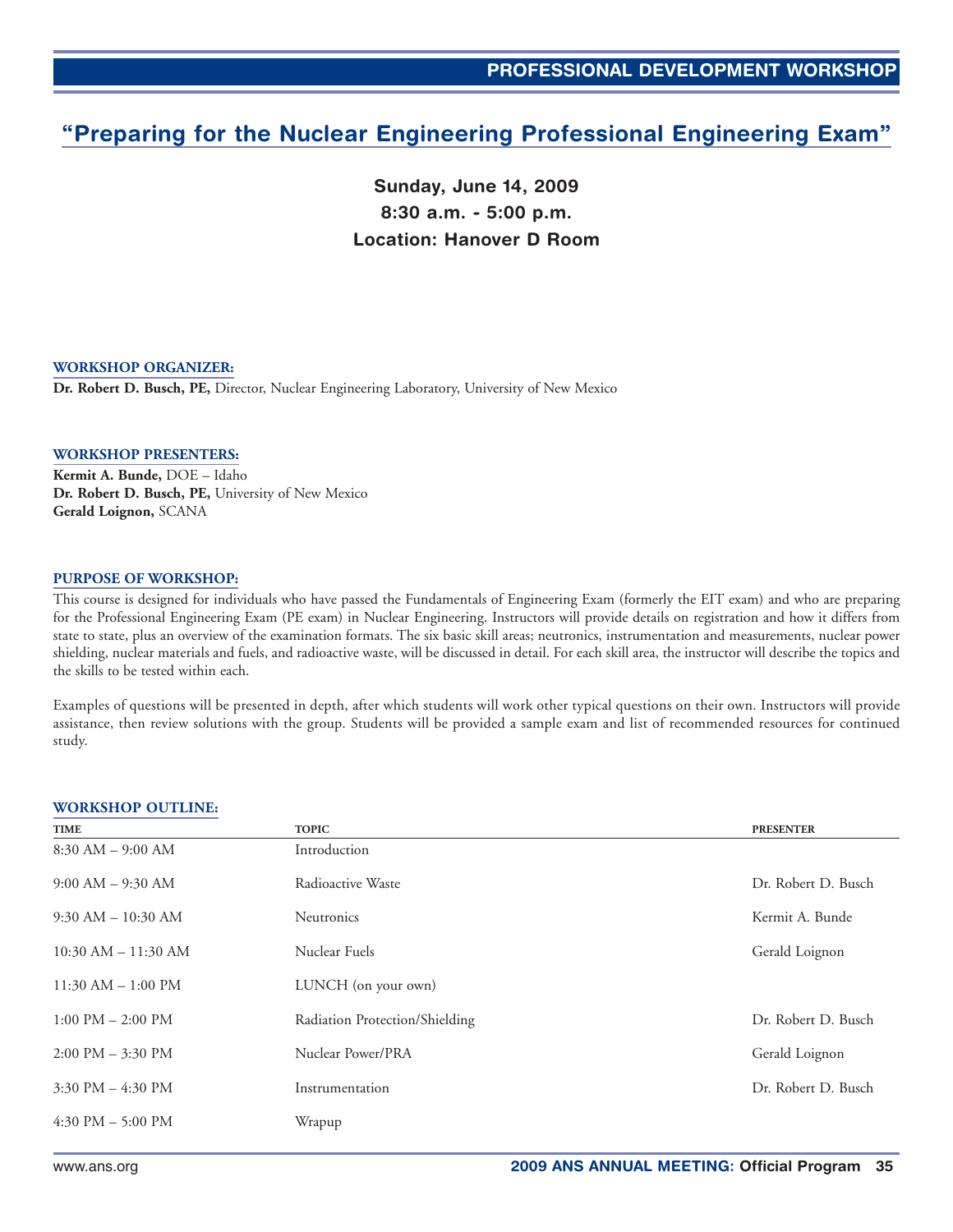## PROFESSIONAL DEVELOPMENT WORKSHOP

# "Preparing for the Nuclear Engineering Professional Engineering Exam"

**Sunday, June 14, 2009**
**8:30 a.m. - 5:00 p.m.**
**Location: Hanover D Room**

### WORKSHOP ORGANIZER:

**Dr. Robert D. Busch, PE,** Director, Nuclear Engineering Laboratory, University of New Mexico

### WORKSHOP PRESENTERS:

**Kermit A. Bunde,** DOE – Idaho
**Dr. Robert D. Busch, PE,** University of New Mexico
**Gerald Loignon,** SCANA

### PURPOSE OF WORKSHOP:

This course is designed for individuals who have passed the Fundamentals of Engineering Exam (formerly the EIT exam) and who are preparing for the Professional Engineering Exam (PE exam) in Nuclear Engineering. Instructors will provide details on registration and how it differs from state to state, plus an overview of the examination formats. The six basic skill areas; neutronics, instrumentation and measurements, nuclear power shielding, nuclear materials and fuels, and radioactive waste, will be discussed in detail. For each skill area, the instructor will describe the topics and the skills to be tested within each.

Examples of questions will be presented in depth, after which students will work other typical questions on their own. Instructors will provide assistance, then review solutions with the group. Students will be provided a sample exam and list of recommended resources for continued study.

### WORKSHOP OUTLINE:

| TIME | TOPIC | PRESENTER |
|---|---|---|
| 8:30 AM – 9:00 AM | Introduction | |
| 9:00 AM – 9:30 AM | Radioactive Waste | Dr. Robert D. Busch |
| 9:30 AM – 10:30 AM | Neutronics | Kermit A. Bunde |
| 10:30 AM – 11:30 AM | Nuclear Fuels | Gerald Loignon |
| 11:30 AM – 1:00 PM | LUNCH (on your own) | |
| 1:00 PM – 2:00 PM | Radiation Protection/Shielding | Dr. Robert D. Busch |
| 2:00 PM – 3:30 PM | Nuclear Power/PRA | Gerald Loignon |
| 3:30 PM – 4:30 PM | Instrumentation | Dr. Robert D. Busch |
| 4:30 PM – 5:00 PM | Wrapup | |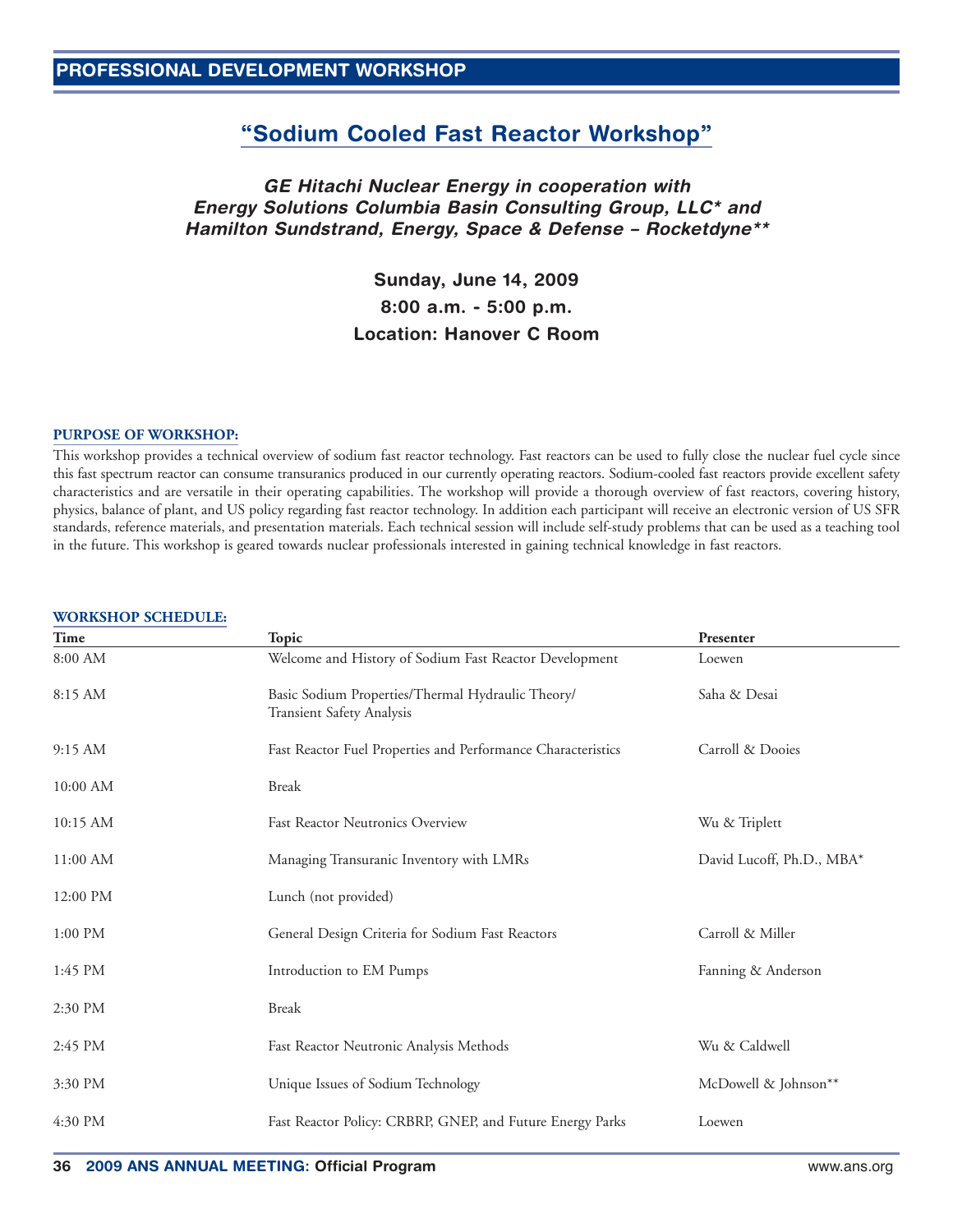## PROFESSIONAL DEVELOPMENT WORKSHOP

# "Sodium Cooled Fast Reactor Workshop"

***GE Hitachi Nuclear Energy in cooperation with Energy Solutions Columbia Basin Consulting Group, LLC* and Hamilton Sundstrand, Energy, Space & Defense – Rocketdyne*****

**Sunday, June 14, 2009**
**8:00 a.m. - 5:00 p.m.**
**Location: Hanover C Room**

### PURPOSE OF WORKSHOP:

This workshop provides a technical overview of sodium fast reactor technology. Fast reactors can be used to fully close the nuclear fuel cycle since this fast spectrum reactor can consume transuranics produced in our currently operating reactors. Sodium-cooled fast reactors provide excellent safety characteristics and are versatile in their operating capabilities. The workshop will provide a thorough overview of fast reactors, covering history, physics, balance of plant, and US policy regarding fast reactor technology. In addition each participant will receive an electronic version of US SFR standards, reference materials, and presentation materials. Each technical session will include self-study problems that can be used as a teaching tool in the future. This workshop is geared towards nuclear professionals interested in gaining technical knowledge in fast reactors.

### WORKSHOP SCHEDULE:

| Time | Topic | Presenter |
|---|---|---|
| 8:00 AM | Welcome and History of Sodium Fast Reactor Development | Loewen |
| 8:15 AM | Basic Sodium Properties/Thermal Hydraulic Theory/ Transient Safety Analysis | Saha & Desai |
| 9:15 AM | Fast Reactor Fuel Properties and Performance Characteristics | Carroll & Dooies |
| 10:00 AM | Break | |
| 10:15 AM | Fast Reactor Neutronics Overview | Wu & Triplett |
| 11:00 AM | Managing Transuranic Inventory with LMRs | David Lucoff, Ph.D., MBA* |
| 12:00 PM | Lunch (not provided) | |
| 1:00 PM | General Design Criteria for Sodium Fast Reactors | Carroll & Miller |
| 1:45 PM | Introduction to EM Pumps | Fanning & Anderson |
| 2:30 PM | Break | |
| 2:45 PM | Fast Reactor Neutronic Analysis Methods | Wu & Caldwell |
| 3:30 PM | Unique Issues of Sodium Technology | McDowell & Johnson** |
| 4:30 PM | Fast Reactor Policy: CRBRP, GNEP, and Future Energy Parks | Loewen |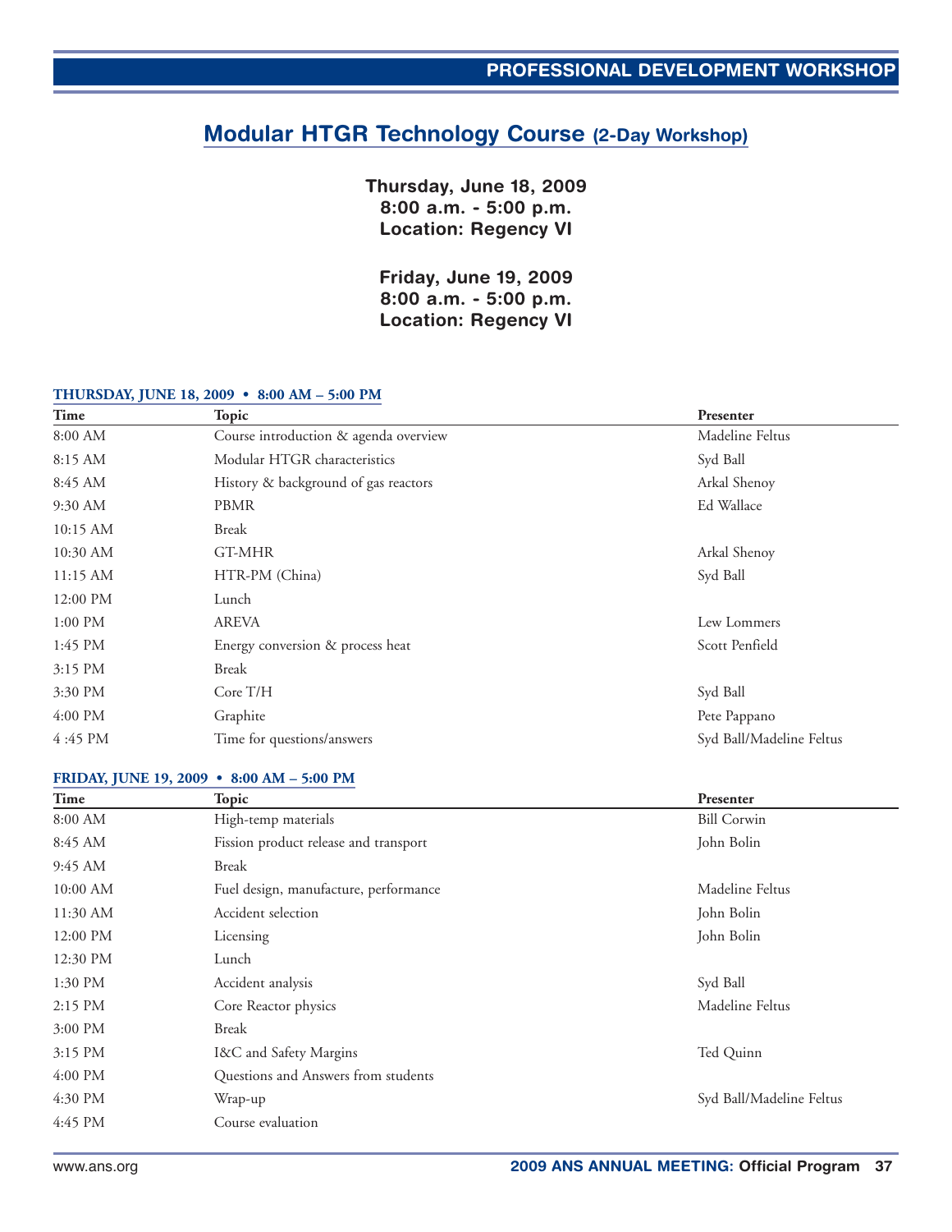## Modular HTGR Technology Course (2-Day Workshop)

**Thursday, June 18, 2009**
**8:00 a.m. - 5:00 p.m.**
**Location: Regency VI**

**Friday, June 19, 2009**
**8:00 a.m. - 5:00 p.m.**
**Location: Regency VI**

### THURSDAY, JUNE 18, 2009 • 8:00 AM – 5:00 PM

| Time | Topic | Presenter |
|---|---|---|
| 8:00 AM | Course introduction & agenda overview | Madeline Feltus |
| 8:15 AM | Modular HTGR characteristics | Syd Ball |
| 8:45 AM | History & background of gas reactors | Arkal Shenoy |
| 9:30 AM | PBMR | Ed Wallace |
| 10:15 AM | Break | |
| 10:30 AM | GT-MHR | Arkal Shenoy |
| 11:15 AM | HTR-PM (China) | Syd Ball |
| 12:00 PM | Lunch | |
| 1:00 PM | AREVA | Lew Lommers |
| 1:45 PM | Energy conversion & process heat | Scott Penfield |
| 3:15 PM | Break | |
| 3:30 PM | Core T/H | Syd Ball |
| 4:00 PM | Graphite | Pete Pappano |
| 4 :45 PM | Time for questions/answers | Syd Ball/Madeline Feltus |

### FRIDAY, JUNE 19, 2009 • 8:00 AM – 5:00 PM

| Time | Topic | Presenter |
|---|---|---|
| 8:00 AM | High-temp materials | Bill Corwin |
| 8:45 AM | Fission product release and transport | John Bolin |
| 9:45 AM | Break | |
| 10:00 AM | Fuel design, manufacture, performance | Madeline Feltus |
| 11:30 AM | Accident selection | John Bolin |
| 12:00 PM | Licensing | John Bolin |
| 12:30 PM | Lunch | |
| 1:30 PM | Accident analysis | Syd Ball |
| 2:15 PM | Core Reactor physics | Madeline Feltus |
| 3:00 PM | Break | |
| 3:15 PM | I&C and Safety Margins | Ted Quinn |
| 4:00 PM | Questions and Answers from students | |
| 4:30 PM | Wrap-up | Syd Ball/Madeline Feltus |
| 4:45 PM | Course evaluation | |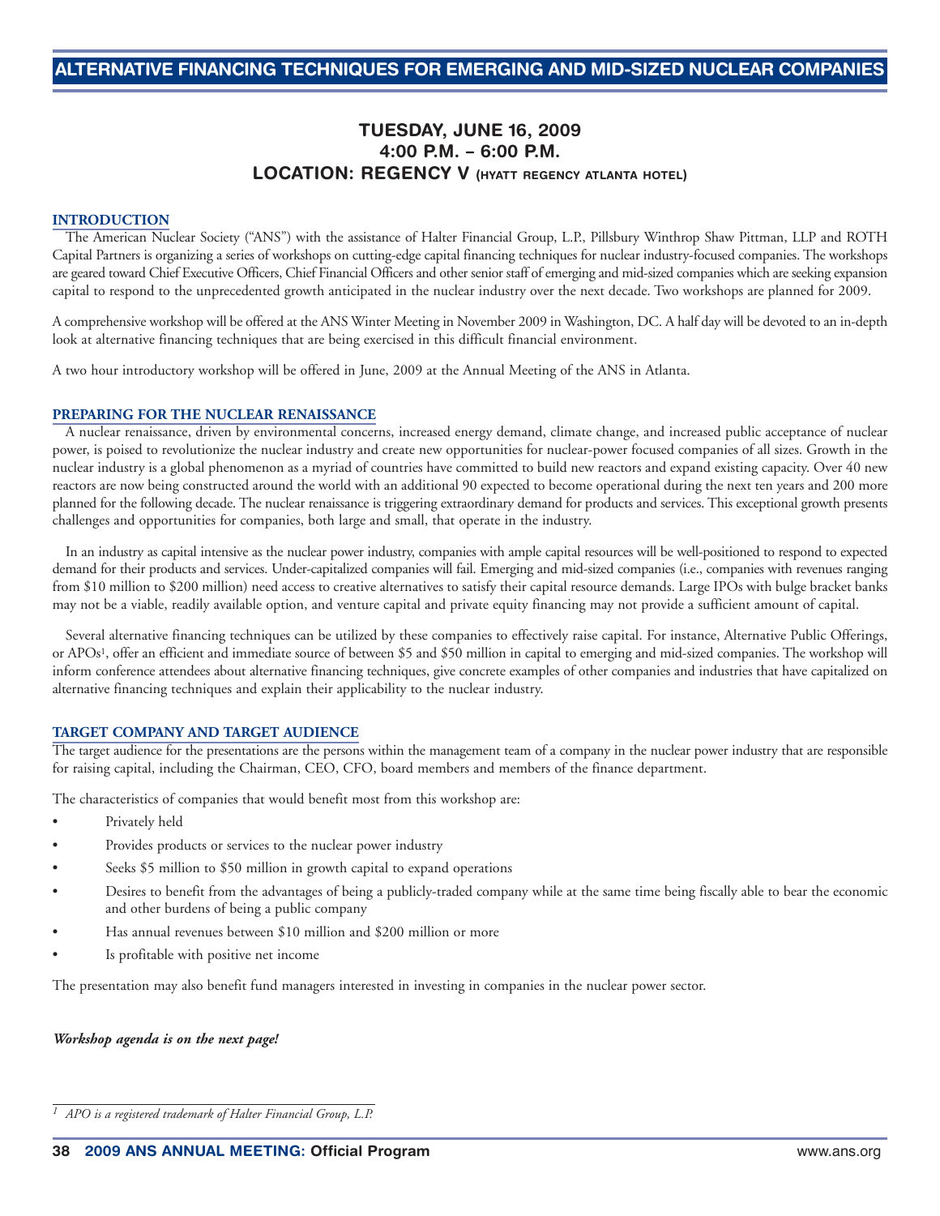# ALTERNATIVE FINANCING TECHNIQUES FOR EMERGING AND MID-SIZED NUCLEAR COMPANIES

**TUESDAY, JUNE 16, 2009**
**4:00 P.M. – 6:00 P.M.**
**LOCATION: REGENCY V (HYATT REGENCY ATLANTA HOTEL)**

## INTRODUCTION

The American Nuclear Society ("ANS") with the assistance of Halter Financial Group, L.P., Pillsbury Winthrop Shaw Pittman, LLP and ROTH Capital Partners is organizing a series of workshops on cutting-edge capital financing techniques for nuclear industry-focused companies. The workshops are geared toward Chief Executive Officers, Chief Financial Officers and other senior staff of emerging and mid-sized companies which are seeking expansion capital to respond to the unprecedented growth anticipated in the nuclear industry over the next decade. Two workshops are planned for 2009.

A comprehensive workshop will be offered at the ANS Winter Meeting in November 2009 in Washington, DC. A half day will be devoted to an in-depth look at alternative financing techniques that are being exercised in this difficult financial environment.

A two hour introductory workshop will be offered in June, 2009 at the Annual Meeting of the ANS in Atlanta.

## PREPARING FOR THE NUCLEAR RENAISSANCE

A nuclear renaissance, driven by environmental concerns, increased energy demand, climate change, and increased public acceptance of nuclear power, is poised to revolutionize the nuclear industry and create new opportunities for nuclear-power focused companies of all sizes. Growth in the nuclear industry is a global phenomenon as a myriad of countries have committed to build new reactors and expand existing capacity. Over 40 new reactors are now being constructed around the world with an additional 90 expected to become operational during the next ten years and 200 more planned for the following decade. The nuclear renaissance is triggering extraordinary demand for products and services. This exceptional growth presents challenges and opportunities for companies, both large and small, that operate in the industry.

In an industry as capital intensive as the nuclear power industry, companies with ample capital resources will be well-positioned to respond to expected demand for their products and services. Under-capitalized companies will fail. Emerging and mid-sized companies (i.e., companies with revenues ranging from $10 million to $200 million) need access to creative alternatives to satisfy their capital resource demands. Large IPOs with bulge bracket banks may not be a viable, readily available option, and venture capital and private equity financing may not provide a sufficient amount of capital.

Several alternative financing techniques can be utilized by these companies to effectively raise capital. For instance, Alternative Public Offerings, or APOs[1], offer an efficient and immediate source of between $5 and $50 million in capital to emerging and mid-sized companies. The workshop will inform conference attendees about alternative financing techniques, give concrete examples of other companies and industries that have capitalized on alternative financing techniques and explain their applicability to the nuclear industry.

## TARGET COMPANY AND TARGET AUDIENCE

The target audience for the presentations are the persons within the management team of a company in the nuclear power industry that are responsible for raising capital, including the Chairman, CEO, CFO, board members and members of the finance department.

The characteristics of companies that would benefit most from this workshop are:

- Privately held
- Provides products or services to the nuclear power industry
- Seeks $5 million to $50 million in growth capital to expand operations
- Desires to benefit from the advantages of being a publicly-traded company while at the same time being fiscally able to bear the economic and other burdens of being a public company
- Has annual revenues between $10 million and $200 million or more
- Is profitable with positive net income

The presentation may also benefit fund managers interested in investing in companies in the nuclear power sector.

***Workshop agenda is on the next page!***

---

[1] *APO is a registered trademark of Halter Financial Group, L.P.*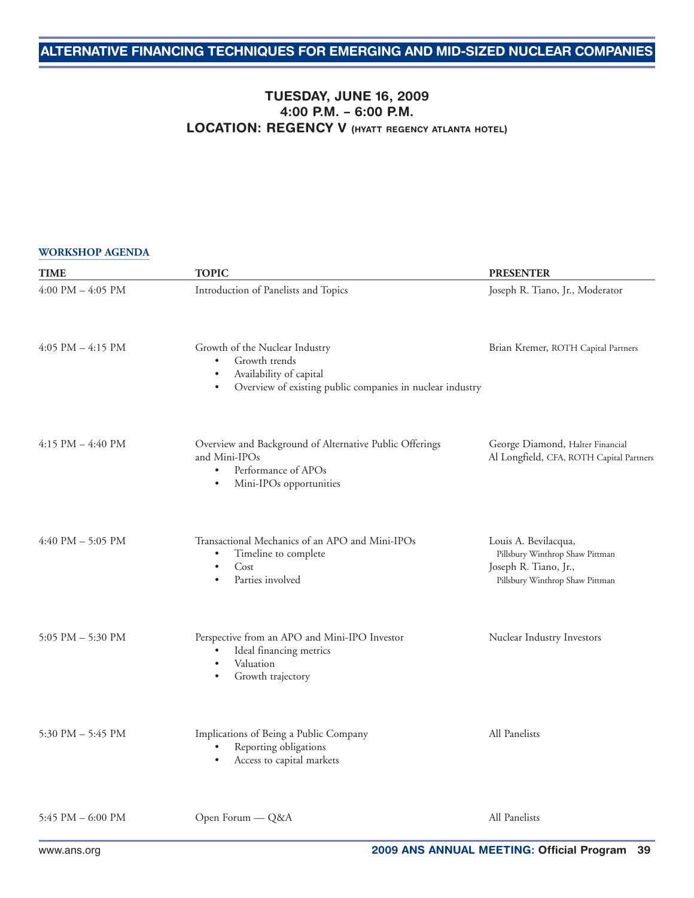# ALTERNATIVE FINANCING TECHNIQUES FOR EMERGING AND MID-SIZED NUCLEAR COMPANIES

**TUESDAY, JUNE 16, 2009**
**4:00 P.M. – 6:00 P.M.**
**LOCATION: REGENCY V (HYATT REGENCY ATLANTA HOTEL)**

## WORKSHOP AGENDA

| TIME | TOPIC | PRESENTER |
|---|---|---|
| 4:00 PM – 4:05 PM | Introduction of Panelists and Topics | Joseph R. Tiano, Jr., Moderator |
| 4:05 PM – 4:15 PM | Growth of the Nuclear Industry<br>• Growth trends<br>• Availability of capital<br>• Overview of existing public companies in nuclear industry | Brian Kremer, ROTH Capital Partners |
| 4:15 PM – 4:40 PM | Overview and Background of Alternative Public Offerings and Mini-IPOs<br>• Performance of APOs<br>• Mini-IPOs opportunities | George Diamond, Halter Financial<br>Al Longfield, CFA, ROTH Capital Partners |
| 4:40 PM – 5:05 PM | Transactional Mechanics of an APO and Mini-IPOs<br>• Timeline to complete<br>• Cost<br>• Parties involved | Louis A. Bevilacqua, Pillsbury Winthrop Shaw Pittman<br>Joseph R. Tiano, Jr., Pillsbury Winthrop Shaw Pittman |
| 5:05 PM – 5:30 PM | Perspective from an APO and Mini-IPO Investor<br>• Ideal financing metrics<br>• Valuation<br>• Growth trajectory | Nuclear Industry Investors |
| 5:30 PM – 5:45 PM | Implications of Being a Public Company<br>• Reporting obligations<br>• Access to capital markets | All Panelists |
| 5:45 PM – 6:00 PM | Open Forum — Q&A | All Panelists |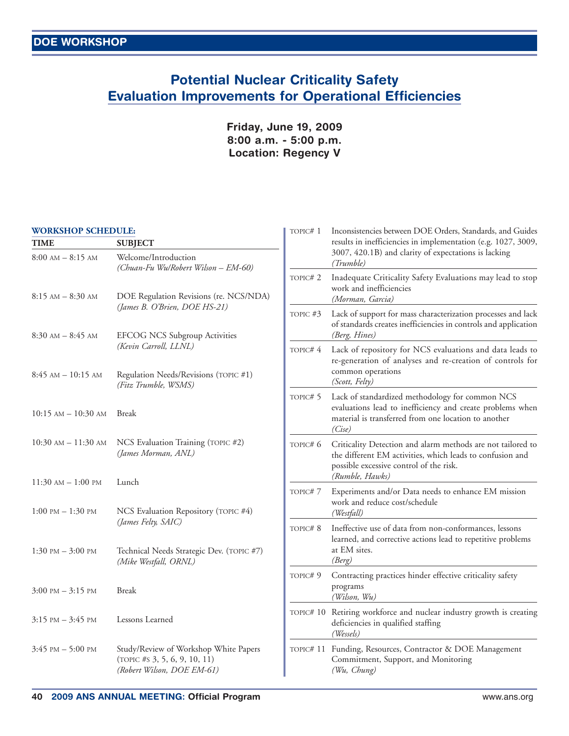## DOE WORKSHOP

# Potential Nuclear Criticality Safety Evaluation Improvements for Operational Efficiencies

**Friday, June 19, 2009**
**8:00 a.m. - 5:00 p.m.**
**Location: Regency V**

### WORKSHOP SCHEDULE:

| TIME | SUBJECT |
|---|---|
| 8:00 AM – 8:15 AM | Welcome/Introduction *(Chuan-Fu Wu/Robert Wilson – EM-60)* |
| 8:15 AM – 8:30 AM | DOE Regulation Revisions (re. NCS/NDA) *(James B. O'Brien, DOE HS-21)* |
| 8:30 AM – 8:45 AM | EFCOG NCS Subgroup Activities *(Kevin Carroll, LLNL)* |
| 8:45 AM – 10:15 AM | Regulation Needs/Revisions (TOPIC #1) *(Fitz Trumble, WSMS)* |
| 10:15 AM – 10:30 AM | Break |
| 10:30 AM – 11:30 AM | NCS Evaluation Training (TOPIC #2) *(James Morman, ANL)* |
| 11:30 AM – 1:00 PM | Lunch |
| 1:00 PM – 1:30 PM | NCS Evaluation Repository (TOPIC #4) *(James Felty, SAIC)* |
| 1:30 PM – 3:00 PM | Technical Needs Strategic Dev. (TOPIC #7) *(Mike Westfall, ORNL)* |
| 3:00 PM – 3:15 PM | Break |
| 3:15 PM – 3:45 PM | Lessons Learned |
| 3:45 PM – 5:00 PM | Study/Review of Workshop White Papers (TOPIC #S 3, 5, 6, 9, 10, 11) *(Robert Wilson, DOE EM-61)* |

| | |
|---|---|
| TOPIC# 1 | Inconsistencies between DOE Orders, Standards, and Guides results in inefficiencies in implementation (e.g. 1027, 3009, 3007, 420.1B) and clarity of expectations is lacking *(Trumble)* |
| TOPIC# 2 | Inadequate Criticality Safety Evaluations may lead to stop work and inefficiencies *(Morman, Garcia)* |
| TOPIC #3 | Lack of support for mass characterization processes and lack of standards creates inefficiencies in controls and application *(Berg, Hines)* |
| TOPIC# 4 | Lack of repository for NCS evaluations and data leads to re-generation of analyses and re-creation of controls for common operations *(Scott, Felty)* |
| TOPIC# 5 | Lack of standardized methodology for common NCS evaluations lead to inefficiency and create problems when material is transferred from one location to another *(Cise)* |
| TOPIC# 6 | Criticality Detection and alarm methods are not tailored to the different EM activities, which leads to confusion and possible excessive control of the risk. *(Rumble, Hawks)* |
| TOPIC# 7 | Experiments and/or Data needs to enhance EM mission work and reduce cost/schedule *(Westfall)* |
| TOPIC# 8 | Ineffective use of data from non-conformances, lessons learned, and corrective actions lead to repetitive problems at EM sites. *(Berg)* |
| TOPIC# 9 | Contracting practices hinder effective criticality safety programs *(Wilson, Wu)* |
| TOPIC# 10 | Retiring workforce and nuclear industry growth is creating deficiencies in qualified staffing *(Wessels)* |
| TOPIC# 11 | Funding, Resources, Contractor & DOE Management Commitment, Support, and Monitoring *(Wu, Chung)* |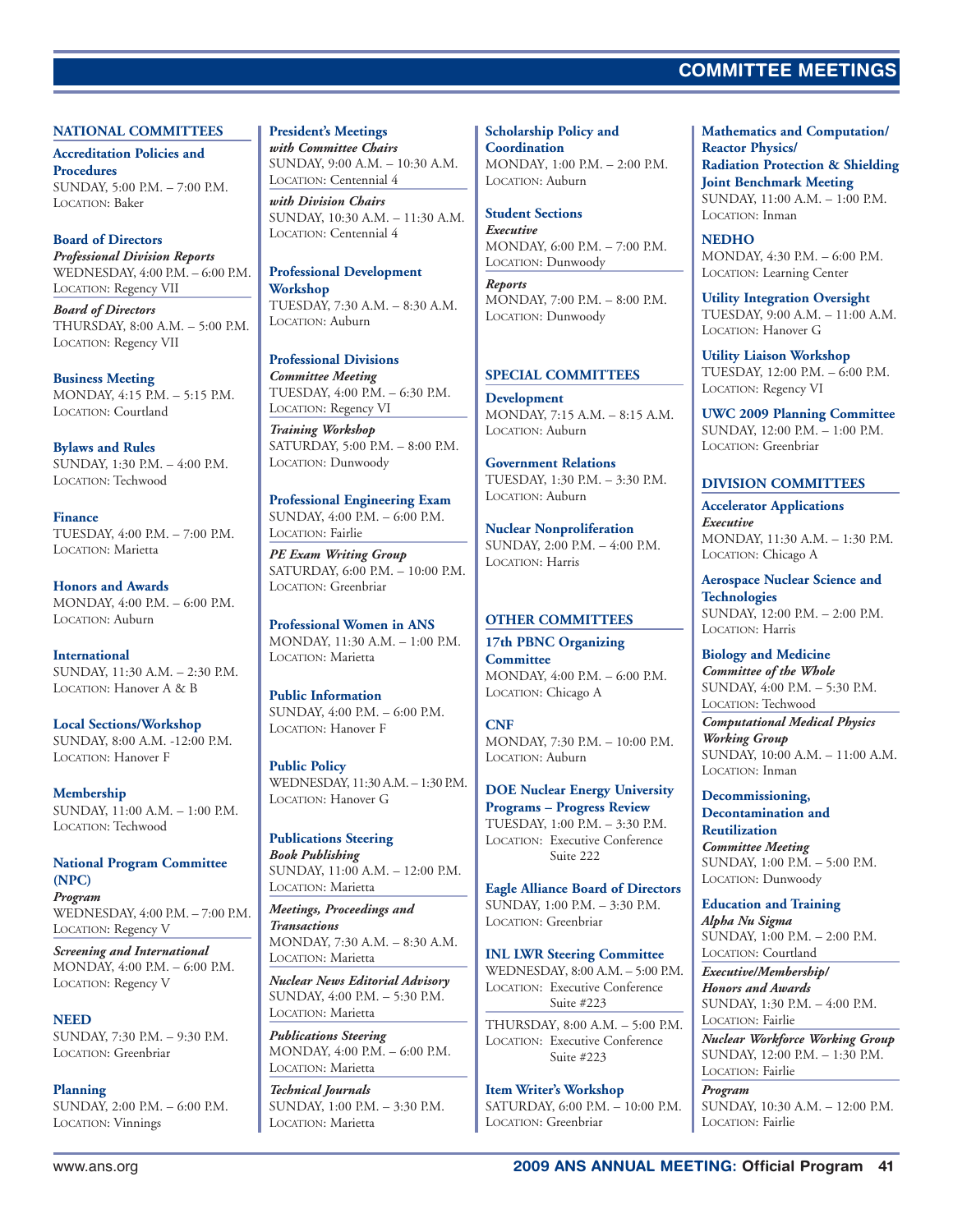# COMMITTEE MEETINGS

## NATIONAL COMMITTEES

**Accreditation Policies and Procedures**
SUNDAY, 5:00 P.M. – 7:00 P.M.
LOCATION: Baker

**Board of Directors**
*Professional Division Reports*
WEDNESDAY, 4:00 P.M. – 6:00 P.M.
LOCATION: Regency VII

*Board of Directors*
THURSDAY, 8:00 A.M. – 5:00 P.M.
LOCATION: Regency VII

**Business Meeting**
MONDAY, 4:15 P.M. – 5:15 P.M.
LOCATION: Courtland

**Bylaws and Rules**
SUNDAY, 1:30 P.M. – 4:00 P.M.
LOCATION: Techwood

**Finance**
TUESDAY, 4:00 P.M. – 7:00 P.M.
LOCATION: Marietta

**Honors and Awards**
MONDAY, 4:00 P.M. – 6:00 P.M.
LOCATION: Auburn

**International**
SUNDAY, 11:30 A.M. – 2:30 P.M.
LOCATION: Hanover A & B

**Local Sections/Workshop**
SUNDAY, 8:00 A.M. -12:00 P.M.
LOCATION: Hanover F

**Membership**
SUNDAY, 11:00 A.M. – 1:00 P.M.
LOCATION: Techwood

**National Program Committee (NPC)**
*Program*
WEDNESDAY, 4:00 P.M. – 7:00 P.M.
LOCATION: Regency V

*Screening and International*
MONDAY, 4:00 P.M. – 6:00 P.M.
LOCATION: Regency V

**NEED**
SUNDAY, 7:30 P.M. – 9:30 P.M.
LOCATION: Greenbriar

**Planning**
SUNDAY, 2:00 P.M. – 6:00 P.M.
LOCATION: Vinnings

**President's Meetings**
*with Committee Chairs*
SUNDAY, 9:00 A.M. – 10:30 A.M.
LOCATION: Centennial 4

*with Division Chairs*
SUNDAY, 10:30 A.M. – 11:30 A.M.
LOCATION: Centennial 4

**Professional Development Workshop**
TUESDAY, 7:30 A.M. – 8:30 A.M.
LOCATION: Auburn

**Professional Divisions**
*Committee Meeting*
TUESDAY, 4:00 P.M. – 6:30 P.M.
LOCATION: Regency VI

*Training Workshop*
SATURDAY, 5:00 P.M. – 8:00 P.M.
LOCATION: Dunwoody

**Professional Engineering Exam**
SUNDAY, 4:00 P.M. – 6:00 P.M.
LOCATION: Fairlie

*PE Exam Writing Group*
SATURDAY, 6:00 P.M. – 10:00 P.M.
LOCATION: Greenbriar

**Professional Women in ANS**
MONDAY, 11:30 A.M. – 1:00 P.M.
LOCATION: Marietta

**Public Information**
SUNDAY, 4:00 P.M. – 6:00 P.M.
LOCATION: Hanover F

**Public Policy**
WEDNESDAY, 11:30 A.M. – 1:30 P.M.
LOCATION: Hanover G

**Publications Steering**
*Book Publishing*
SUNDAY, 11:00 A.M. – 12:00 P.M.
LOCATION: Marietta

*Meetings, Proceedings and Transactions*
MONDAY, 7:30 A.M. – 8:30 A.M.
LOCATION: Marietta

*Nuclear News Editorial Advisory*
SUNDAY, 4:00 P.M. – 5:30 P.M.
LOCATION: Marietta

*Publications Steering*
MONDAY, 4:00 P.M. – 6:00 P.M.
LOCATION: Marietta

*Technical Journals*
SUNDAY, 1:00 P.M. – 3:30 P.M.
LOCATION: Marietta

**Scholarship Policy and Coordination**
MONDAY, 1:00 P.M. – 2:00 P.M.
LOCATION: Auburn

**Student Sections**
*Executive*
MONDAY, 6:00 P.M. – 7:00 P.M.
LOCATION: Dunwoody

*Reports*
MONDAY, 7:00 P.M. – 8:00 P.M.
LOCATION: Dunwoody

## SPECIAL COMMITTEES

**Development**
MONDAY, 7:15 A.M. – 8:15 A.M.
LOCATION: Auburn

**Government Relations**
TUESDAY, 1:30 P.M. – 3:30 P.M.
LOCATION: Auburn

**Nuclear Nonproliferation**
SUNDAY, 2:00 P.M. – 4:00 P.M.
LOCATION: Harris

## OTHER COMMITTEES

**17th PBNC Organizing Committee**
MONDAY, 4:00 P.M. – 6:00 P.M.
LOCATION: Chicago A

**CNF**
MONDAY, 7:30 P.M. – 10:00 P.M.
LOCATION: Auburn

**DOE Nuclear Energy University Programs – Progress Review**
TUESDAY, 1:00 P.M. – 3:30 P.M.
LOCATION: Executive Conference Suite 222

**Eagle Alliance Board of Directors**
SUNDAY, 1:00 P.M. – 3:30 P.M.
LOCATION: Greenbriar

**INL LWR Steering Committee**
WEDNESDAY, 8:00 A.M. – 5:00 P.M.
LOCATION: Executive Conference Suite #223

THURSDAY, 8:00 A.M. – 5:00 P.M.
LOCATION: Executive Conference Suite #223

**Item Writer's Workshop**
SATURDAY, 6:00 P.M. – 10:00 P.M.
LOCATION: Greenbriar

**Mathematics and Computation/ Reactor Physics/ Radiation Protection & Shielding Joint Benchmark Meeting**
SUNDAY, 11:00 A.M. – 1:00 P.M.
LOCATION: Inman

**NEDHO**
MONDAY, 4:30 P.M. – 6:00 P.M.
LOCATION: Learning Center

**Utility Integration Oversight**
TUESDAY, 9:00 A.M. – 11:00 A.M.
LOCATION: Hanover G

**Utility Liaison Workshop**
TUESDAY, 12:00 P.M. – 6:00 P.M.
LOCATION: Regency VI

**UWC 2009 Planning Committee**
SUNDAY, 12:00 P.M. – 1:00 P.M.
LOCATION: Greenbriar

## DIVISION COMMITTEES

**Accelerator Applications**
*Executive*
MONDAY, 11:30 A.M. – 1:30 P.M.
LOCATION: Chicago A

**Aerospace Nuclear Science and Technologies**
SUNDAY, 12:00 P.M. – 2:00 P.M.
LOCATION: Harris

**Biology and Medicine**
*Committee of the Whole*
SUNDAY, 4:00 P.M. – 5:30 P.M.
LOCATION: Techwood

*Computational Medical Physics Working Group*
SUNDAY, 10:00 A.M. – 11:00 A.M.
LOCATION: Inman

**Decommissioning, Decontamination and Reutilization**
*Committee Meeting*
SUNDAY, 1:00 P.M. – 5:00 P.M.
LOCATION: Dunwoody

**Education and Training**
*Alpha Nu Sigma*
SUNDAY, 1:00 P.M. – 2:00 P.M.
LOCATION: Courtland

*Executive/Membership/ Honors and Awards*
SUNDAY, 1:30 P.M. – 4:00 P.M.
LOCATION: Fairlie

*Nuclear Workforce Working Group*
SUNDAY, 12:00 P.M. – 1:30 P.M.
LOCATION: Fairlie

*Program*
SUNDAY, 10:30 A.M. – 12:00 P.M.
LOCATION: Fairlie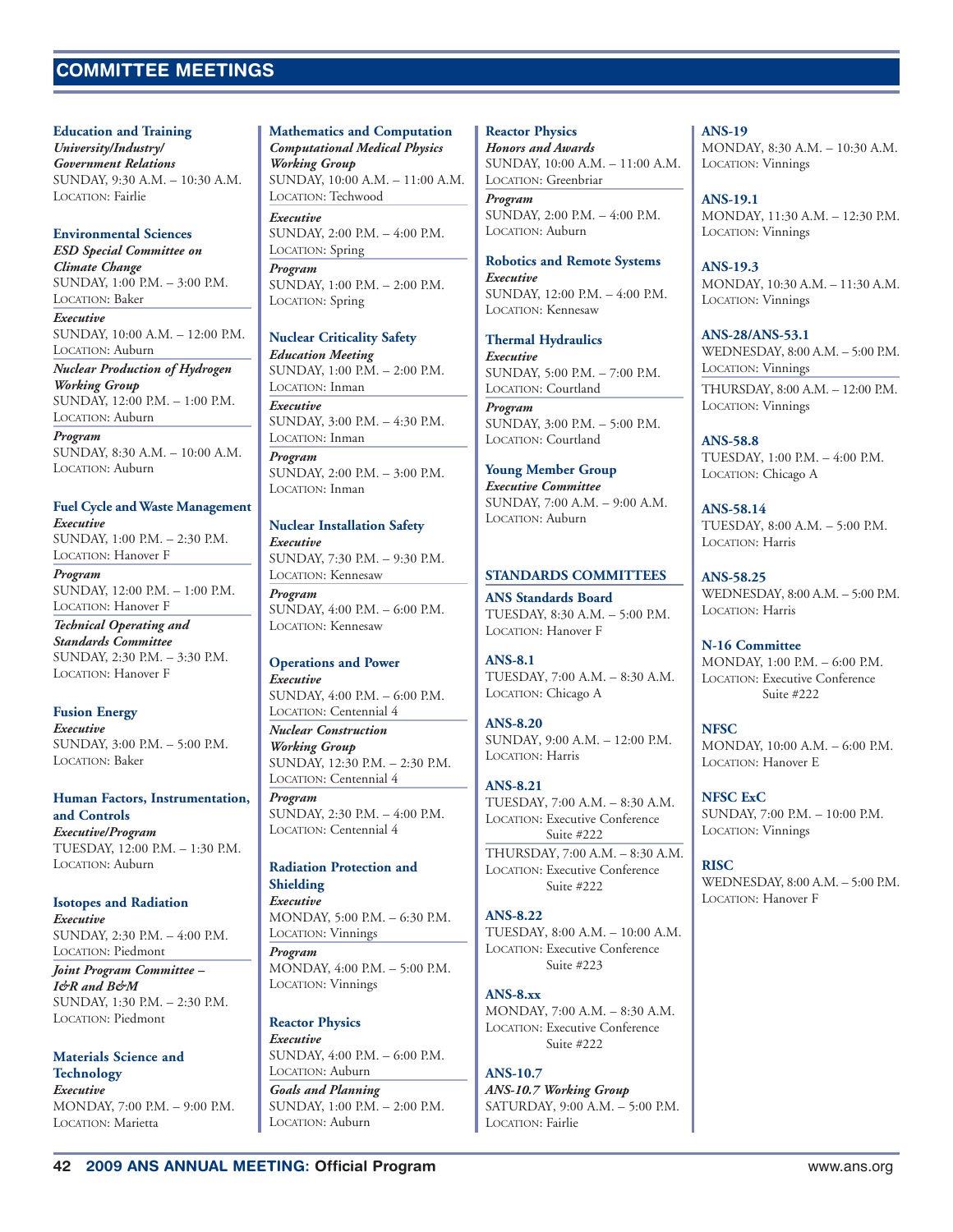# COMMITTEE MEETINGS

**Education and Training**

*University/Industry/Government Relations*
SUNDAY, 9:30 A.M. – 10:30 A.M.
LOCATION: Fairlie

**Environmental Sciences**

*ESD Special Committee on Climate Change*
SUNDAY, 1:00 P.M. – 3:00 P.M.
LOCATION: Baker

*Executive*
SUNDAY, 10:00 A.M. – 12:00 P.M.
LOCATION: Auburn

*Nuclear Production of Hydrogen Working Group*
SUNDAY, 12:00 P.M. – 1:00 P.M.
LOCATION: Auburn

*Program*
SUNDAY, 8:30 A.M. – 10:00 A.M.
LOCATION: Auburn

**Fuel Cycle and Waste Management**

*Executive*
SUNDAY, 1:00 P.M. – 2:30 P.M.
LOCATION: Hanover F

*Program*
SUNDAY, 12:00 P.M. – 1:00 P.M.
LOCATION: Hanover F

*Technical Operating and Standards Committee*
SUNDAY, 2:30 P.M. – 3:30 P.M.
LOCATION: Hanover F

**Fusion Energy**

*Executive*
SUNDAY, 3:00 P.M. – 5:00 P.M.
LOCATION: Baker

**Human Factors, Instrumentation, and Controls**

*Executive/Program*
TUESDAY, 12:00 P.M. – 1:30 P.M.
LOCATION: Auburn

**Isotopes and Radiation**

*Executive*
SUNDAY, 2:30 P.M. – 4:00 P.M.
LOCATION: Piedmont

*Joint Program Committee – I&R and B&M*
SUNDAY, 1:30 P.M. – 2:30 P.M.
LOCATION: Piedmont

**Materials Science and Technology**

*Executive*
MONDAY, 7:00 P.M. – 9:00 P.M.
LOCATION: Marietta

**Mathematics and Computation**

*Computational Medical Physics Working Group*
SUNDAY, 10:00 A.M. – 11:00 A.M.
LOCATION: Techwood

*Executive*
SUNDAY, 2:00 P.M. – 4:00 P.M.
LOCATION: Spring

*Program*
SUNDAY, 1:00 P.M. – 2:00 P.M.
LOCATION: Spring

**Nuclear Criticality Safety**

*Education Meeting*
SUNDAY, 1:00 P.M. – 2:00 P.M.
LOCATION: Inman

*Executive*
SUNDAY, 3:00 P.M. – 4:30 P.M.
LOCATION: Inman

*Program*
SUNDAY, 2:00 P.M. – 3:00 P.M.
LOCATION: Inman

**Nuclear Installation Safety**

*Executive*
SUNDAY, 7:30 P.M. – 9:30 P.M.
LOCATION: Kennesaw

*Program*
SUNDAY, 4:00 P.M. – 6:00 P.M.
LOCATION: Kennesaw

**Operations and Power**

*Executive*
SUNDAY, 4:00 P.M. – 6:00 P.M.
LOCATION: Centennial 4

*Nuclear Construction Working Group*
SUNDAY, 12:30 P.M. – 2:30 P.M.
LOCATION: Centennial 4

*Program*
SUNDAY, 2:30 P.M. – 4:00 P.M.
LOCATION: Centennial 4

**Radiation Protection and Shielding**

*Executive*
MONDAY, 5:00 P.M. – 6:30 P.M.
LOCATION: Vinnings

*Program*
MONDAY, 4:00 P.M. – 5:00 P.M.
LOCATION: Vinnings

**Reactor Physics**

*Executive*
SUNDAY, 4:00 P.M. – 6:00 P.M.
LOCATION: Auburn

*Goals and Planning*
SUNDAY, 1:00 P.M. – 2:00 P.M.
LOCATION: Auburn

**Reactor Physics**

*Honors and Awards*
SUNDAY, 10:00 A.M. – 11:00 A.M.
LOCATION: Greenbriar

*Program*
SUNDAY, 2:00 P.M. – 4:00 P.M.
LOCATION: Auburn

**Robotics and Remote Systems**

*Executive*
SUNDAY, 12:00 P.M. – 4:00 P.M.
LOCATION: Kennesaw

**Thermal Hydraulics**

*Executive*
SUNDAY, 5:00 P.M. – 7:00 P.M.
LOCATION: Courtland

*Program*
SUNDAY, 3:00 P.M. – 5:00 P.M.
LOCATION: Courtland

**Young Member Group**

*Executive Committee*
SUNDAY, 7:00 A.M. – 9:00 A.M.
LOCATION: Auburn

## STANDARDS COMMITTEES

**ANS Standards Board**
TUESDAY, 8:30 A.M. – 5:00 P.M.
LOCATION: Hanover F

**ANS-8.1**
TUESDAY, 7:00 A.M. – 8:30 A.M.
LOCATION: Chicago A

**ANS-8.20**
SUNDAY, 9:00 A.M. – 12:00 P.M.
LOCATION: Harris

**ANS-8.21**
TUESDAY, 7:00 A.M. – 8:30 A.M.
LOCATION: Executive Conference Suite #222

THURSDAY, 7:00 A.M. – 8:30 A.M.
LOCATION: Executive Conference Suite #222

**ANS-8.22**
TUESDAY, 8:00 A.M. – 10:00 A.M.
LOCATION: Executive Conference Suite #223

**ANS-8.xx**
MONDAY, 7:00 A.M. – 8:30 A.M.
LOCATION: Executive Conference Suite #222

**ANS-10.7**

*ANS-10.7 Working Group*
SATURDAY, 9:00 A.M. – 5:00 P.M.
LOCATION: Fairlie

**ANS-19**
MONDAY, 8:30 A.M. – 10:30 A.M.
LOCATION: Vinnings

**ANS-19.1**
MONDAY, 11:30 A.M. – 12:30 P.M.
LOCATION: Vinnings

**ANS-19.3**
MONDAY, 10:30 A.M. – 11:30 A.M.
LOCATION: Vinnings

**ANS-28/ANS-53.1**
WEDNESDAY, 8:00 A.M. – 5:00 P.M.
LOCATION: Vinnings

THURSDAY, 8:00 A.M. – 12:00 P.M.
LOCATION: Vinnings

**ANS-58.8**
TUESDAY, 1:00 P.M. – 4:00 P.M.
LOCATION: Chicago A

**ANS-58.14**
TUESDAY, 8:00 A.M. – 5:00 P.M.
LOCATION: Harris

**ANS-58.25**
WEDNESDAY, 8:00 A.M. – 5:00 P.M.
LOCATION: Harris

**N-16 Committee**
MONDAY, 1:00 P.M. – 6:00 P.M.
LOCATION: Executive Conference Suite #222

**NFSC**
MONDAY, 10:00 A.M. – 6:00 P.M.
LOCATION: Hanover E

**NFSC ExC**
SUNDAY, 7:00 P.M. – 10:00 P.M.
LOCATION: Vinnings

**RISC**
WEDNESDAY, 8:00 A.M. – 5:00 P.M.
LOCATION: Hanover F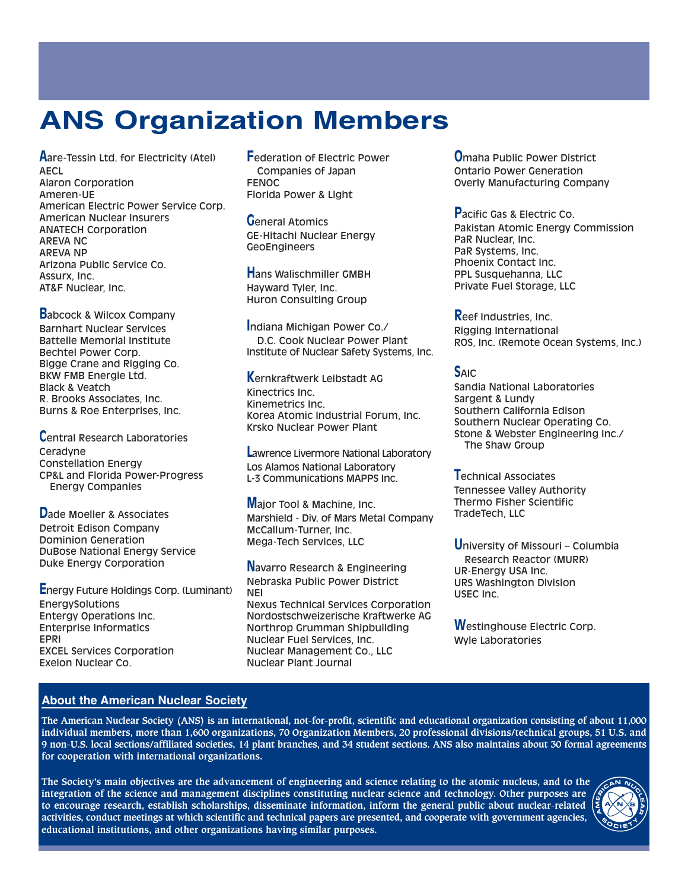# ANS Organization Members

Aare-Tessin Ltd. for Electricity (Atel)
AECL
Alaron Corporation
Ameren-UE
American Electric Power Service Corp.
American Nuclear Insurers
ANATECH Corporation
AREVA NC
AREVA NP
Arizona Public Service Co.
Assurx, Inc.
AT&F Nuclear, Inc.

Babcock & Wilcox Company
Barnhart Nuclear Services
Battelle Memorial Institute
Bechtel Power Corp.
Bigge Crane and Rigging Co.
BKW FMB Energie Ltd.
Black & Veatch
R. Brooks Associates, Inc.
Burns & Roe Enterprises, Inc.

Central Research Laboratories
Ceradyne
Constellation Energy
CP&L and Florida Power-Progress Energy Companies

Dade Moeller & Associates
Detroit Edison Company
Dominion Generation
DuBose National Energy Service
Duke Energy Corporation

Energy Future Holdings Corp. (Luminant)
EnergySolutions
Entergy Operations Inc.
Enterprise Informatics
EPRI
EXCEL Services Corporation
Exelon Nuclear Co.

Federation of Electric Power Companies of Japan
FENOC
Florida Power & Light

General Atomics
GE-Hitachi Nuclear Energy
GeoEngineers

Hans Walischmiller GMBH
Hayward Tyler, Inc.
Huron Consulting Group

Indiana Michigan Power Co./ D.C. Cook Nuclear Power Plant
Institute of Nuclear Safety Systems, Inc.

Kernkraftwerk Leibstadt AG
Kinectrics Inc.
Kinemetrics Inc.
Korea Atomic Industrial Forum, Inc.
Krsko Nuclear Power Plant

Lawrence Livermore National Laboratory
Los Alamos National Laboratory
L-3 Communications MAPPS Inc.

Major Tool & Machine, Inc.
Marshield - Div. of Mars Metal Company
McCallum-Turner, Inc.
Mega-Tech Services, LLC

Navarro Research & Engineering
Nebraska Public Power District
NEI
Nexus Technical Services Corporation
Nordostschweizerische Kraftwerke AG
Northrop Grumman Shipbuilding
Nuclear Fuel Services, Inc.
Nuclear Management Co., LLC
Nuclear Plant Journal

Omaha Public Power District
Ontario Power Generation
Overly Manufacturing Company

Pacific Gas & Electric Co.
Pakistan Atomic Energy Commission
PaR Nuclear, Inc.
PaR Systems, Inc.
Phoenix Contact Inc.
PPL Susquehanna, LLC
Private Fuel Storage, LLC

Reef Industries, Inc.
Rigging International
ROS, Inc. (Remote Ocean Systems, Inc.)

SAIC
Sandia National Laboratories
Sargent & Lundy
Southern California Edison
Southern Nuclear Operating Co.
Stone & Webster Engineering Inc./ The Shaw Group

Technical Associates
Tennessee Valley Authority
Thermo Fisher Scientific
TradeTech, LLC

University of Missouri – Columbia Research Reactor (MURR)
UR-Energy USA Inc.
URS Washington Division
USEC Inc.

Westinghouse Electric Corp.
Wyle Laboratories

## About the American Nuclear Society

**The American Nuclear Society (ANS) is an international, not-for-profit, scientific and educational organization consisting of about 11,000 individual members, more than 1,600 organizations, 70 Organization Members, 20 professional divisions/technical groups, 51 U.S. and 9 non-U.S. local sections/affiliated societies, 14 plant branches, and 34 student sections. ANS also maintains about 30 formal agreements for cooperation with international organizations.**

**The Society's main objectives are the advancement of engineering and science relating to the atomic nucleus, and to the integration of the science and management disciplines constituting nuclear science and technology. Other purposes are to encourage research, establish scholarships, disseminate information, inform the general public about nuclear-related activities, conduct meetings at which scientific and technical papers are presented, and cooperate with government agencies, educational institutions, and other organizations having similar purposes.**